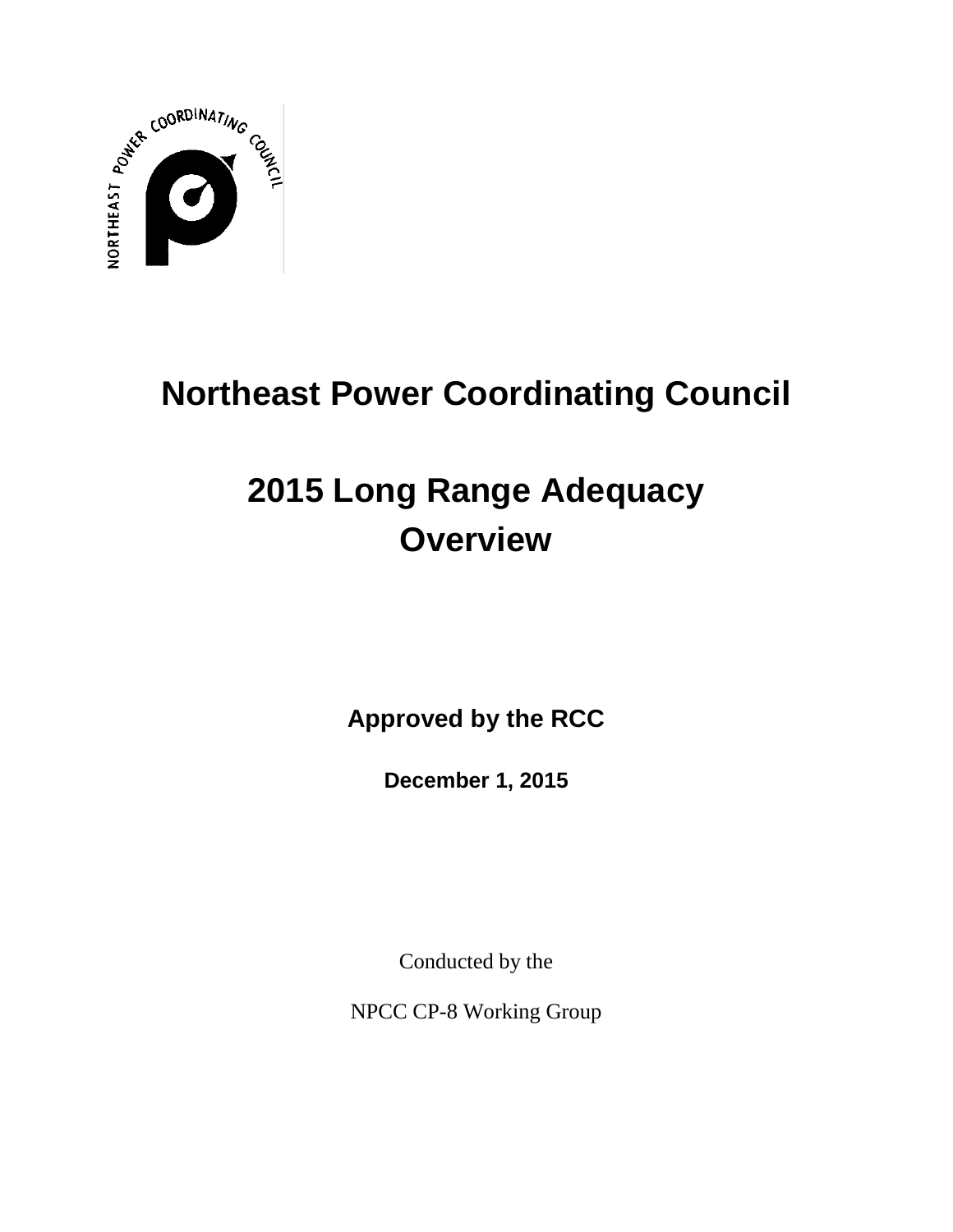# Northeast Power Coordinating Council

# 2015 Long Range Adequacy Overview

**Approved by the RCC**

**December 1, 2015**

Conducted by the

NPCC CP-8 Working Group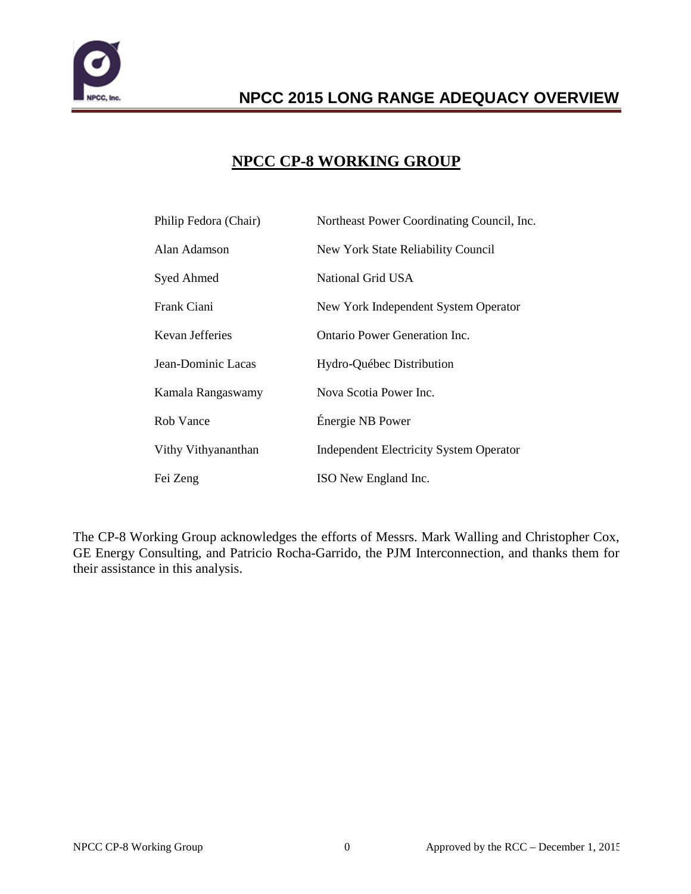## NPCC CP-8 WORKING GROUP

| | |
|---|---|
| Philip Fedora (Chair) | Northeast Power Coordinating Council, Inc. |
| Alan Adamson | New York State Reliability Council |
| Syed Ahmed | National Grid USA |
| Frank Ciani | New York Independent System Operator |
| Kevan Jefferies | Ontario Power Generation Inc. |
| Jean-Dominic Lacas | Hydro-Québec Distribution |
| Kamala Rangaswamy | Nova Scotia Power Inc. |
| Rob Vance | Énergie NB Power |
| Vithy Vithyananthan | Independent Electricity System Operator |
| Fei Zeng | ISO New England Inc. |

The CP-8 Working Group acknowledges the efforts of Messrs. Mark Walling and Christopher Cox, GE Energy Consulting, and Patricio Rocha-Garrido, the PJM Interconnection, and thanks them for their assistance in this analysis.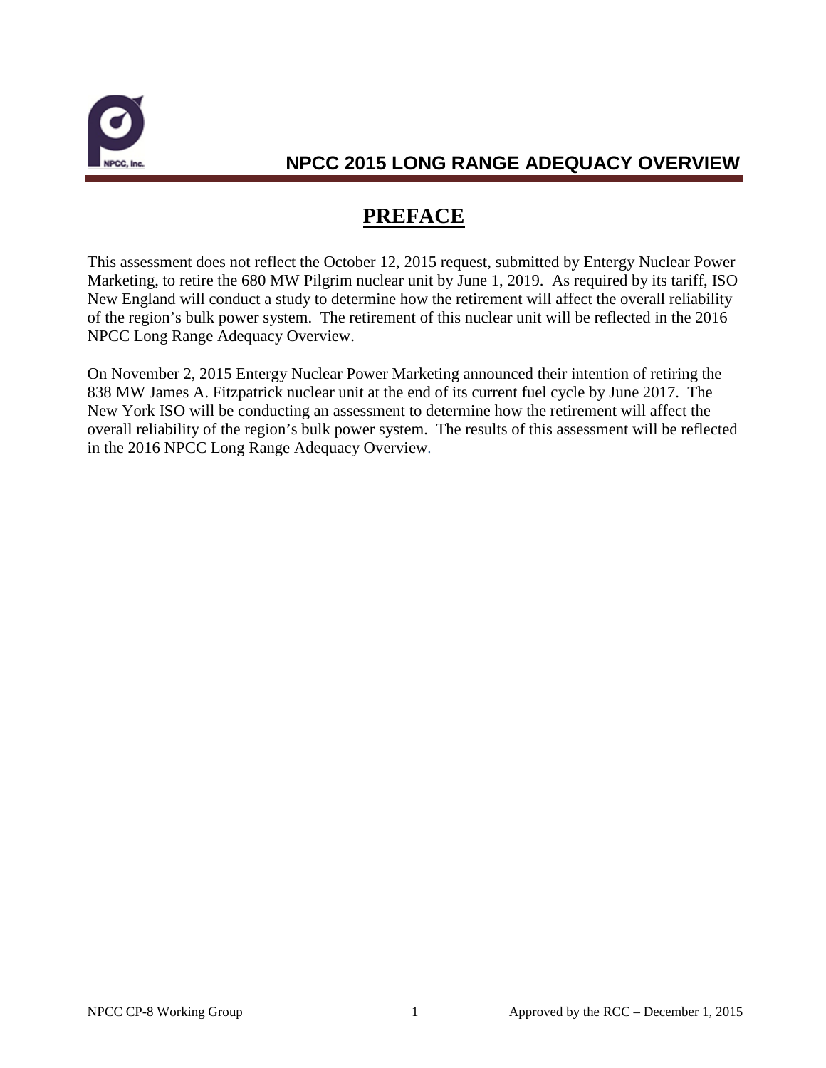# PREFACE

This assessment does not reflect the October 12, 2015 request, submitted by Entergy Nuclear Power Marketing, to retire the 680 MW Pilgrim nuclear unit by June 1, 2019. As required by its tariff, ISO New England will conduct a study to determine how the retirement will affect the overall reliability of the region's bulk power system. The retirement of this nuclear unit will be reflected in the 2016 NPCC Long Range Adequacy Overview.

On November 2, 2015 Entergy Nuclear Power Marketing announced their intention of retiring the 838 MW James A. Fitzpatrick nuclear unit at the end of its current fuel cycle by June 2017. The New York ISO will be conducting an assessment to determine how the retirement will affect the overall reliability of the region's bulk power system. The results of this assessment will be reflected in the 2016 NPCC Long Range Adequacy Overview.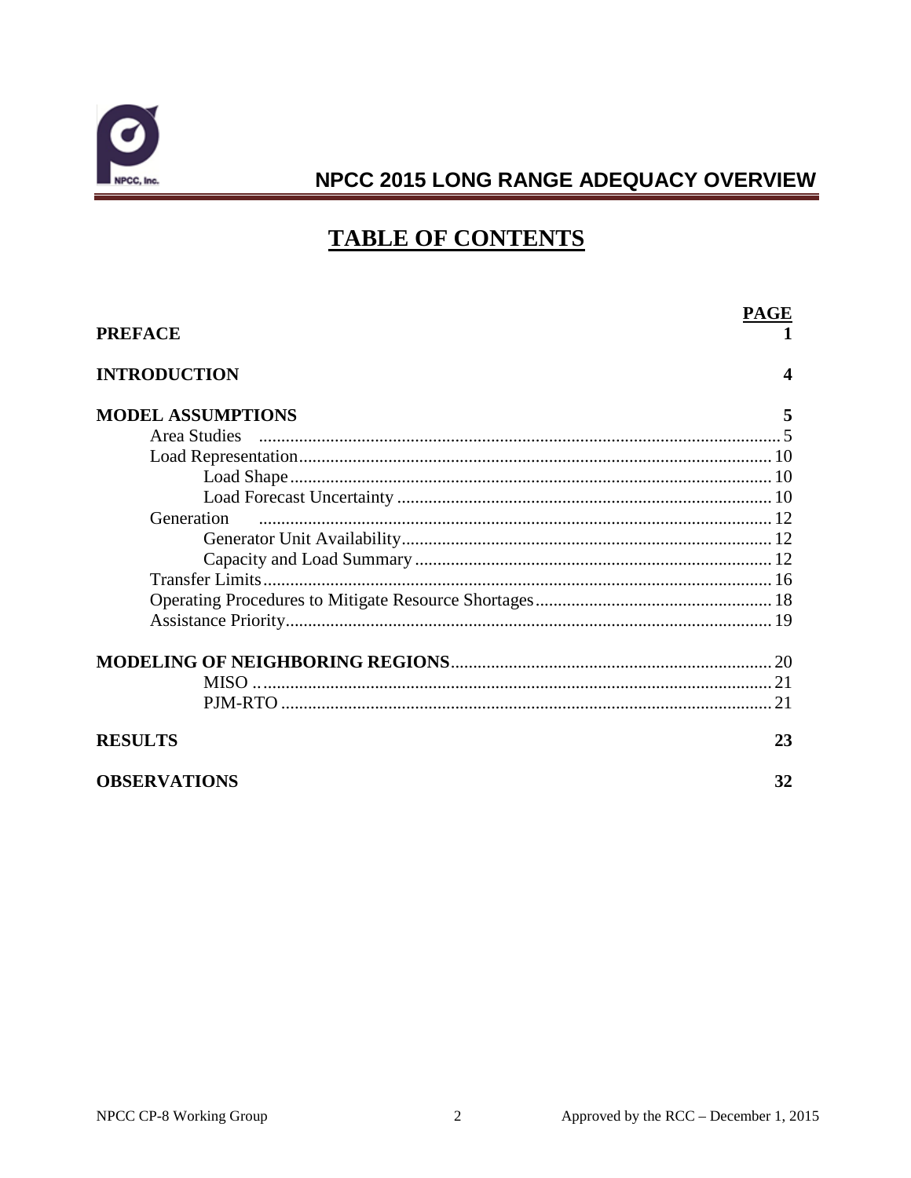# TABLE OF CONTENTS

| | PAGE |
|---|---|
| **PREFACE** | **1** |
| **INTRODUCTION** | **4** |
| **MODEL ASSUMPTIONS** | **5** |
| Area Studies | 5 |
| Load Representation | 10 |
| Load Shape | 10 |
| Load Forecast Uncertainty | 10 |
| Generation | 12 |
| Generator Unit Availability | 12 |
| Capacity and Load Summary | 12 |
| Transfer Limits | 16 |
| Operating Procedures to Mitigate Resource Shortages | 18 |
| Assistance Priority | 19 |
| **MODELING OF NEIGHBORING REGIONS** | 20 |
| MISO | 21 |
| PJM-RTO | 21 |
| **RESULTS** | **23** |
| **OBSERVATIONS** | **32** |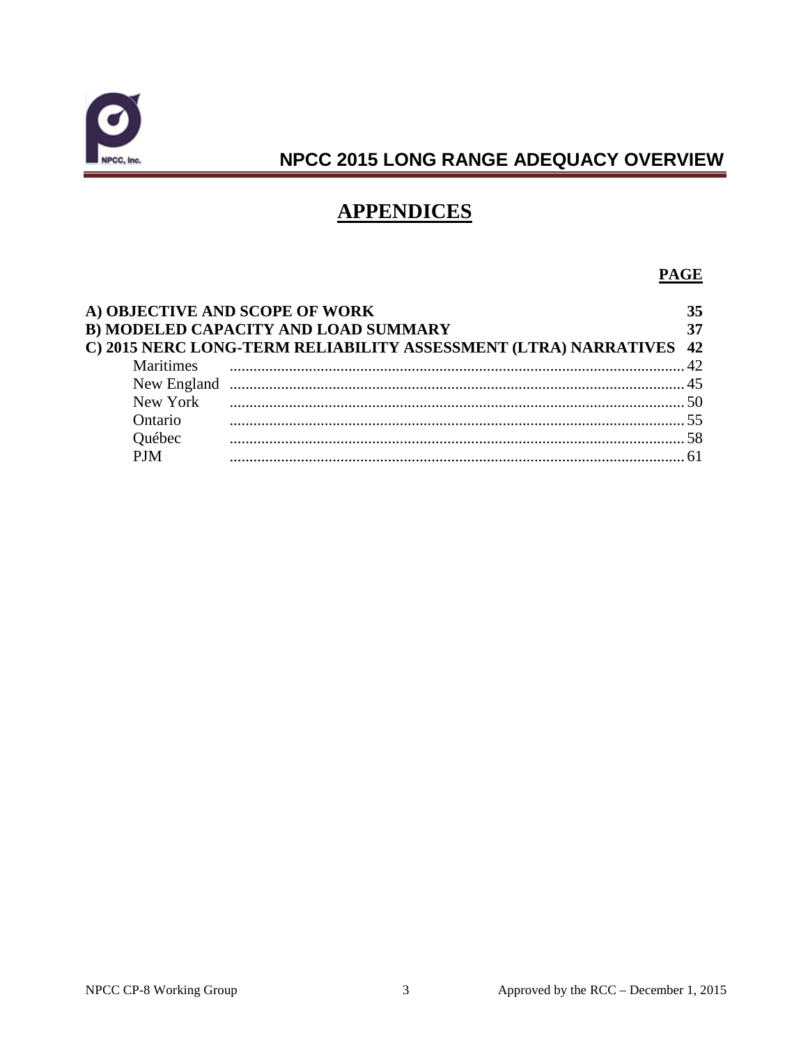# APPENDICES

**PAGE**

**A) OBJECTIVE AND SCOPE OF WORK** **35**
**B) MODELED CAPACITY AND LOAD SUMMARY** **37**
**C) 2015 NERC LONG-TERM RELIABILITY ASSESSMENT (LTRA) NARRATIVES** **42**

- Maritimes .......... 42
- New England .......... 45
- New York .......... 50
- Ontario .......... 55
- Québec .......... 58
- PJM .......... 61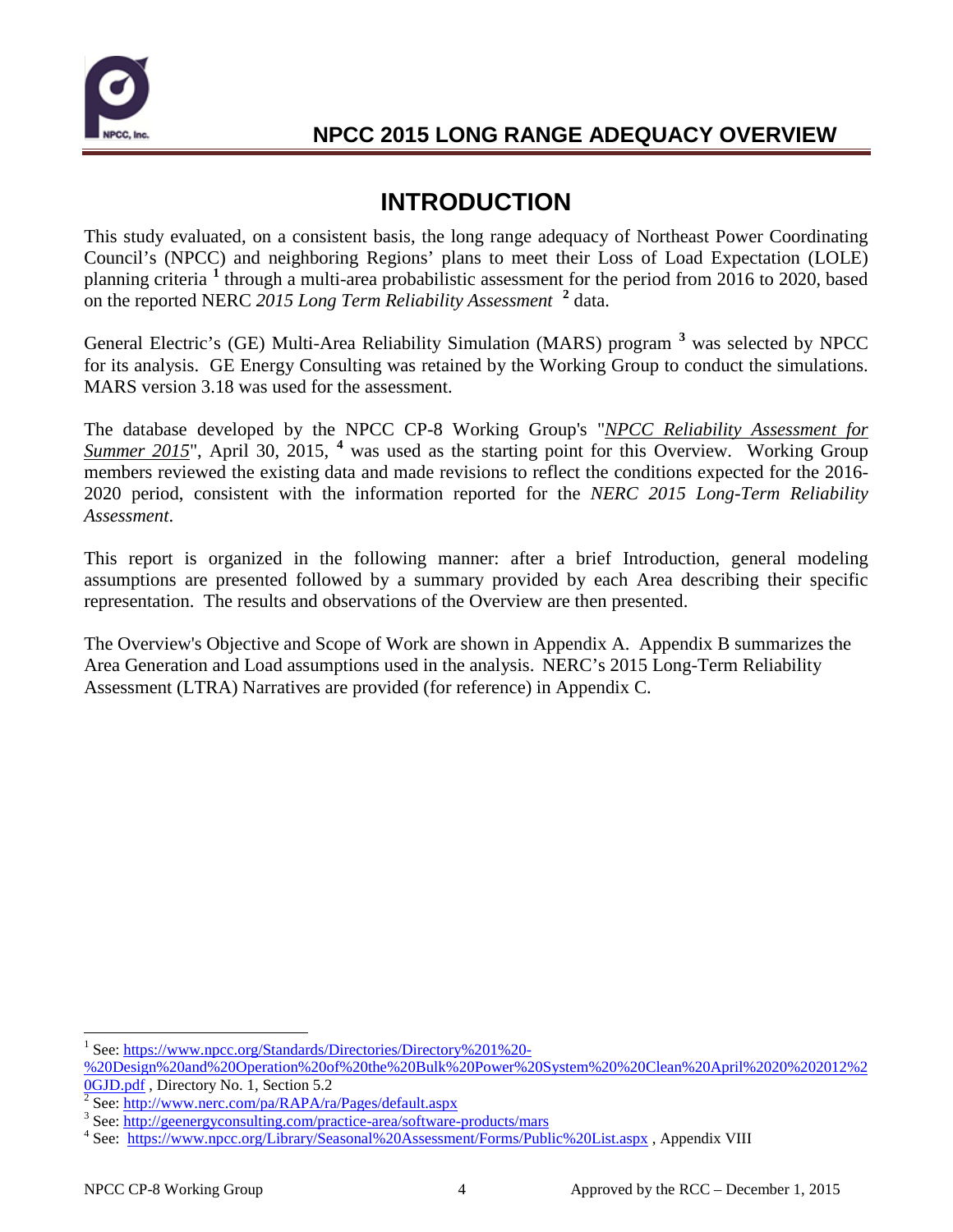# INTRODUCTION

This study evaluated, on a consistent basis, the long range adequacy of Northeast Power Coordinating Council's (NPCC) and neighboring Regions' plans to meet their Loss of Load Expectation (LOLE) planning criteria [1] through a multi-area probabilistic assessment for the period from 2016 to 2020, based on the reported NERC *2015 Long Term Reliability Assessment* [2] data.

General Electric's (GE) Multi-Area Reliability Simulation (MARS) program [3] was selected by NPCC for its analysis. GE Energy Consulting was retained by the Working Group to conduct the simulations. MARS version 3.18 was used for the assessment.

The database developed by the NPCC CP-8 Working Group's "*NPCC Reliability Assessment for Summer 2015*", April 30, 2015, [4] was used as the starting point for this Overview. Working Group members reviewed the existing data and made revisions to reflect the conditions expected for the 2016-2020 period, consistent with the information reported for the *NERC 2015 Long-Term Reliability Assessment*.

This report is organized in the following manner: after a brief Introduction, general modeling assumptions are presented followed by a summary provided by each Area describing their specific representation. The results and observations of the Overview are then presented.

The Overview's Objective and Scope of Work are shown in Appendix A. Appendix B summarizes the Area Generation and Load assumptions used in the analysis. NERC's 2015 Long-Term Reliability Assessment (LTRA) Narratives are provided (for reference) in Appendix C.

---

[1] See: https://www.npcc.org/Standards/Directories/Directory%201%20-%20Design%20and%20Operation%20of%20the%20Bulk%20Power%20System%20%20Clean%20April%2020%202012%20GJD.pdf , Directory No. 1, Section 5.2

[2] See: http://www.nerc.com/pa/RAPA/ra/Pages/default.aspx

[3] See: http://geenergyconsulting.com/practice-area/software-products/mars

[4] See: https://www.npcc.org/Library/Seasonal%20Assessment/Forms/Public%20List.aspx , Appendix VIII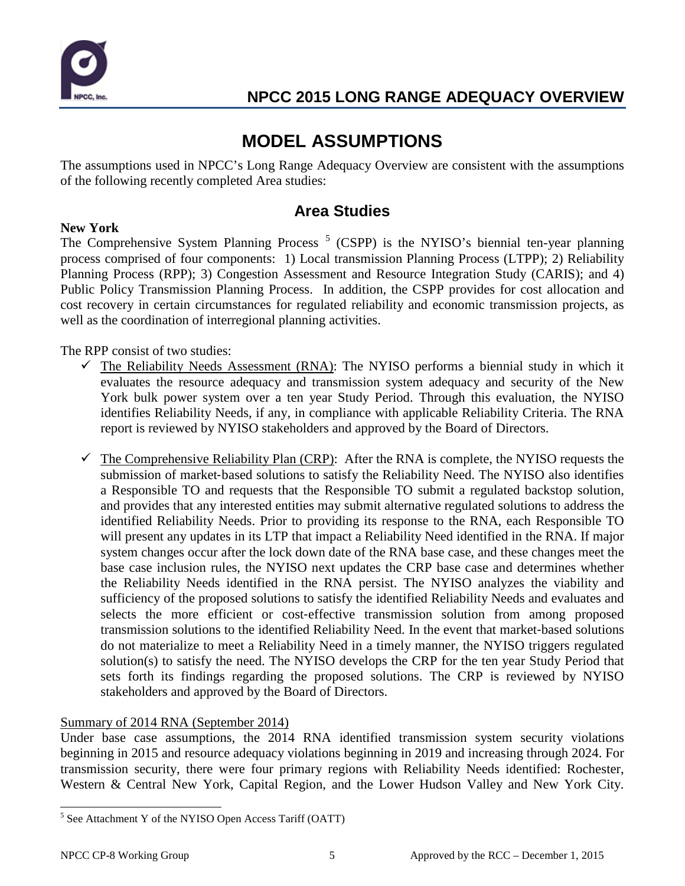# MODEL ASSUMPTIONS

The assumptions used in NPCC's Long Range Adequacy Overview are consistent with the assumptions of the following recently completed Area studies:

## Area Studies

**New York**

The Comprehensive System Planning Process [5] (CSPP) is the NYISO's biennial ten-year planning process comprised of four components: 1) Local transmission Planning Process (LTPP); 2) Reliability Planning Process (RPP); 3) Congestion Assessment and Resource Integration Study (CARIS); and 4) Public Policy Transmission Planning Process. In addition, the CSPP provides for cost allocation and cost recovery in certain circumstances for regulated reliability and economic transmission projects, as well as the coordination of interregional planning activities.

The RPP consist of two studies:

- ✓ The Reliability Needs Assessment (RNA): The NYISO performs a biennial study in which it evaluates the resource adequacy and transmission system adequacy and security of the New York bulk power system over a ten year Study Period. Through this evaluation, the NYISO identifies Reliability Needs, if any, in compliance with applicable Reliability Criteria. The RNA report is reviewed by NYISO stakeholders and approved by the Board of Directors.

- ✓ The Comprehensive Reliability Plan (CRP): After the RNA is complete, the NYISO requests the submission of market-based solutions to satisfy the Reliability Need. The NYISO also identifies a Responsible TO and requests that the Responsible TO submit a regulated backstop solution, and provides that any interested entities may submit alternative regulated solutions to address the identified Reliability Needs. Prior to providing its response to the RNA, each Responsible TO will present any updates in its LTP that impact a Reliability Need identified in the RNA. If major system changes occur after the lock down date of the RNA base case, and these changes meet the base case inclusion rules, the NYISO next updates the CRP base case and determines whether the Reliability Needs identified in the RNA persist. The NYISO analyzes the viability and sufficiency of the proposed solutions to satisfy the identified Reliability Needs and evaluates and selects the more efficient or cost-effective transmission solution from among proposed transmission solutions to the identified Reliability Need. In the event that market-based solutions do not materialize to meet a Reliability Need in a timely manner, the NYISO triggers regulated solution(s) to satisfy the need. The NYISO develops the CRP for the ten year Study Period that sets forth its findings regarding the proposed solutions. The CRP is reviewed by NYISO stakeholders and approved by the Board of Directors.

Summary of 2014 RNA (September 2014)

Under base case assumptions, the 2014 RNA identified transmission system security violations beginning in 2015 and resource adequacy violations beginning in 2019 and increasing through 2024. For transmission security, there were four primary regions with Reliability Needs identified: Rochester, Western & Central New York, Capital Region, and the Lower Hudson Valley and New York City.

[5] See Attachment Y of the NYISO Open Access Tariff (OATT)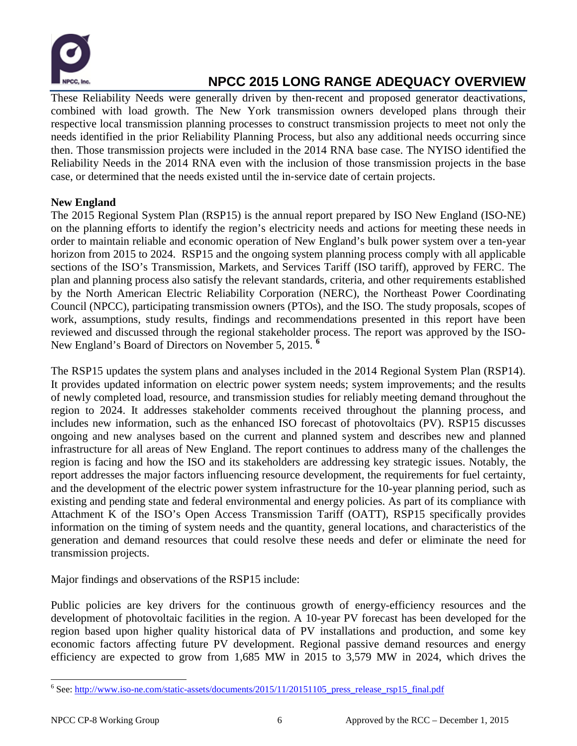These Reliability Needs were generally driven by then-recent and proposed generator deactivations, combined with load growth. The New York transmission owners developed plans through their respective local transmission planning processes to construct transmission projects to meet not only the needs identified in the prior Reliability Planning Process, but also any additional needs occurring since then. Those transmission projects were included in the 2014 RNA base case. The NYISO identified the Reliability Needs in the 2014 RNA even with the inclusion of those transmission projects in the base case, or determined that the needs existed until the in-service date of certain projects.

**New England**

The 2015 Regional System Plan (RSP15) is the annual report prepared by ISO New England (ISO-NE) on the planning efforts to identify the region's electricity needs and actions for meeting these needs in order to maintain reliable and economic operation of New England's bulk power system over a ten-year horizon from 2015 to 2024. RSP15 and the ongoing system planning process comply with all applicable sections of the ISO's Transmission, Markets, and Services Tariff (ISO tariff), approved by FERC. The plan and planning process also satisfy the relevant standards, criteria, and other requirements established by the North American Electric Reliability Corporation (NERC), the Northeast Power Coordinating Council (NPCC), participating transmission owners (PTOs), and the ISO. The study proposals, scopes of work, assumptions, study results, findings and recommendations presented in this report have been reviewed and discussed through the regional stakeholder process. The report was approved by the ISO-New England's Board of Directors on November 5, 2015. [6]

The RSP15 updates the system plans and analyses included in the 2014 Regional System Plan (RSP14). It provides updated information on electric power system needs; system improvements; and the results of newly completed load, resource, and transmission studies for reliably meeting demand throughout the region to 2024. It addresses stakeholder comments received throughout the planning process, and includes new information, such as the enhanced ISO forecast of photovoltaics (PV). RSP15 discusses ongoing and new analyses based on the current and planned system and describes new and planned infrastructure for all areas of New England. The report continues to address many of the challenges the region is facing and how the ISO and its stakeholders are addressing key strategic issues. Notably, the report addresses the major factors influencing resource development, the requirements for fuel certainty, and the development of the electric power system infrastructure for the 10-year planning period, such as existing and pending state and federal environmental and energy policies. As part of its compliance with Attachment K of the ISO's Open Access Transmission Tariff (OATT), RSP15 specifically provides information on the timing of system needs and the quantity, general locations, and characteristics of the generation and demand resources that could resolve these needs and defer or eliminate the need for transmission projects.

Major findings and observations of the RSP15 include:

Public policies are key drivers for the continuous growth of energy-efficiency resources and the development of photovoltaic facilities in the region. A 10-year PV forecast has been developed for the region based upon higher quality historical data of PV installations and production, and some key economic factors affecting future PV development. Regional passive demand resources and energy efficiency are expected to grow from 1,685 MW in 2015 to 3,579 MW in 2024, which drives the

[6] See: http://www.iso-ne.com/static-assets/documents/2015/11/20151105_press_release_rsp15_final.pdf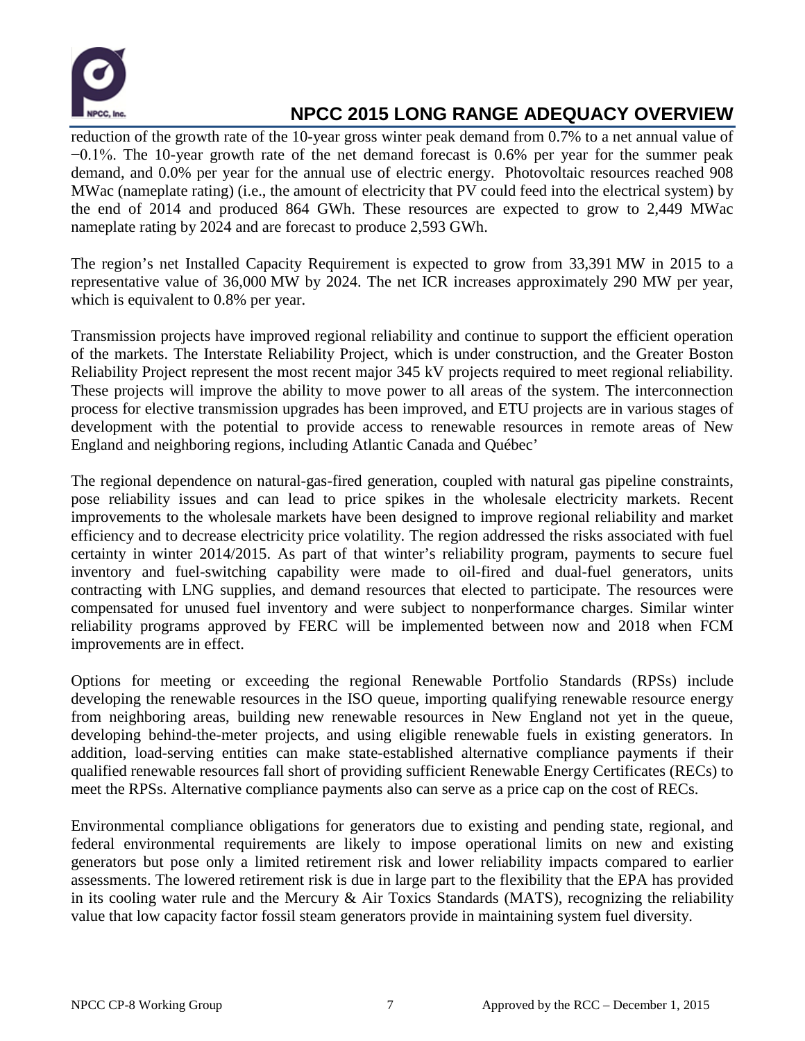reduction of the growth rate of the 10-year gross winter peak demand from 0.7% to a net annual value of −0.1%. The 10-year growth rate of the net demand forecast is 0.6% per year for the summer peak demand, and 0.0% per year for the annual use of electric energy. Photovoltaic resources reached 908 MWac (nameplate rating) (i.e., the amount of electricity that PV could feed into the electrical system) by the end of 2014 and produced 864 GWh. These resources are expected to grow to 2,449 MWac nameplate rating by 2024 and are forecast to produce 2,593 GWh.

The region's net Installed Capacity Requirement is expected to grow from 33,391 MW in 2015 to a representative value of 36,000 MW by 2024. The net ICR increases approximately 290 MW per year, which is equivalent to 0.8% per year.

Transmission projects have improved regional reliability and continue to support the efficient operation of the markets. The Interstate Reliability Project, which is under construction, and the Greater Boston Reliability Project represent the most recent major 345 kV projects required to meet regional reliability. These projects will improve the ability to move power to all areas of the system. The interconnection process for elective transmission upgrades has been improved, and ETU projects are in various stages of development with the potential to provide access to renewable resources in remote areas of New England and neighboring regions, including Atlantic Canada and Québec'

The regional dependence on natural-gas-fired generation, coupled with natural gas pipeline constraints, pose reliability issues and can lead to price spikes in the wholesale electricity markets. Recent improvements to the wholesale markets have been designed to improve regional reliability and market efficiency and to decrease electricity price volatility. The region addressed the risks associated with fuel certainty in winter 2014/2015. As part of that winter's reliability program, payments to secure fuel inventory and fuel-switching capability were made to oil-fired and dual-fuel generators, units contracting with LNG supplies, and demand resources that elected to participate. The resources were compensated for unused fuel inventory and were subject to nonperformance charges. Similar winter reliability programs approved by FERC will be implemented between now and 2018 when FCM improvements are in effect.

Options for meeting or exceeding the regional Renewable Portfolio Standards (RPSs) include developing the renewable resources in the ISO queue, importing qualifying renewable resource energy from neighboring areas, building new renewable resources in New England not yet in the queue, developing behind-the-meter projects, and using eligible renewable fuels in existing generators. In addition, load-serving entities can make state-established alternative compliance payments if their qualified renewable resources fall short of providing sufficient Renewable Energy Certificates (RECs) to meet the RPSs. Alternative compliance payments also can serve as a price cap on the cost of RECs.

Environmental compliance obligations for generators due to existing and pending state, regional, and federal environmental requirements are likely to impose operational limits on new and existing generators but pose only a limited retirement risk and lower reliability impacts compared to earlier assessments. The lowered retirement risk is due in large part to the flexibility that the EPA has provided in its cooling water rule and the Mercury & Air Toxics Standards (MATS), recognizing the reliability value that low capacity factor fossil steam generators provide in maintaining system fuel diversity.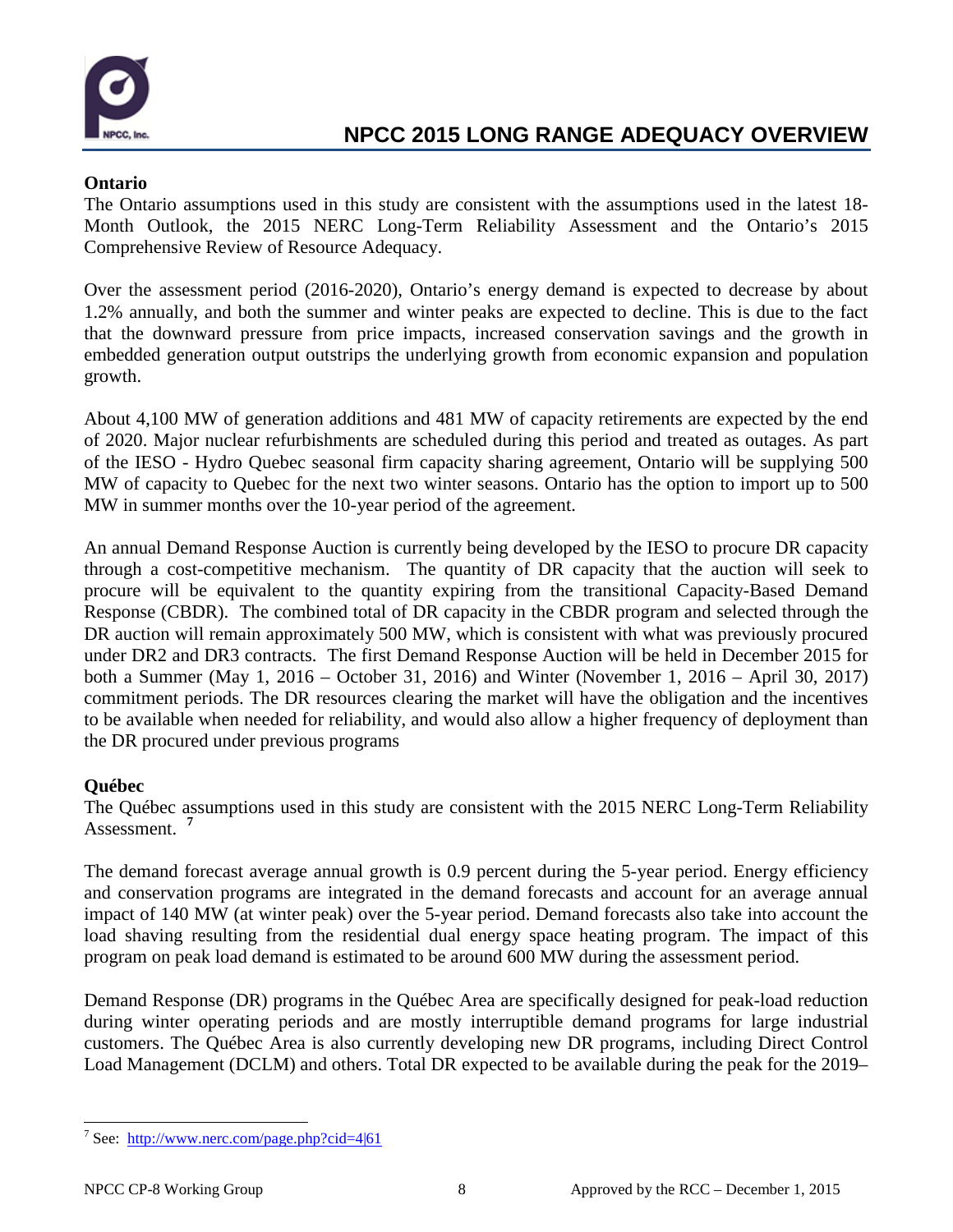## Ontario

The Ontario assumptions used in this study are consistent with the assumptions used in the latest 18-Month Outlook, the 2015 NERC Long-Term Reliability Assessment and the Ontario's 2015 Comprehensive Review of Resource Adequacy.

Over the assessment period (2016-2020), Ontario's energy demand is expected to decrease by about 1.2% annually, and both the summer and winter peaks are expected to decline. This is due to the fact that the downward pressure from price impacts, increased conservation savings and the growth in embedded generation output outstrips the underlying growth from economic expansion and population growth.

About 4,100 MW of generation additions and 481 MW of capacity retirements are expected by the end of 2020. Major nuclear refurbishments are scheduled during this period and treated as outages. As part of the IESO - Hydro Quebec seasonal firm capacity sharing agreement, Ontario will be supplying 500 MW of capacity to Quebec for the next two winter seasons. Ontario has the option to import up to 500 MW in summer months over the 10-year period of the agreement.

An annual Demand Response Auction is currently being developed by the IESO to procure DR capacity through a cost-competitive mechanism. The quantity of DR capacity that the auction will seek to procure will be equivalent to the quantity expiring from the transitional Capacity-Based Demand Response (CBDR). The combined total of DR capacity in the CBDR program and selected through the DR auction will remain approximately 500 MW, which is consistent with what was previously procured under DR2 and DR3 contracts. The first Demand Response Auction will be held in December 2015 for both a Summer (May 1, 2016 – October 31, 2016) and Winter (November 1, 2016 – April 30, 2017) commitment periods. The DR resources clearing the market will have the obligation and the incentives to be available when needed for reliability, and would also allow a higher frequency of deployment than the DR procured under previous programs

## Québec

The Québec assumptions used in this study are consistent with the 2015 NERC Long-Term Reliability Assessment. [7]

The demand forecast average annual growth is 0.9 percent during the 5-year period. Energy efficiency and conservation programs are integrated in the demand forecasts and account for an average annual impact of 140 MW (at winter peak) over the 5-year period. Demand forecasts also take into account the load shaving resulting from the residential dual energy space heating program. The impact of this program on peak load demand is estimated to be around 600 MW during the assessment period.

Demand Response (DR) programs in the Québec Area are specifically designed for peak-load reduction during winter operating periods and are mostly interruptible demand programs for large industrial customers. The Québec Area is also currently developing new DR programs, including Direct Control Load Management (DCLM) and others. Total DR expected to be available during the peak for the 2019–

[7] See: http://www.nerc.com/page.php?cid=4|61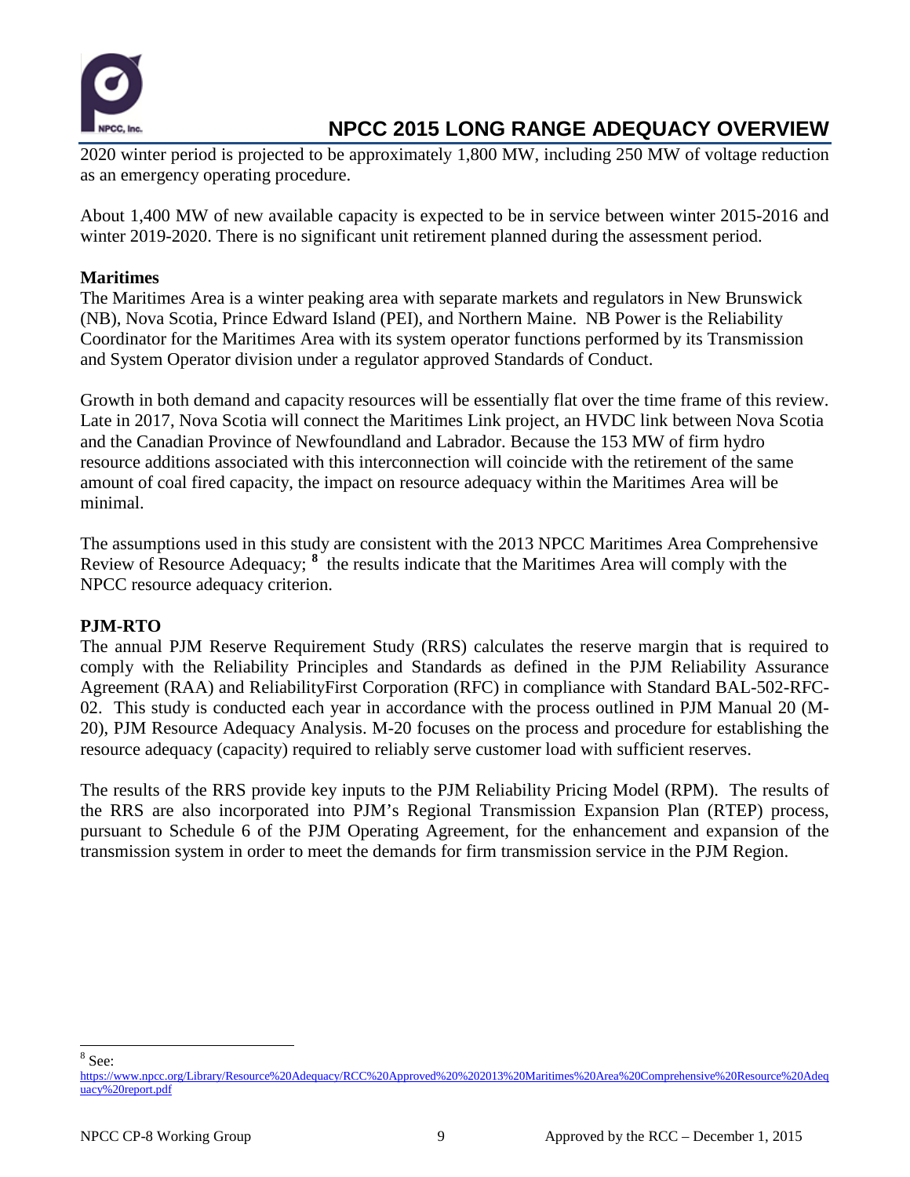2020 winter period is projected to be approximately 1,800 MW, including 250 MW of voltage reduction as an emergency operating procedure.

About 1,400 MW of new available capacity is expected to be in service between winter 2015-2016 and winter 2019-2020. There is no significant unit retirement planned during the assessment period.

**Maritimes**

The Maritimes Area is a winter peaking area with separate markets and regulators in New Brunswick (NB), Nova Scotia, Prince Edward Island (PEI), and Northern Maine. NB Power is the Reliability Coordinator for the Maritimes Area with its system operator functions performed by its Transmission and System Operator division under a regulator approved Standards of Conduct.

Growth in both demand and capacity resources will be essentially flat over the time frame of this review. Late in 2017, Nova Scotia will connect the Maritimes Link project, an HVDC link between Nova Scotia and the Canadian Province of Newfoundland and Labrador. Because the 153 MW of firm hydro resource additions associated with this interconnection will coincide with the retirement of the same amount of coal fired capacity, the impact on resource adequacy within the Maritimes Area will be minimal.

The assumptions used in this study are consistent with the 2013 NPCC Maritimes Area Comprehensive Review of Resource Adequacy; [8] the results indicate that the Maritimes Area will comply with the NPCC resource adequacy criterion.

**PJM-RTO**

The annual PJM Reserve Requirement Study (RRS) calculates the reserve margin that is required to comply with the Reliability Principles and Standards as defined in the PJM Reliability Assurance Agreement (RAA) and ReliabilityFirst Corporation (RFC) in compliance with Standard BAL-502-RFC-02. This study is conducted each year in accordance with the process outlined in PJM Manual 20 (M-20), PJM Resource Adequacy Analysis. M-20 focuses on the process and procedure for establishing the resource adequacy (capacity) required to reliably serve customer load with sufficient reserves.

The results of the RRS provide key inputs to the PJM Reliability Pricing Model (RPM). The results of the RRS are also incorporated into PJM's Regional Transmission Expansion Plan (RTEP) process, pursuant to Schedule 6 of the PJM Operating Agreement, for the enhancement and expansion of the transmission system in order to meet the demands for firm transmission service in the PJM Region.

---

[8] See: https://www.npcc.org/Library/Resource%20Adequacy/RCC%20Approved%20%202013%20Maritimes%20Area%20Comprehensive%20Resource%20Adequacy%20report.pdf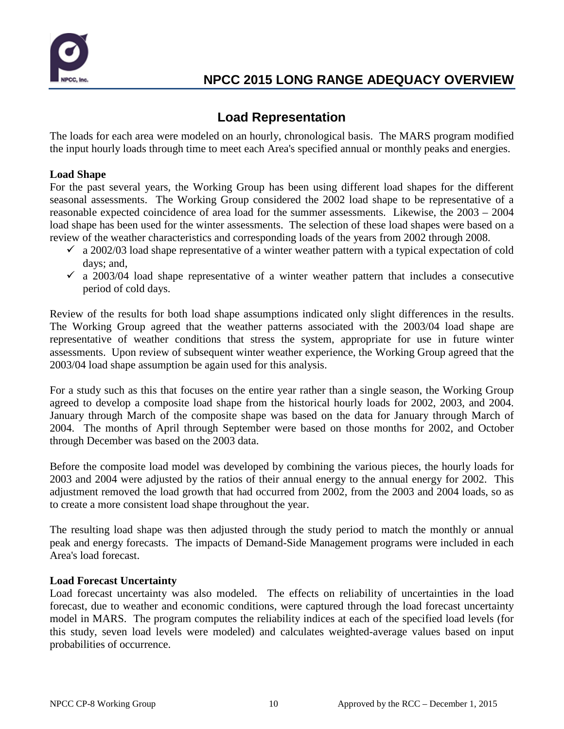## Load Representation

The loads for each area were modeled on an hourly, chronological basis. The MARS program modified the input hourly loads through time to meet each Area's specified annual or monthly peaks and energies.

**Load Shape**

For the past several years, the Working Group has been using different load shapes for the different seasonal assessments. The Working Group considered the 2002 load shape to be representative of a reasonable expected coincidence of area load for the summer assessments. Likewise, the 2003 – 2004 load shape has been used for the winter assessments. The selection of these load shapes were based on a review of the weather characteristics and corresponding loads of the years from 2002 through 2008.

- ✓ a 2002/03 load shape representative of a winter weather pattern with a typical expectation of cold days; and,
- ✓ a 2003/04 load shape representative of a winter weather pattern that includes a consecutive period of cold days.

Review of the results for both load shape assumptions indicated only slight differences in the results. The Working Group agreed that the weather patterns associated with the 2003/04 load shape are representative of weather conditions that stress the system, appropriate for use in future winter assessments. Upon review of subsequent winter weather experience, the Working Group agreed that the 2003/04 load shape assumption be again used for this analysis.

For a study such as this that focuses on the entire year rather than a single season, the Working Group agreed to develop a composite load shape from the historical hourly loads for 2002, 2003, and 2004. January through March of the composite shape was based on the data for January through March of 2004. The months of April through September were based on those months for 2002, and October through December was based on the 2003 data.

Before the composite load model was developed by combining the various pieces, the hourly loads for 2003 and 2004 were adjusted by the ratios of their annual energy to the annual energy for 2002. This adjustment removed the load growth that had occurred from 2002, from the 2003 and 2004 loads, so as to create a more consistent load shape throughout the year.

The resulting load shape was then adjusted through the study period to match the monthly or annual peak and energy forecasts. The impacts of Demand-Side Management programs were included in each Area's load forecast.

**Load Forecast Uncertainty**

Load forecast uncertainty was also modeled. The effects on reliability of uncertainties in the load forecast, due to weather and economic conditions, were captured through the load forecast uncertainty model in MARS. The program computes the reliability indices at each of the specified load levels (for this study, seven load levels were modeled) and calculates weighted-average values based on input probabilities of occurrence.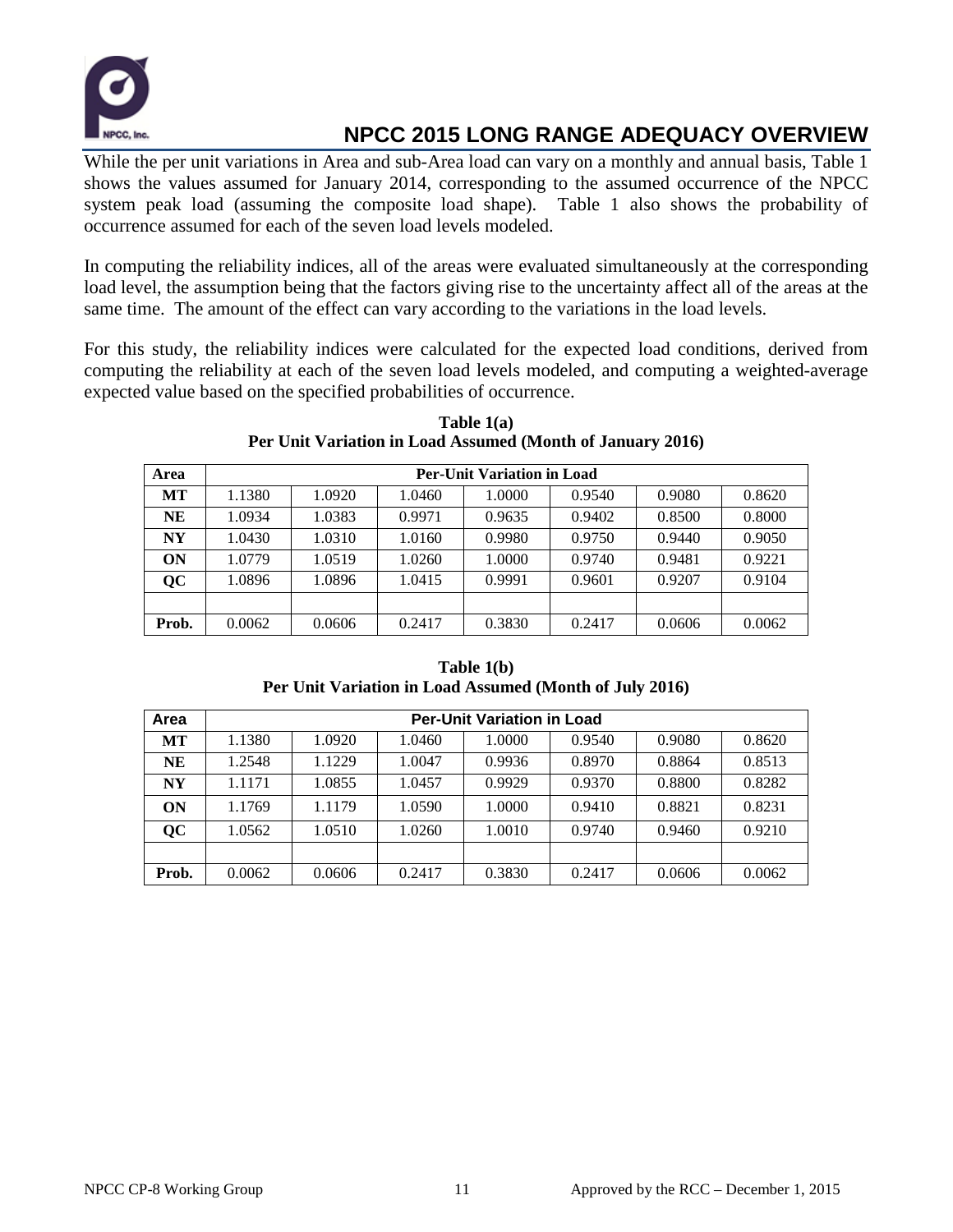While the per unit variations in Area and sub-Area load can vary on a monthly and annual basis, Table 1 shows the values assumed for January 2014, corresponding to the assumed occurrence of the NPCC system peak load (assuming the composite load shape). Table 1 also shows the probability of occurrence assumed for each of the seven load levels modeled.

In computing the reliability indices, all of the areas were evaluated simultaneously at the corresponding load level, the assumption being that the factors giving rise to the uncertainty affect all of the areas at the same time. The amount of the effect can vary according to the variations in the load levels.

For this study, the reliability indices were calculated for the expected load conditions, derived from computing the reliability at each of the seven load levels modeled, and computing a weighted-average expected value based on the specified probabilities of occurrence.

**Table 1(a)**
**Per Unit Variation in Load Assumed (Month of January 2016)**

| Area | Per-Unit Variation in Load | | | | | | |
|---|---|---|---|---|---|---|---|
| **MT** | 1.1380 | 1.0920 | 1.0460 | 1.0000 | 0.9540 | 0.9080 | 0.8620 |
| **NE** | 1.0934 | 1.0383 | 0.9971 | 0.9635 | 0.9402 | 0.8500 | 0.8000 |
| **NY** | 1.0430 | 1.0310 | 1.0160 | 0.9980 | 0.9750 | 0.9440 | 0.9050 |
| **ON** | 1.0779 | 1.0519 | 1.0260 | 1.0000 | 0.9740 | 0.9481 | 0.9221 |
| **QC** | 1.0896 | 1.0896 | 1.0415 | 0.9991 | 0.9601 | 0.9207 | 0.9104 |
| | | | | | | | |
| **Prob.** | 0.0062 | 0.0606 | 0.2417 | 0.3830 | 0.2417 | 0.0606 | 0.0062 |

**Table 1(b)**
**Per Unit Variation in Load Assumed (Month of July 2016)**

| Area | Per-Unit Variation in Load | | | | | | |
|---|---|---|---|---|---|---|---|
| **MT** | 1.1380 | 1.0920 | 1.0460 | 1.0000 | 0.9540 | 0.9080 | 0.8620 |
| **NE** | 1.2548 | 1.1229 | 1.0047 | 0.9936 | 0.8970 | 0.8864 | 0.8513 |
| **NY** | 1.1171 | 1.0855 | 1.0457 | 0.9929 | 0.9370 | 0.8800 | 0.8282 |
| **ON** | 1.1769 | 1.1179 | 1.0590 | 1.0000 | 0.9410 | 0.8821 | 0.8231 |
| **QC** | 1.0562 | 1.0510 | 1.0260 | 1.0010 | 0.9740 | 0.9460 | 0.9210 |
| | | | | | | | |
| **Prob.** | 0.0062 | 0.0606 | 0.2417 | 0.3830 | 0.2417 | 0.0606 | 0.0062 |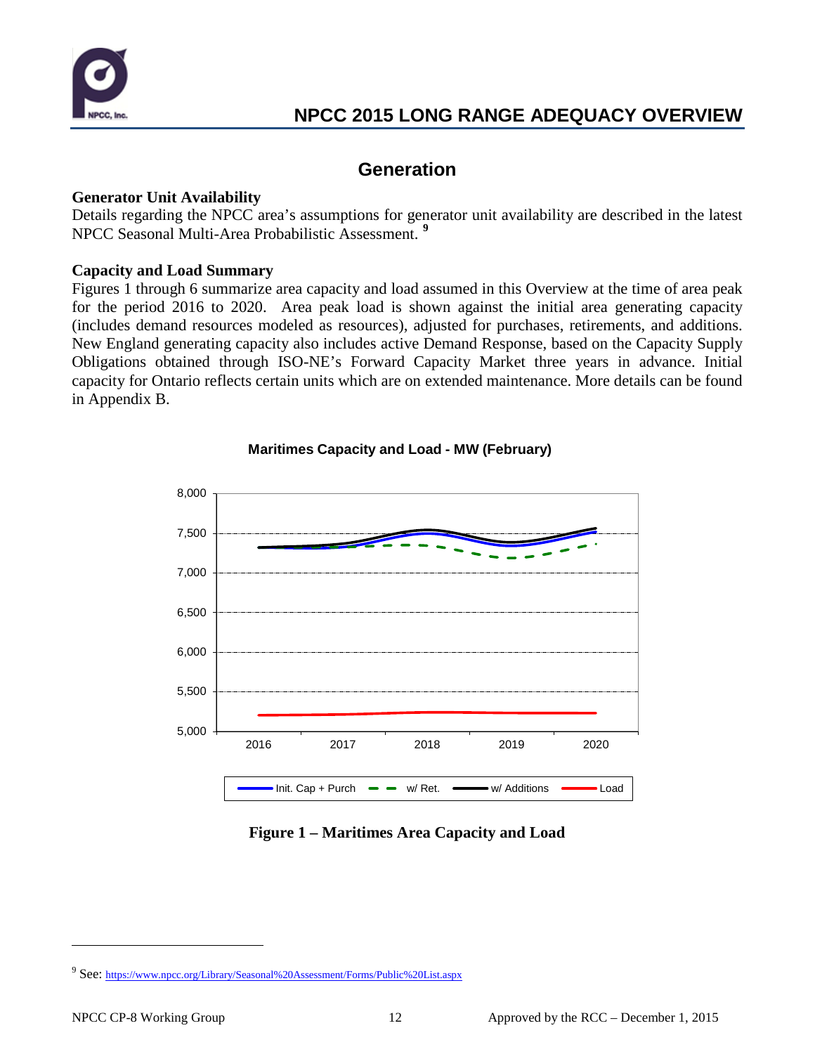## Generation

**Generator Unit Availability**

Details regarding the NPCC area's assumptions for generator unit availability are described in the latest NPCC Seasonal Multi-Area Probabilistic Assessment. [9]

**Capacity and Load Summary**

Figures 1 through 6 summarize area capacity and load assumed in this Overview at the time of area peak for the period 2016 to 2020. Area peak load is shown against the initial area generating capacity (includes demand resources modeled as resources), adjusted for purchases, retirements, and additions. New England generating capacity also includes active Demand Response, based on the Capacity Supply Obligations obtained through ISO-NE's Forward Capacity Market three years in advance. Initial capacity for Ontario reflects certain units which are on extended maintenance. More details can be found in Appendix B.

**Maritimes Capacity and Load - MW (February)**

**Figure 1 – Maritimes Area Capacity and Load**

---

[9] See: https://www.npcc.org/Library/Seasonal%20Assessment/Forms/Public%20List.aspx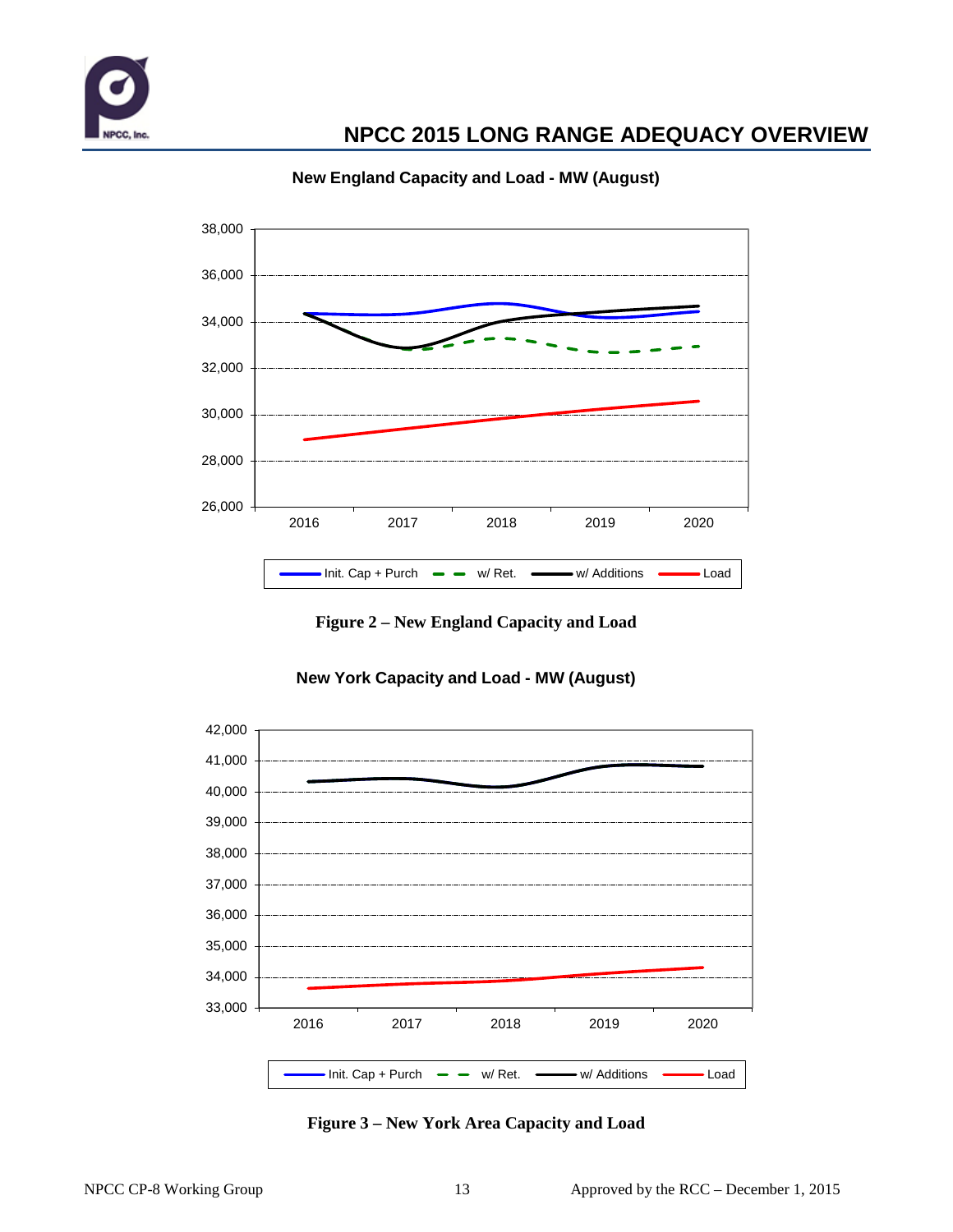**New England Capacity and Load - MW (August)**

**Figure 2 – New England Capacity and Load**

**New York Capacity and Load - MW (August)**

**Figure 3 – New York Area Capacity and Load**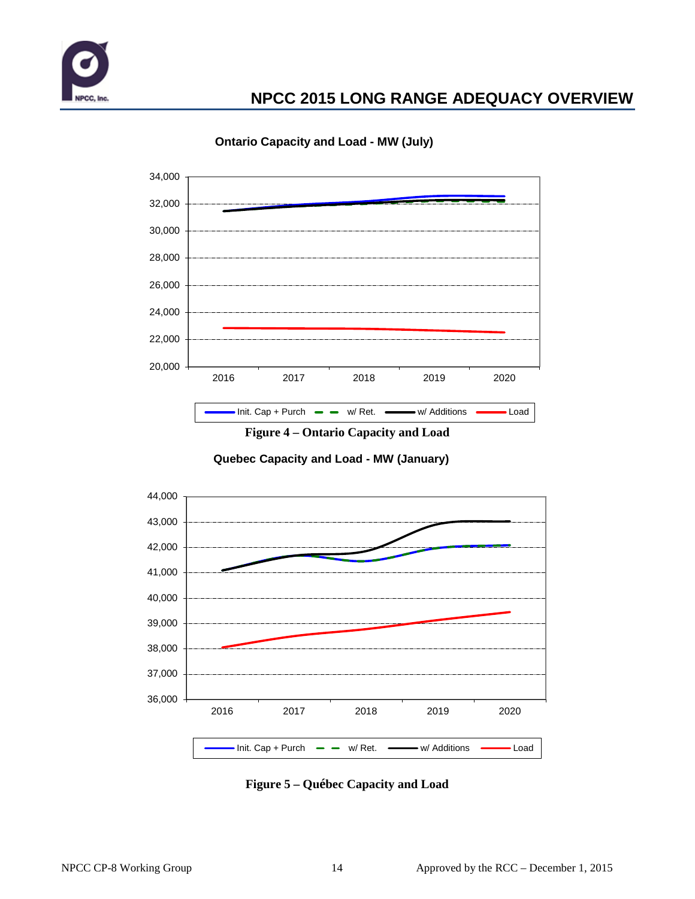**Ontario Capacity and Load - MW (July)**

Figure 4 – Ontario Capacity and Load

**Quebec Capacity and Load - MW (January)**

Figure 5 – Québec Capacity and Load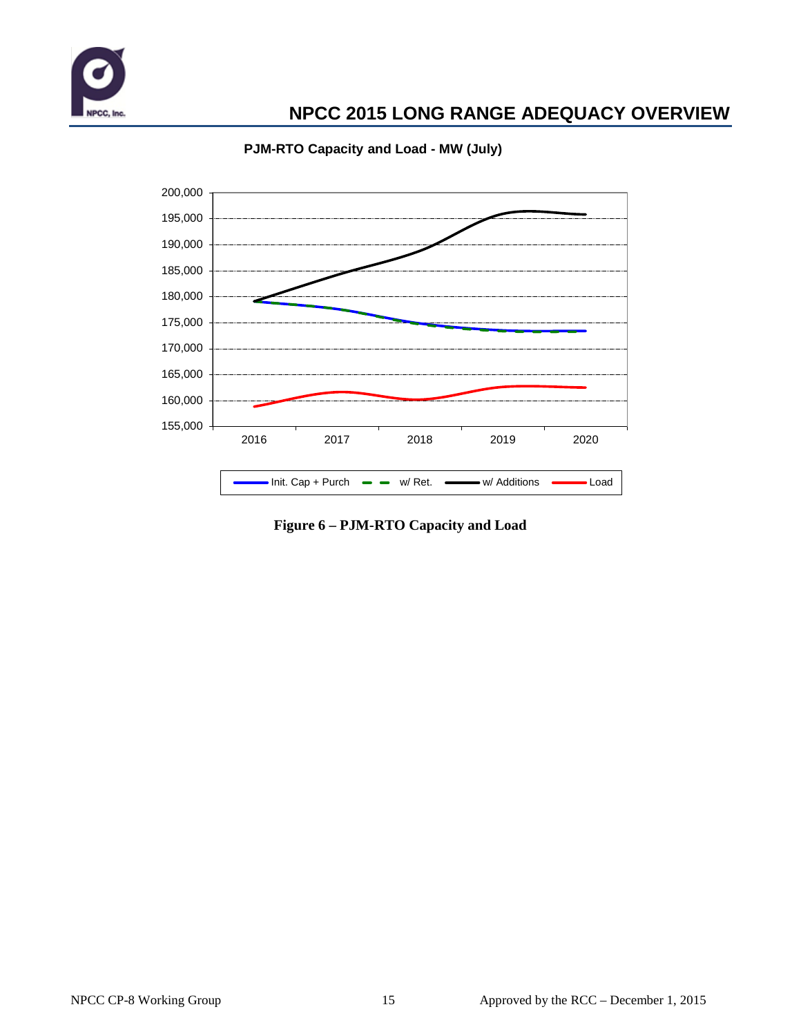**PJM-RTO Capacity and Load - MW (July)**

**Figure 6 – PJM-RTO Capacity and Load**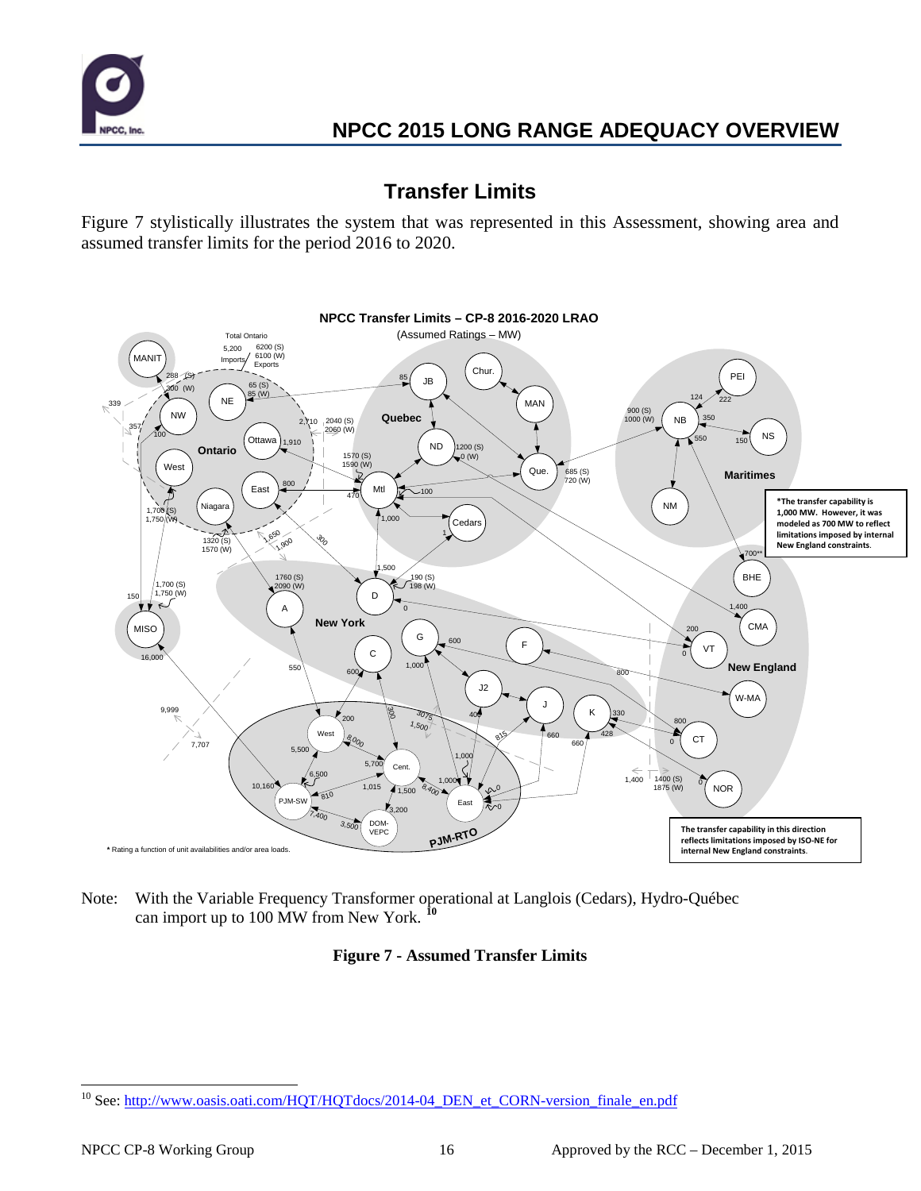## Transfer Limits

Figure 7 stylistically illustrates the system that was represented in this Assessment, showing area and assumed transfer limits for the period 2016 to 2020.

Note: With the Variable Frequency Transformer operational at Langlois (Cedars), Hydro-Québec can import up to 100 MW from New York. [10]

**Figure 7 - Assumed Transfer Limits**

[10] See: http://www.oasis.oati.com/HQT/HQTdocs/2014-04_DEN_et_CORN-version_finale_en.pdf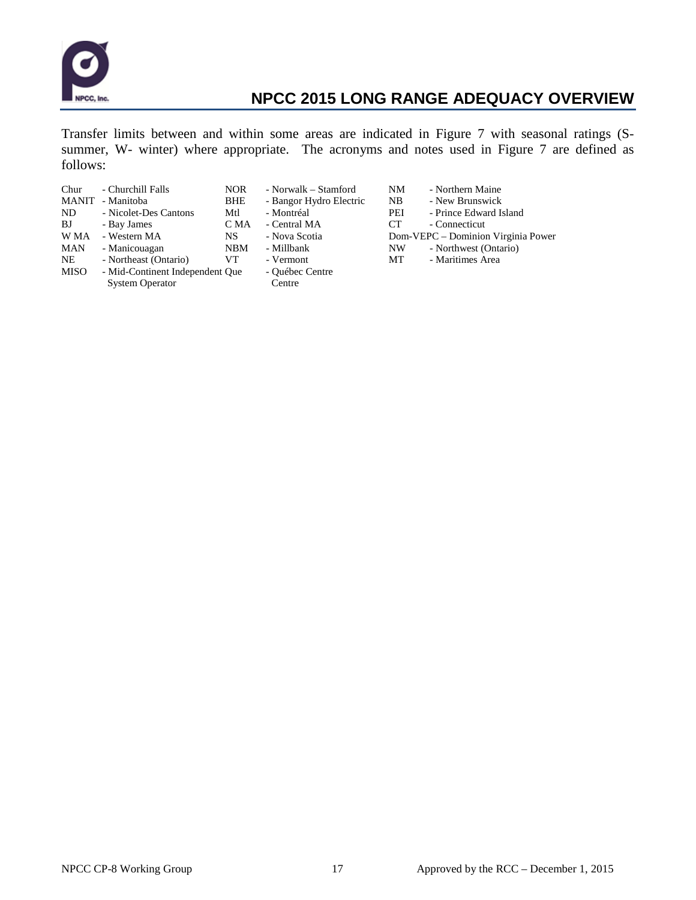Transfer limits between and within some areas are indicated in Figure 7 with seasonal ratings (S-summer, W- winter) where appropriate. The acronyms and notes used in Figure 7 are defined as follows:

| | | | | | |
|---|---|---|---|---|---|
| Chur | - Churchill Falls | NOR | - Norwalk – Stamford | NM | - Northern Maine |
| MANIT | - Manitoba | BHE | - Bangor Hydro Electric | NB | - New Brunswick |
| ND | - Nicolet-Des Cantons | Mtl | - Montréal | PEI | - Prince Edward Island |
| BJ | - Bay James | C MA | - Central MA | CT | - Connecticut |
| W MA | - Western MA | NS | - Nova Scotia | Dom-VEPC | – Dominion Virginia Power |
| MAN | - Manicouagan | NBM | - Millbank | NW | - Northwest (Ontario) |
| NE | - Northeast (Ontario) | VT | - Vermont | MT | - Maritimes Area |
| MISO | - Mid-Continent Independent System Operator | Que | - Québec Centre Centre | | |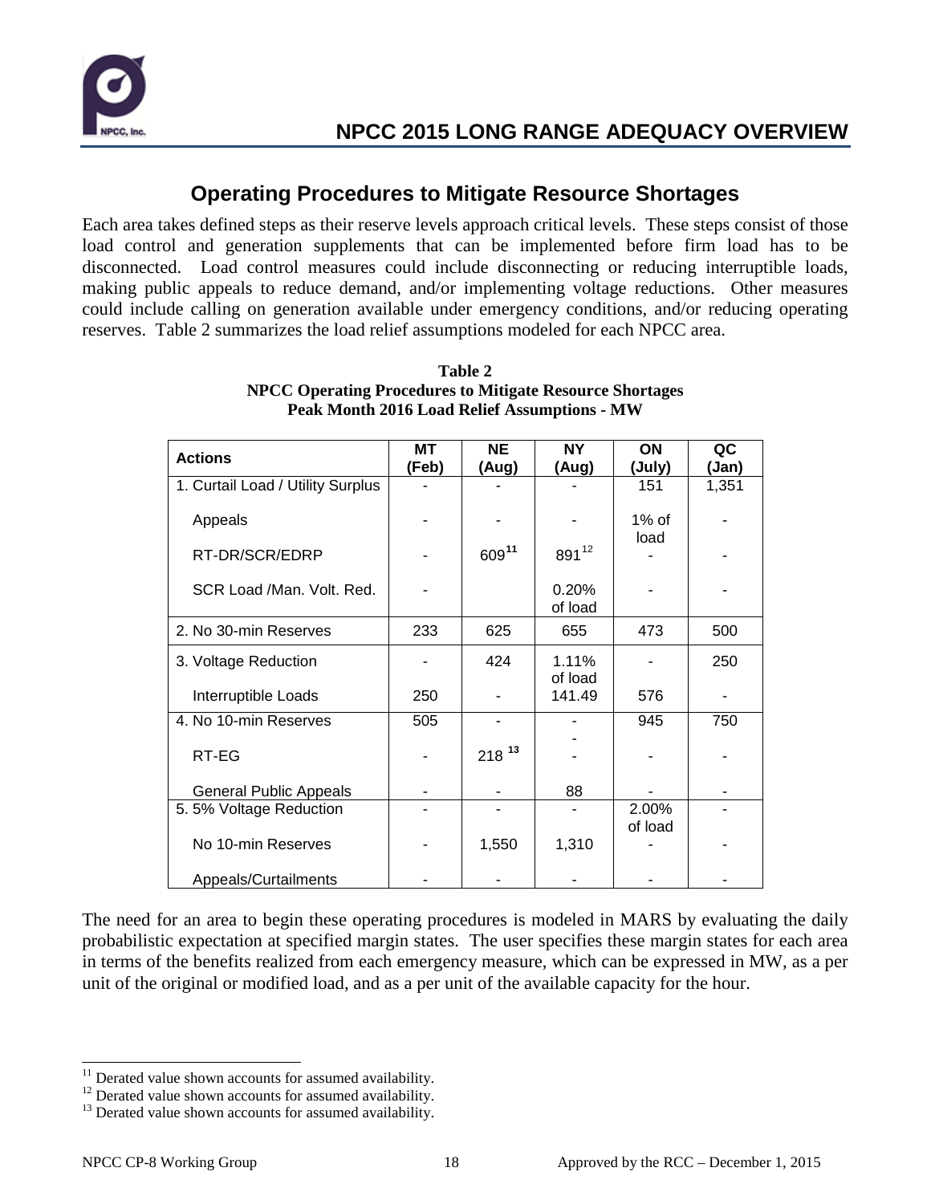## Operating Procedures to Mitigate Resource Shortages

Each area takes defined steps as their reserve levels approach critical levels. These steps consist of those load control and generation supplements that can be implemented before firm load has to be disconnected. Load control measures could include disconnecting or reducing interruptible loads, making public appeals to reduce demand, and/or implementing voltage reductions. Other measures could include calling on generation available under emergency conditions, and/or reducing operating reserves. Table 2 summarizes the load relief assumptions modeled for each NPCC area.

**Table 2**
**NPCC Operating Procedures to Mitigate Resource Shortages**
**Peak Month 2016 Load Relief Assumptions - MW**

| Actions | MT (Feb) | NE (Aug) | NY (Aug) | ON (July) | QC (Jan) |
|---|---|---|---|---|---|
| 1. Curtail Load / Utility Surplus | - | - | - | 151 | 1,351 |
| Appeals | - | - | - | 1% of load | - |
| RT-DR/SCR/EDRP | - | 609[11] | 891[12] | - | - |
| SCR Load /Man. Volt. Red. | - | | 0.20% of load | - | - |
| 2. No 30-min Reserves | 233 | 625 | 655 | 473 | 500 |
| 3. Voltage Reduction | - | 424 | 1.11% of load | - | 250 |
| Interruptible Loads | 250 | - | 141.49 | 576 | - |
| 4. No 10-min Reserves | 505 | - | - | 945 | 750 |
| RT-EG | - | 218 [13] | - | - | - |
| General Public Appeals | - | - | 88 | - | - |
| 5. 5% Voltage Reduction | - | - | - | 2.00% of load | - |
| No 10-min Reserves | - | 1,550 | 1,310 | - | - |
| Appeals/Curtailments | - | - | - | - | - |

The need for an area to begin these operating procedures is modeled in MARS by evaluating the daily probabilistic expectation at specified margin states. The user specifies these margin states for each area in terms of the benefits realized from each emergency measure, which can be expressed in MW, as a per unit of the original or modified load, and as a per unit of the available capacity for the hour.

[11] Derated value shown accounts for assumed availability.
[12] Derated value shown accounts for assumed availability.
[13] Derated value shown accounts for assumed availability.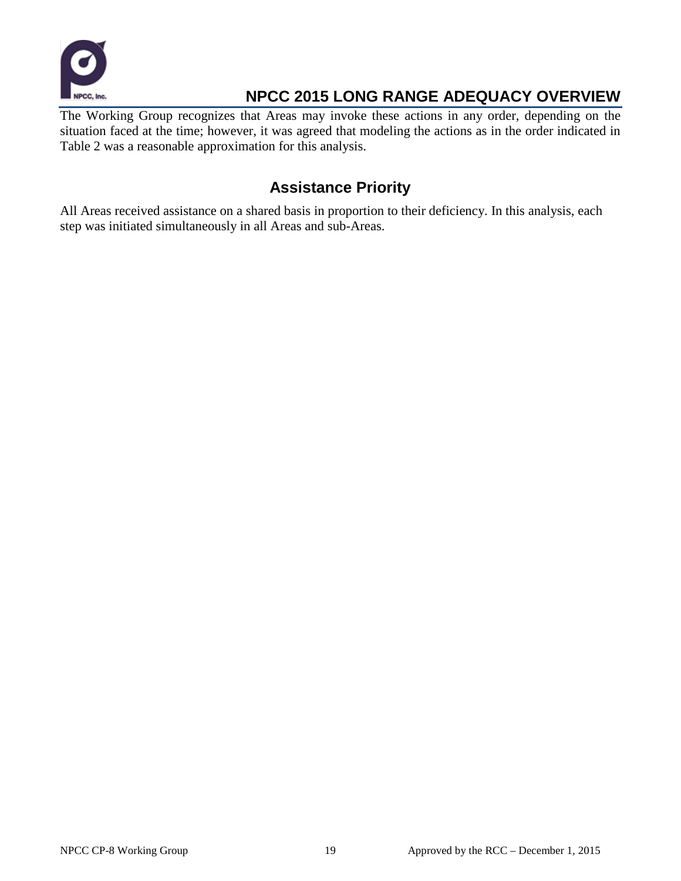The Working Group recognizes that Areas may invoke these actions in any order, depending on the situation faced at the time; however, it was agreed that modeling the actions as in the order indicated in Table 2 was a reasonable approximation for this analysis.

## Assistance Priority

All Areas received assistance on a shared basis in proportion to their deficiency. In this analysis, each step was initiated simultaneously in all Areas and sub-Areas.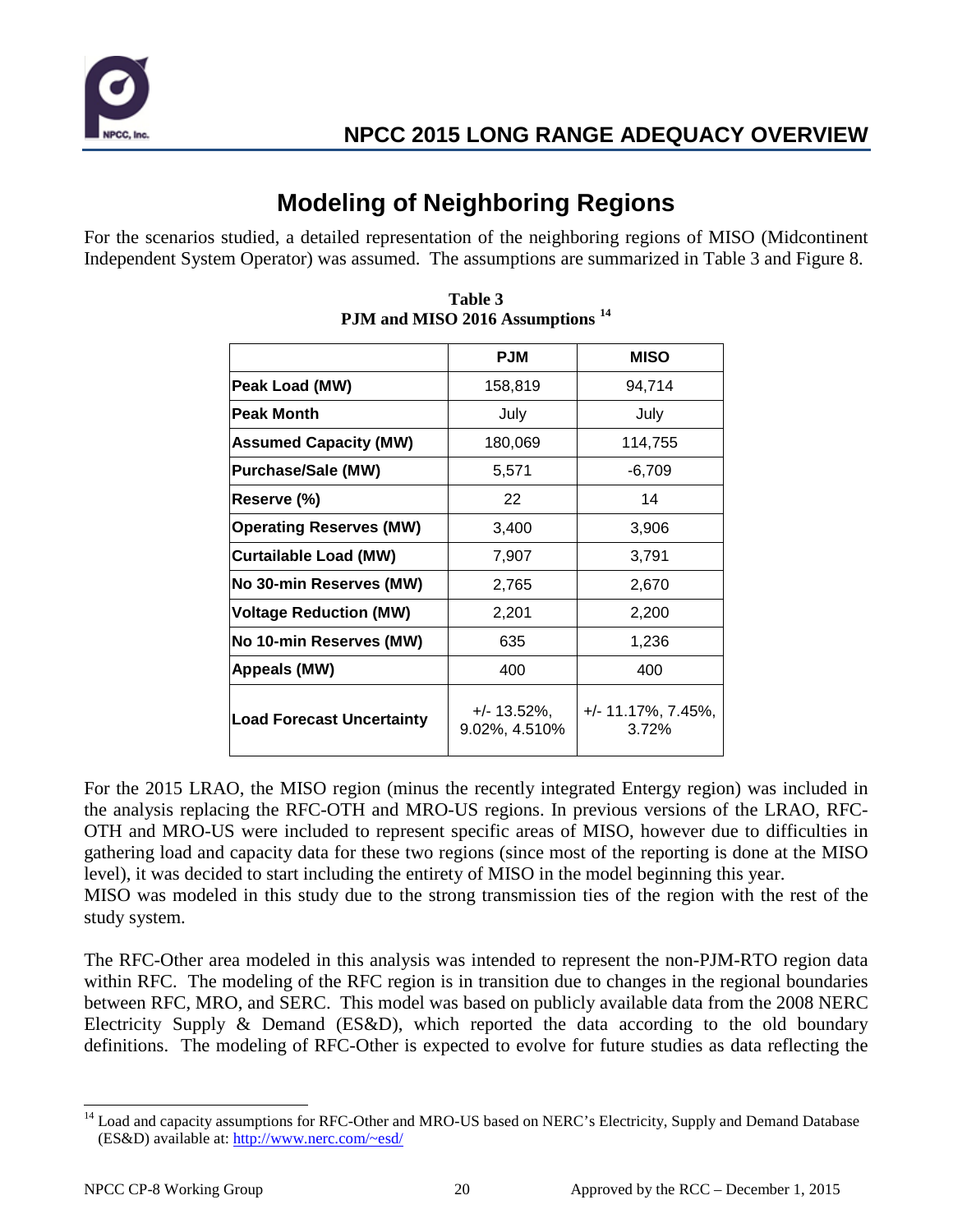# Modeling of Neighboring Regions

For the scenarios studied, a detailed representation of the neighboring regions of MISO (Midcontinent Independent System Operator) was assumed. The assumptions are summarized in Table 3 and Figure 8.

**Table 3**
**PJM and MISO 2016 Assumptions [14]**

| | PJM | MISO |
|---|---|---|
| **Peak Load (MW)** | 158,819 | 94,714 |
| **Peak Month** | July | July |
| **Assumed Capacity (MW)** | 180,069 | 114,755 |
| **Purchase/Sale (MW)** | 5,571 | -6,709 |
| **Reserve (%)** | 22 | 14 |
| **Operating Reserves (MW)** | 3,400 | 3,906 |
| **Curtailable Load (MW)** | 7,907 | 3,791 |
| **No 30-min Reserves (MW)** | 2,765 | 2,670 |
| **Voltage Reduction (MW)** | 2,201 | 2,200 |
| **No 10-min Reserves (MW)** | 635 | 1,236 |
| **Appeals (MW)** | 400 | 400 |
| **Load Forecast Uncertainty** | +/- 13.52%, 9.02%, 4.510% | +/- 11.17%, 7.45%, 3.72% |

For the 2015 LRAO, the MISO region (minus the recently integrated Entergy region) was included in the analysis replacing the RFC-OTH and MRO-US regions. In previous versions of the LRAO, RFC-OTH and MRO-US were included to represent specific areas of MISO, however due to difficulties in gathering load and capacity data for these two regions (since most of the reporting is done at the MISO level), it was decided to start including the entirety of MISO in the model beginning this year.
MISO was modeled in this study due to the strong transmission ties of the region with the rest of the study system.

The RFC-Other area modeled in this analysis was intended to represent the non-PJM-RTO region data within RFC. The modeling of the RFC region is in transition due to changes in the regional boundaries between RFC, MRO, and SERC. This model was based on publicly available data from the 2008 NERC Electricity Supply & Demand (ES&D), which reported the data according to the old boundary definitions. The modeling of RFC-Other is expected to evolve for future studies as data reflecting the

[14] Load and capacity assumptions for RFC-Other and MRO-US based on NERC's Electricity, Supply and Demand Database (ES&D) available at: http://www.nerc.com/~esd/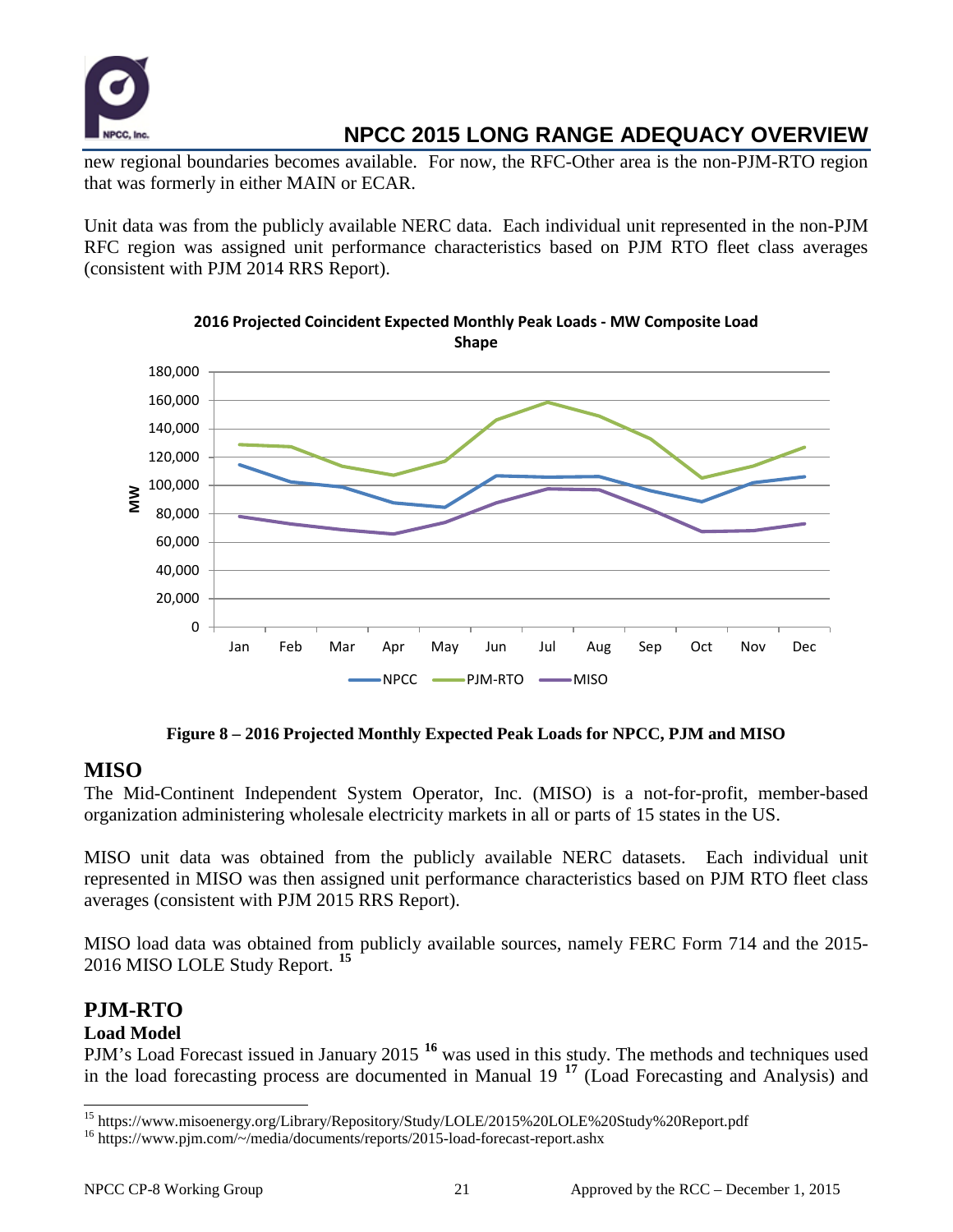new regional boundaries becomes available. For now, the RFC-Other area is the non-PJM-RTO region that was formerly in either MAIN or ECAR.

Unit data was from the publicly available NERC data. Each individual unit represented in the non-PJM RFC region was assigned unit performance characteristics based on PJM RTO fleet class averages (consistent with PJM 2014 RRS Report).

**Figure 8 – 2016 Projected Monthly Expected Peak Loads for NPCC, PJM and MISO**

## MISO

The Mid-Continent Independent System Operator, Inc. (MISO) is a not-for-profit, member-based organization administering wholesale electricity markets in all or parts of 15 states in the US.

MISO unit data was obtained from the publicly available NERC datasets. Each individual unit represented in MISO was then assigned unit performance characteristics based on PJM RTO fleet class averages (consistent with PJM 2015 RRS Report).

MISO load data was obtained from publicly available sources, namely FERC Form 714 and the 2015-2016 MISO LOLE Study Report. [15]

## PJM-RTO

### Load Model

PJM's Load Forecast issued in January 2015 [16] was used in this study. The methods and techniques used in the load forecasting process are documented in Manual 19 [17] (Load Forecasting and Analysis) and

---

[15] https://www.misoenergy.org/Library/Repository/Study/LOLE/2015%20LOLE%20Study%20Report.pdf

[16] https://www.pjm.com/~/media/documents/reports/2015-load-forecast-report.ashx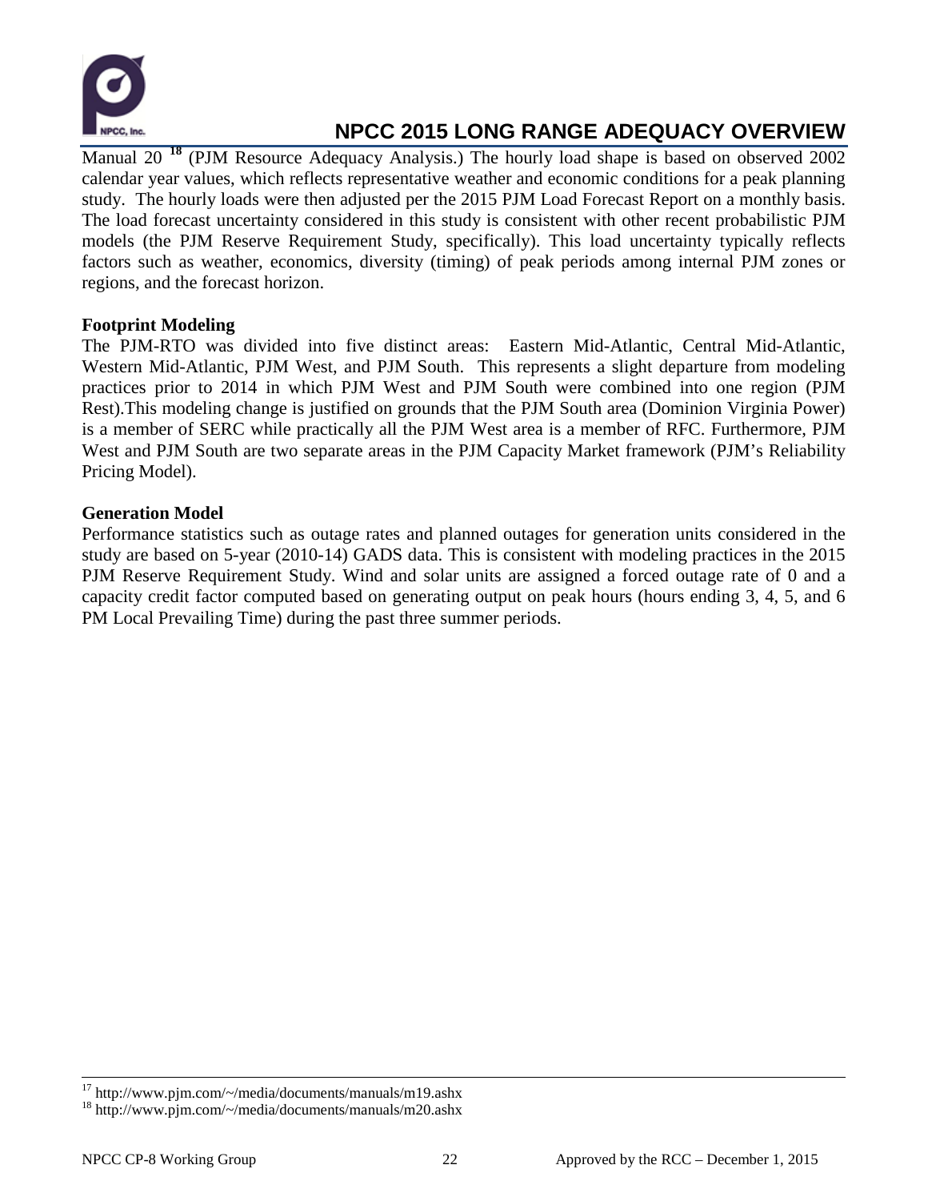Manual 20 [18] (PJM Resource Adequacy Analysis.) The hourly load shape is based on observed 2002 calendar year values, which reflects representative weather and economic conditions for a peak planning study. The hourly loads were then adjusted per the 2015 PJM Load Forecast Report on a monthly basis. The load forecast uncertainty considered in this study is consistent with other recent probabilistic PJM models (the PJM Reserve Requirement Study, specifically). This load uncertainty typically reflects factors such as weather, economics, diversity (timing) of peak periods among internal PJM zones or regions, and the forecast horizon.

**Footprint Modeling**

The PJM-RTO was divided into five distinct areas: Eastern Mid-Atlantic, Central Mid-Atlantic, Western Mid-Atlantic, PJM West, and PJM South. This represents a slight departure from modeling practices prior to 2014 in which PJM West and PJM South were combined into one region (PJM Rest).This modeling change is justified on grounds that the PJM South area (Dominion Virginia Power) is a member of SERC while practically all the PJM West area is a member of RFC. Furthermore, PJM West and PJM South are two separate areas in the PJM Capacity Market framework (PJM's Reliability Pricing Model).

**Generation Model**

Performance statistics such as outage rates and planned outages for generation units considered in the study are based on 5-year (2010-14) GADS data. This is consistent with modeling practices in the 2015 PJM Reserve Requirement Study. Wind and solar units are assigned a forced outage rate of 0 and a capacity credit factor computed based on generating output on peak hours (hours ending 3, 4, 5, and 6 PM Local Prevailing Time) during the past three summer periods.

---

[17] http://www.pjm.com/~/media/documents/manuals/m19.ashx

[18] http://www.pjm.com/~/media/documents/manuals/m20.ashx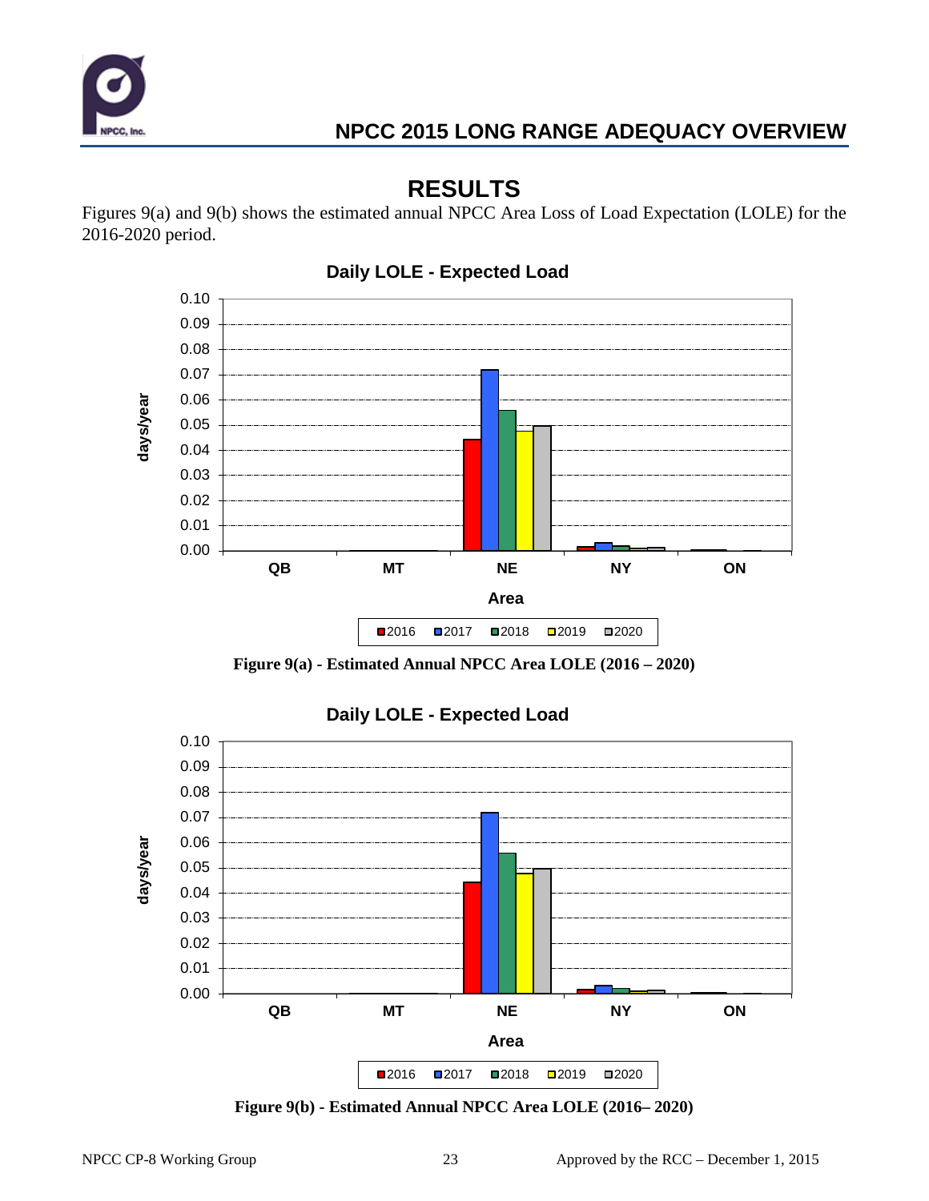## RESULTS

Figures 9(a) and 9(b) shows the estimated annual NPCC Area Loss of Load Expectation (LOLE) for the 2016-2020 period.

**Figure 9(a) - Estimated Annual NPCC Area LOLE (2016 – 2020)**

**Figure 9(b) - Estimated Annual NPCC Area LOLE (2016– 2020)**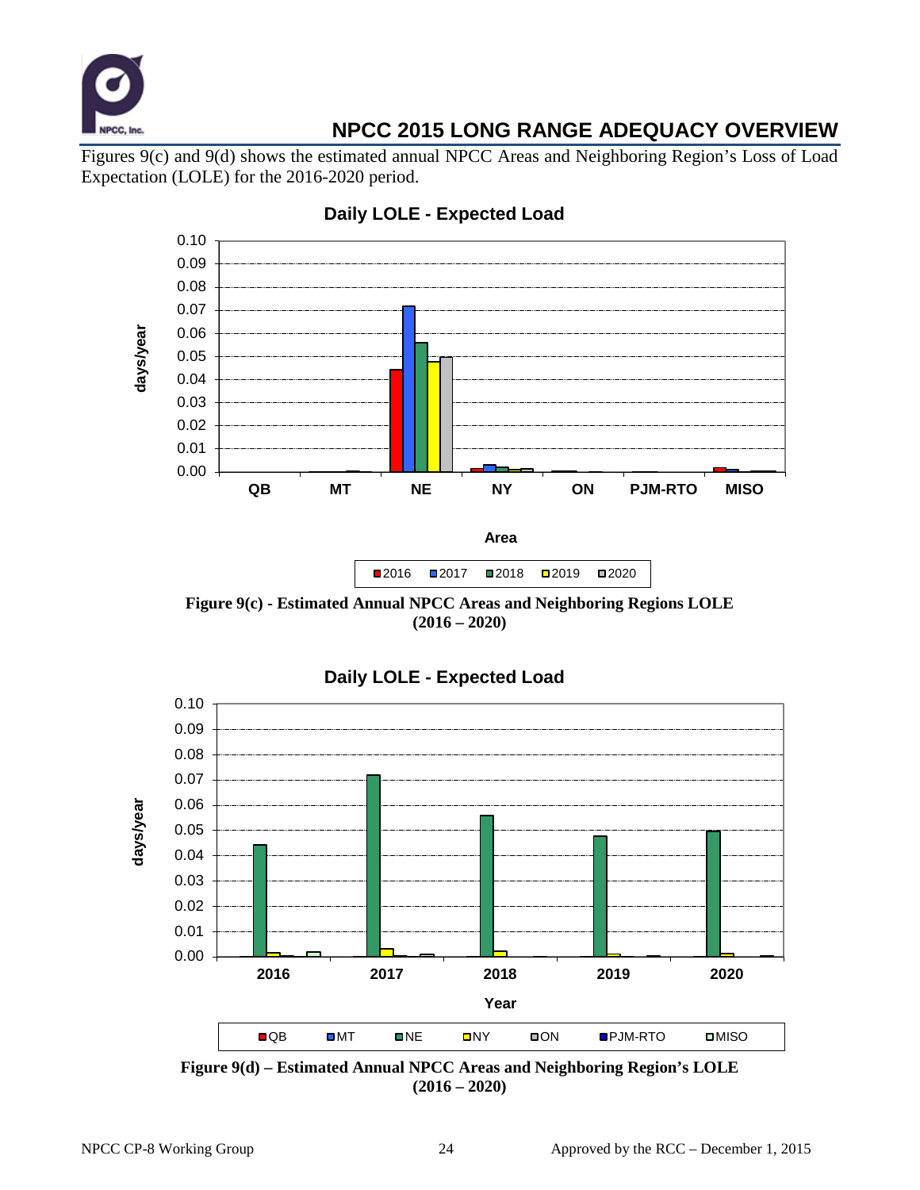Figures 9(c) and 9(d) shows the estimated annual NPCC Areas and Neighboring Region's Loss of Load Expectation (LOLE) for the 2016-2020 period.

**Figure 9(c) - Estimated Annual NPCC Areas and Neighboring Regions LOLE (2016 – 2020)**

**Figure 9(d) – Estimated Annual NPCC Areas and Neighboring Region's LOLE (2016 – 2020)**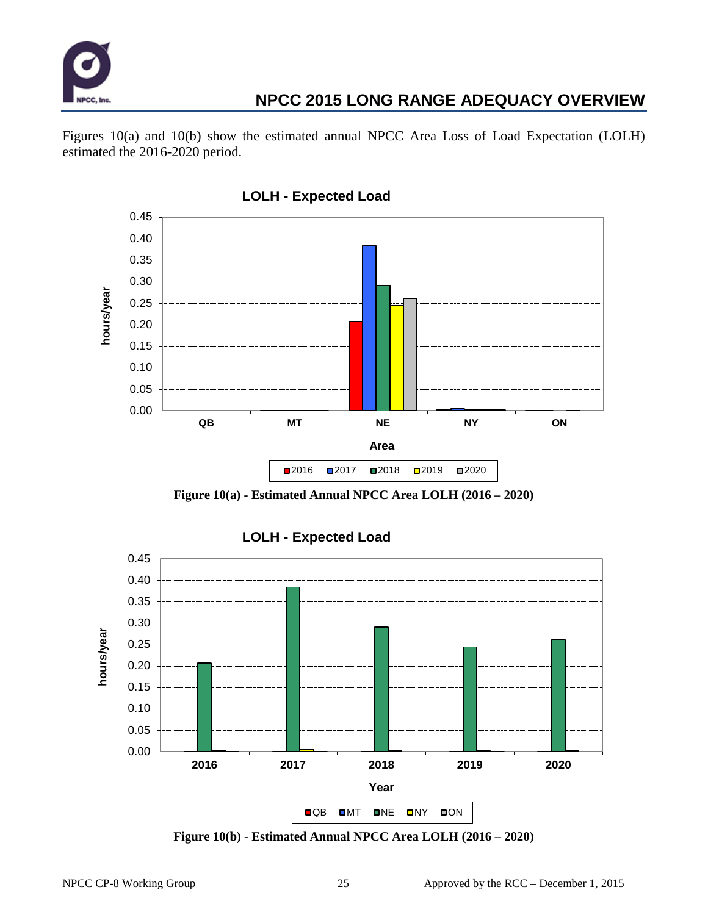Figures 10(a) and 10(b) show the estimated annual NPCC Area Loss of Load Expectation (LOLH) estimated the 2016-2020 period.

**Figure 10(a) - Estimated Annual NPCC Area LOLH (2016 – 2020)**

**Figure 10(b) - Estimated Annual NPCC Area LOLH (2016 – 2020)**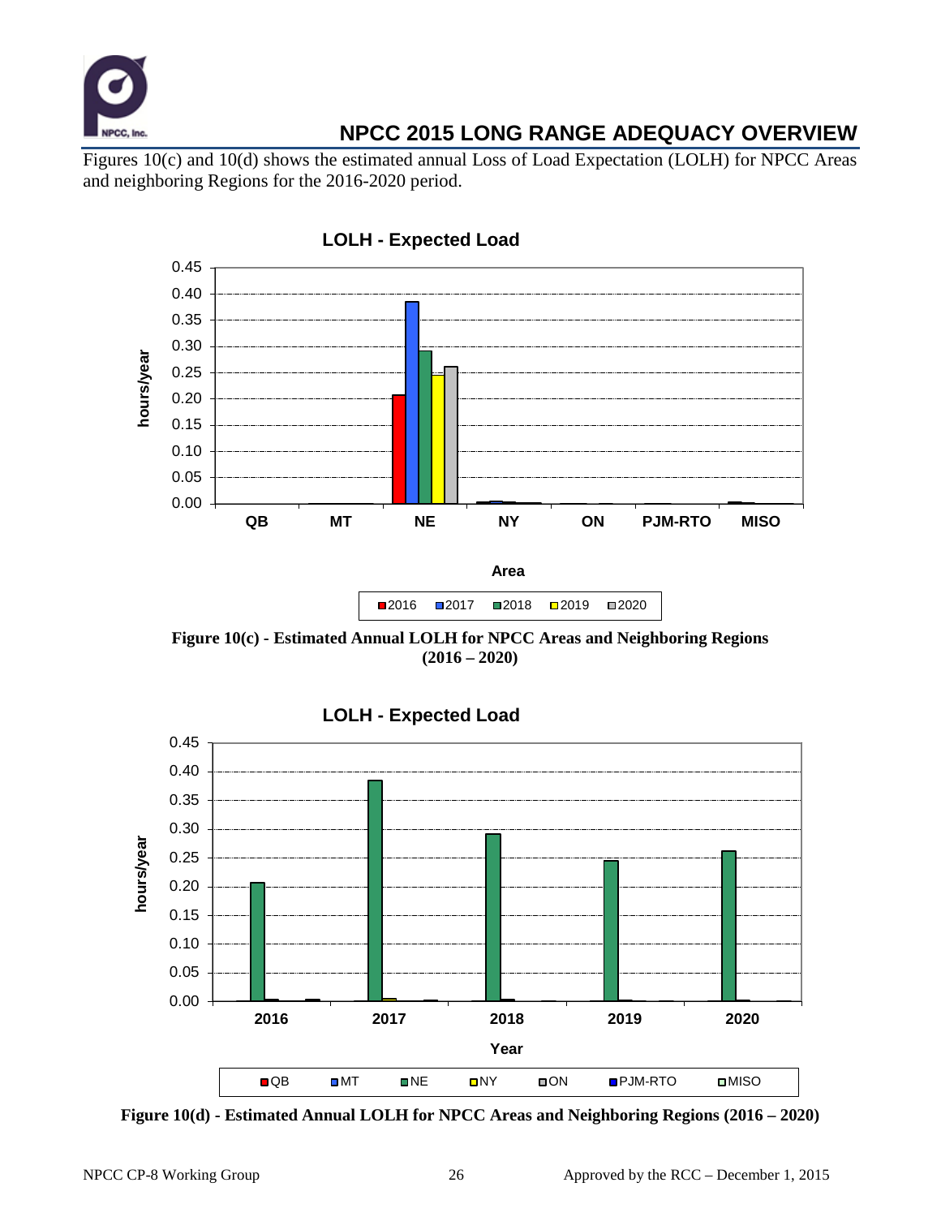Figures 10(c) and 10(d) shows the estimated annual Loss of Load Expectation (LOLH) for NPCC Areas and neighboring Regions for the 2016-2020 period.

**Figure 10(c) - Estimated Annual LOLH for NPCC Areas and Neighboring Regions (2016 – 2020)**

**Figure 10(d) - Estimated Annual LOLH for NPCC Areas and Neighboring Regions (2016 – 2020)**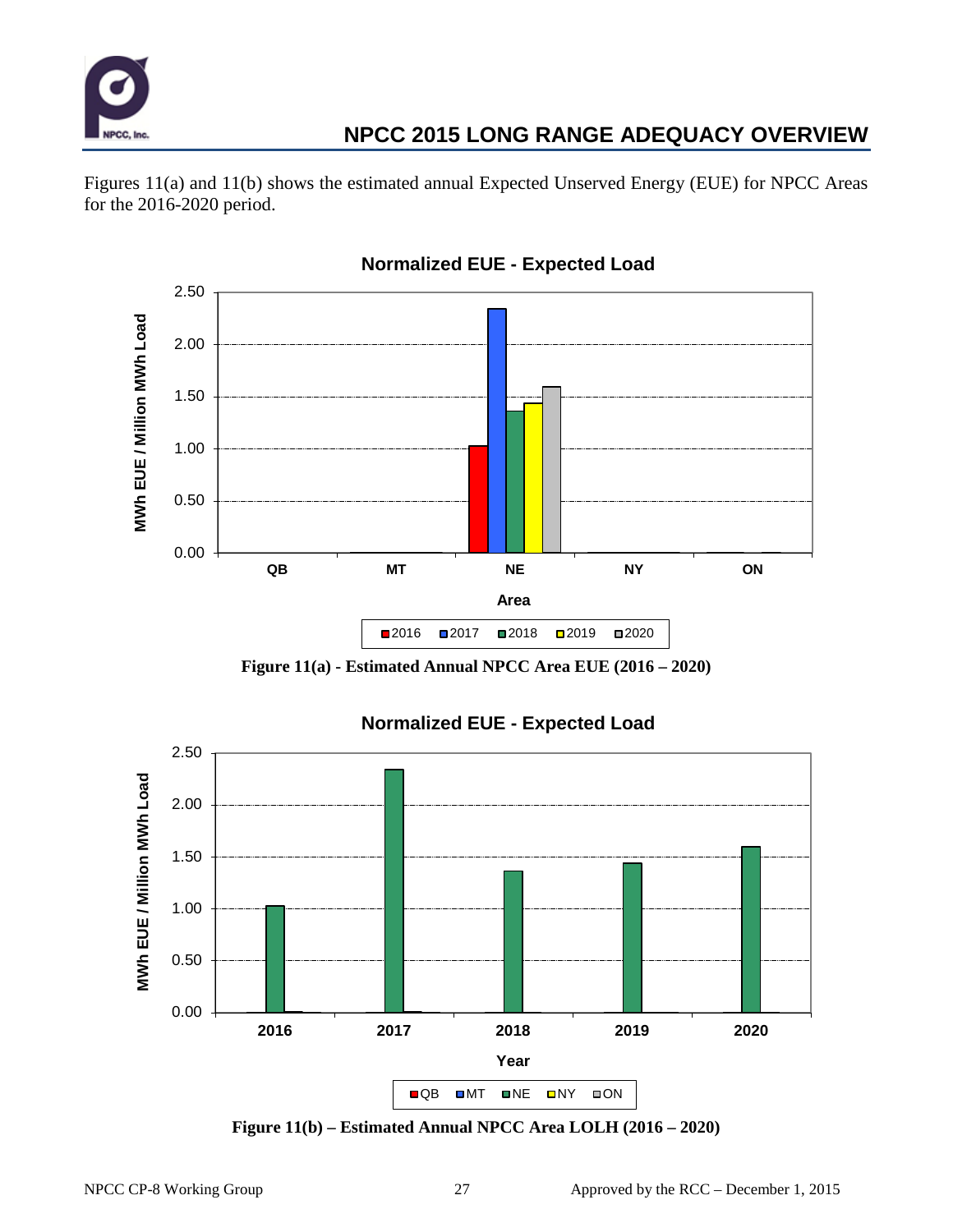Figures 11(a) and 11(b) shows the estimated annual Expected Unserved Energy (EUE) for NPCC Areas for the 2016-2020 period.

**Figure 11(a) - Estimated Annual NPCC Area EUE (2016 – 2020)**

**Figure 11(b) – Estimated Annual NPCC Area LOLH (2016 – 2020)**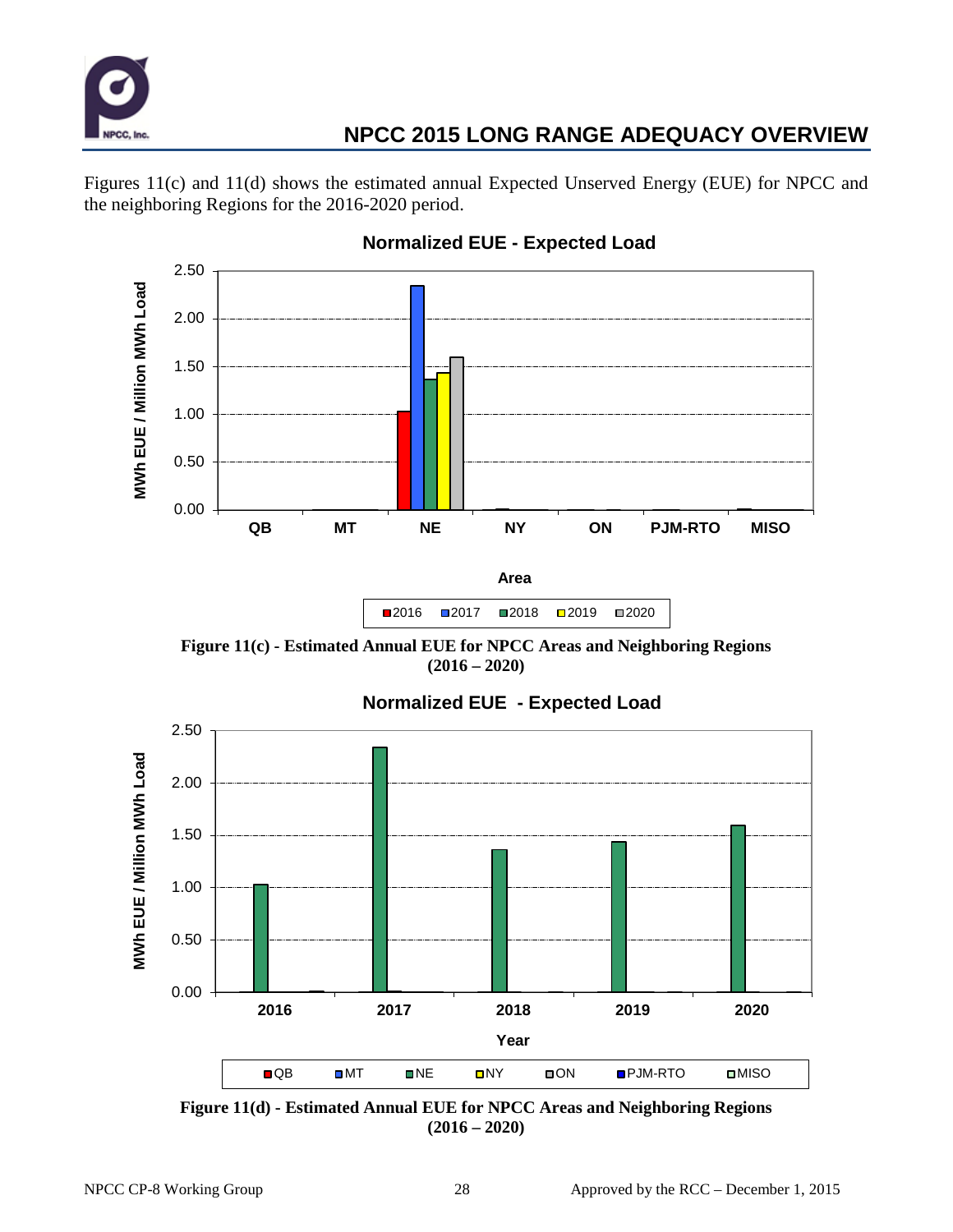Figures 11(c) and 11(d) shows the estimated annual Expected Unserved Energy (EUE) for NPCC and the neighboring Regions for the 2016-2020 period.

**Figure 11(c) - Estimated Annual EUE for NPCC Areas and Neighboring Regions (2016 – 2020)**

**Figure 11(d) - Estimated Annual EUE for NPCC Areas and Neighboring Regions (2016 – 2020)**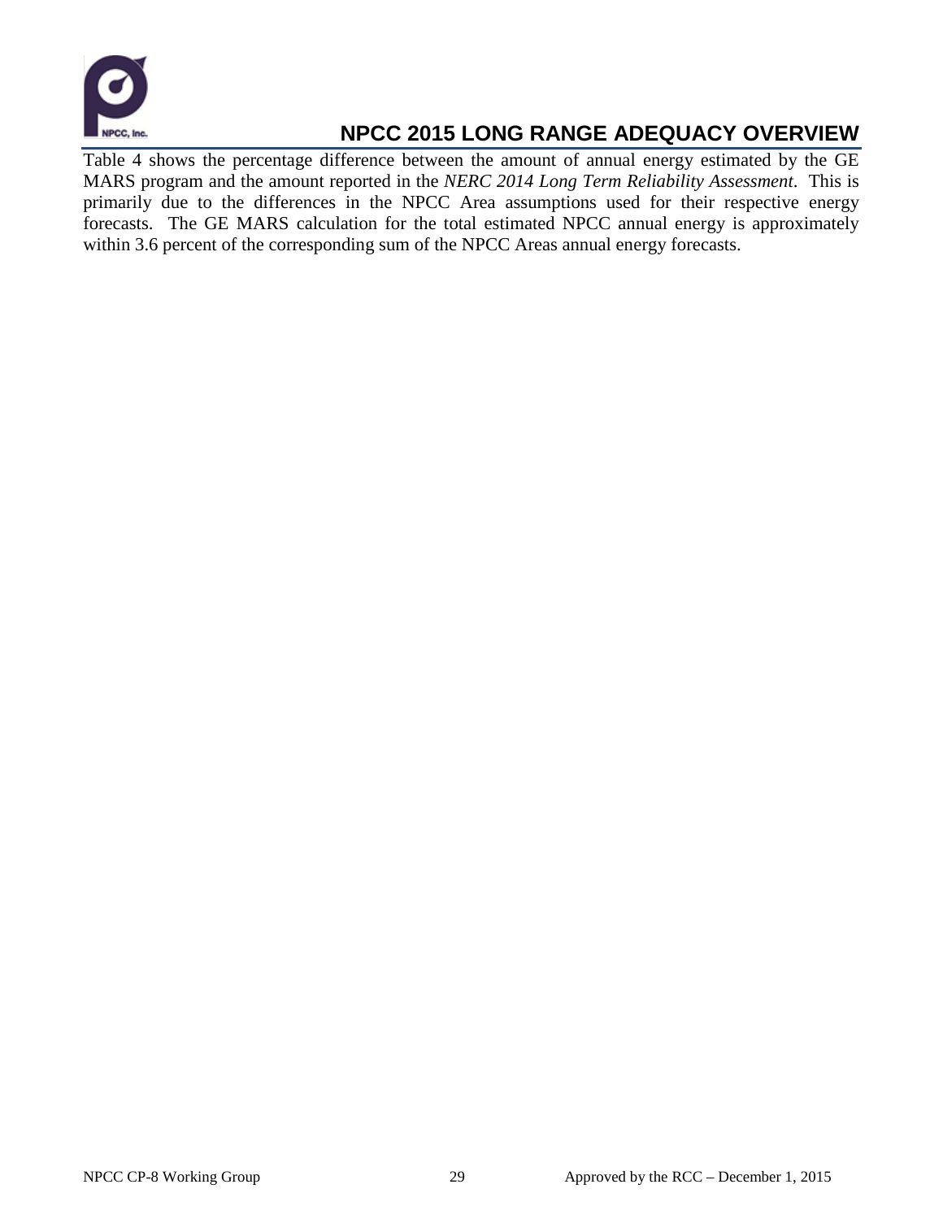Table 4 shows the percentage difference between the amount of annual energy estimated by the GE MARS program and the amount reported in the *NERC 2014 Long Term Reliability Assessment*. This is primarily due to the differences in the NPCC Area assumptions used for their respective energy forecasts. The GE MARS calculation for the total estimated NPCC annual energy is approximately within 3.6 percent of the corresponding sum of the NPCC Areas annual energy forecasts.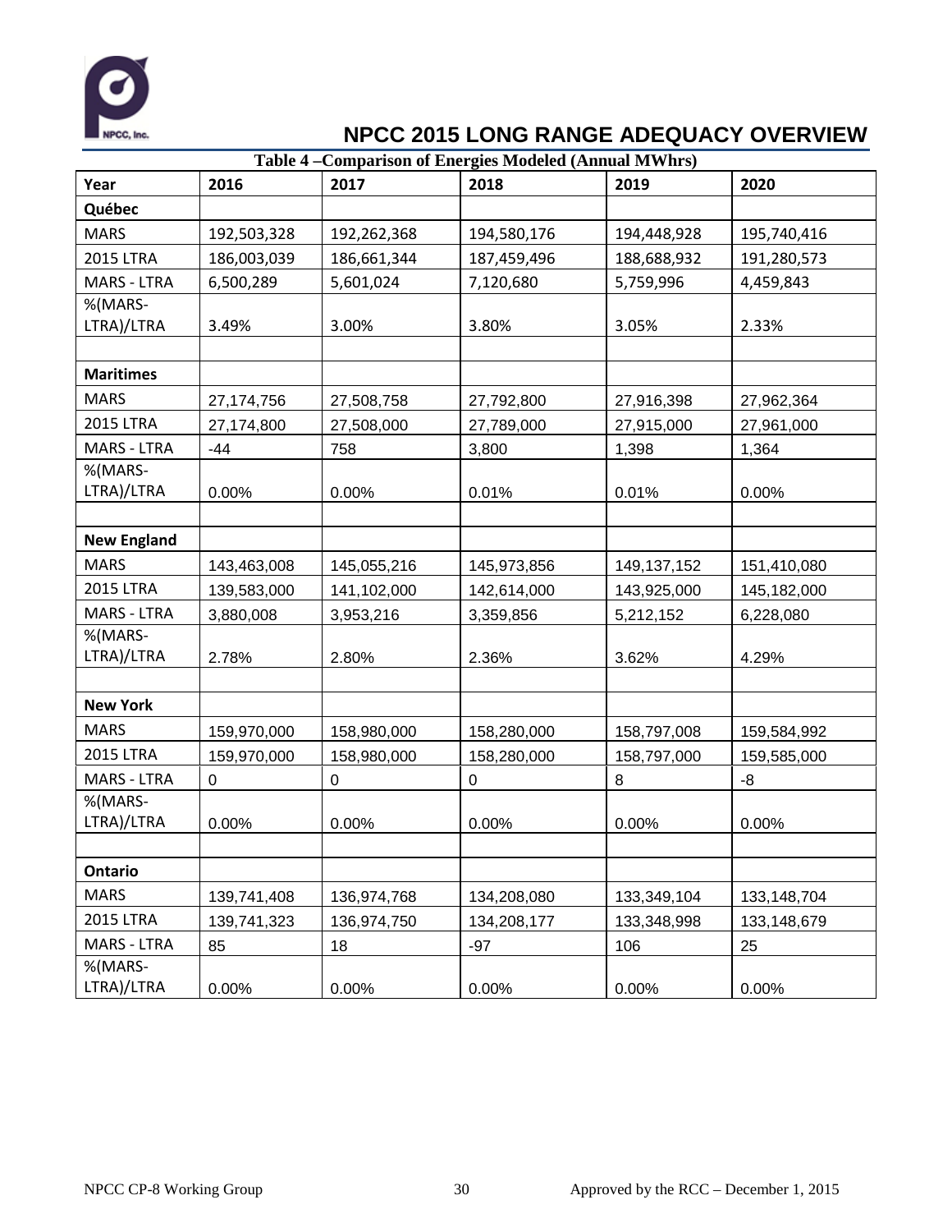**Table 4 –Comparison of Energies Modeled (Annual MWhrs)**

| Year | 2016 | 2017 | 2018 | 2019 | 2020 |
|---|---|---|---|---|---|
| **Québec** | | | | | |
| MARS | 192,503,328 | 192,262,368 | 194,580,176 | 194,448,928 | 195,740,416 |
| 2015 LTRA | 186,003,039 | 186,661,344 | 187,459,496 | 188,688,932 | 191,280,573 |
| MARS - LTRA | 6,500,289 | 5,601,024 | 7,120,680 | 5,759,996 | 4,459,843 |
| %(MARS-LTRA)/LTRA | 3.49% | 3.00% | 3.80% | 3.05% | 2.33% |
| | | | | | |
| **Maritimes** | | | | | |
| MARS | 27,174,756 | 27,508,758 | 27,792,800 | 27,916,398 | 27,962,364 |
| 2015 LTRA | 27,174,800 | 27,508,000 | 27,789,000 | 27,915,000 | 27,961,000 |
| MARS - LTRA | -44 | 758 | 3,800 | 1,398 | 1,364 |
| %(MARS-LTRA)/LTRA | 0.00% | 0.00% | 0.01% | 0.01% | 0.00% |
| | | | | | |
| **New England** | | | | | |
| MARS | 143,463,008 | 145,055,216 | 145,973,856 | 149,137,152 | 151,410,080 |
| 2015 LTRA | 139,583,000 | 141,102,000 | 142,614,000 | 143,925,000 | 145,182,000 |
| MARS - LTRA | 3,880,008 | 3,953,216 | 3,359,856 | 5,212,152 | 6,228,080 |
| %(MARS-LTRA)/LTRA | 2.78% | 2.80% | 2.36% | 3.62% | 4.29% |
| | | | | | |
| **New York** | | | | | |
| MARS | 159,970,000 | 158,980,000 | 158,280,000 | 158,797,008 | 159,584,992 |
| 2015 LTRA | 159,970,000 | 158,980,000 | 158,280,000 | 158,797,000 | 159,585,000 |
| MARS - LTRA | 0 | 0 | 0 | 8 | -8 |
| %(MARS-LTRA)/LTRA | 0.00% | 0.00% | 0.00% | 0.00% | 0.00% |
| | | | | | |
| **Ontario** | | | | | |
| MARS | 139,741,408 | 136,974,768 | 134,208,080 | 133,349,104 | 133,148,704 |
| 2015 LTRA | 139,741,323 | 136,974,750 | 134,208,177 | 133,348,998 | 133,148,679 |
| MARS - LTRA | 85 | 18 | -97 | 106 | 25 |
| %(MARS-LTRA)/LTRA | 0.00% | 0.00% | 0.00% | 0.00% | 0.00% |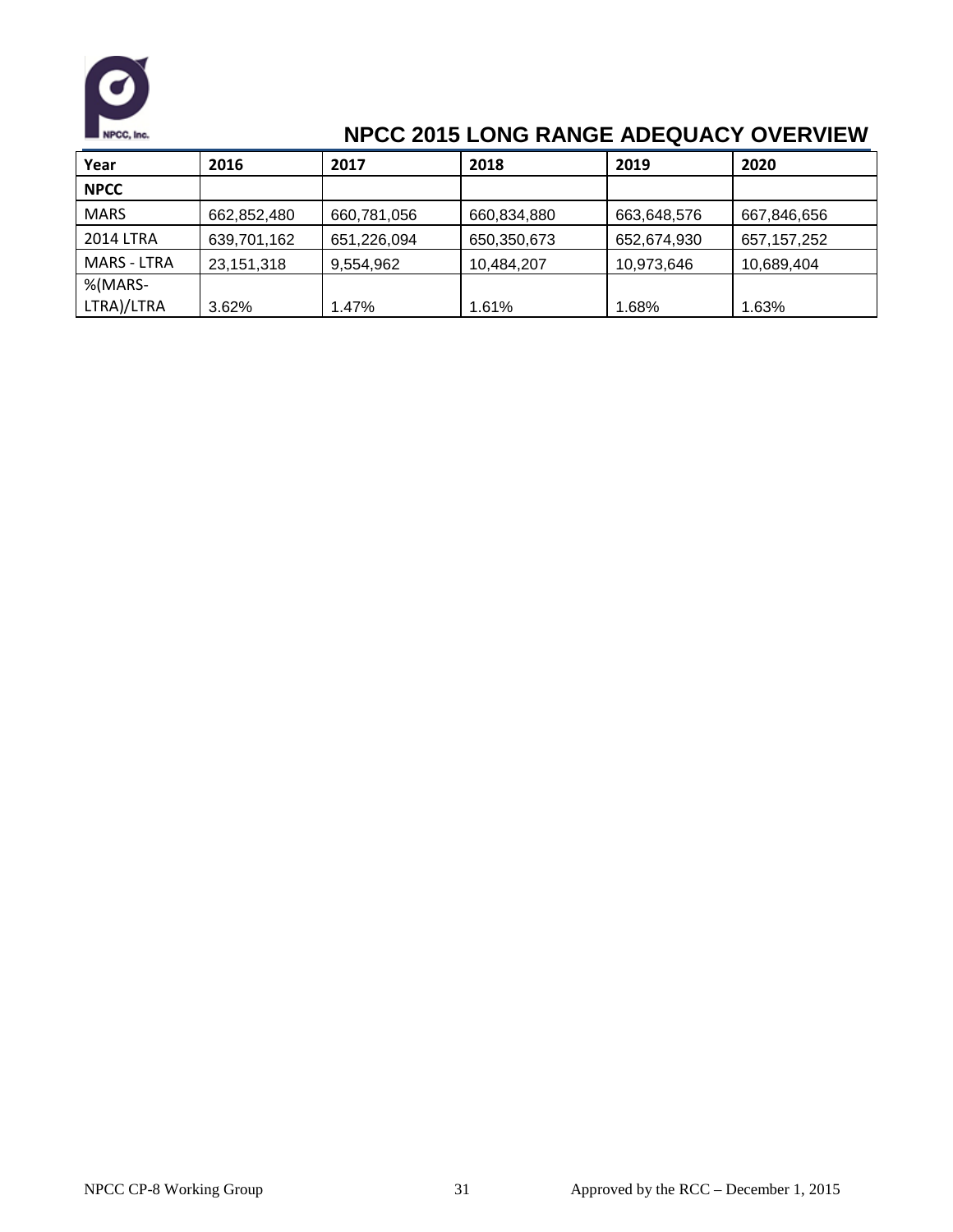| Year | 2016 | 2017 | 2018 | 2019 | 2020 |
|---|---|---|---|---|---|
| **NPCC** | | | | | |
| MARS | 662,852,480 | 660,781,056 | 660,834,880 | 663,648,576 | 667,846,656 |
| 2014 LTRA | 639,701,162 | 651,226,094 | 650,350,673 | 652,674,930 | 657,157,252 |
| MARS - LTRA | 23,151,318 | 9,554,962 | 10,484,207 | 10,973,646 | 10,689,404 |
| %(MARS-LTRA)/LTRA | 3.62% | 1.47% | 1.61% | 1.68% | 1.63% |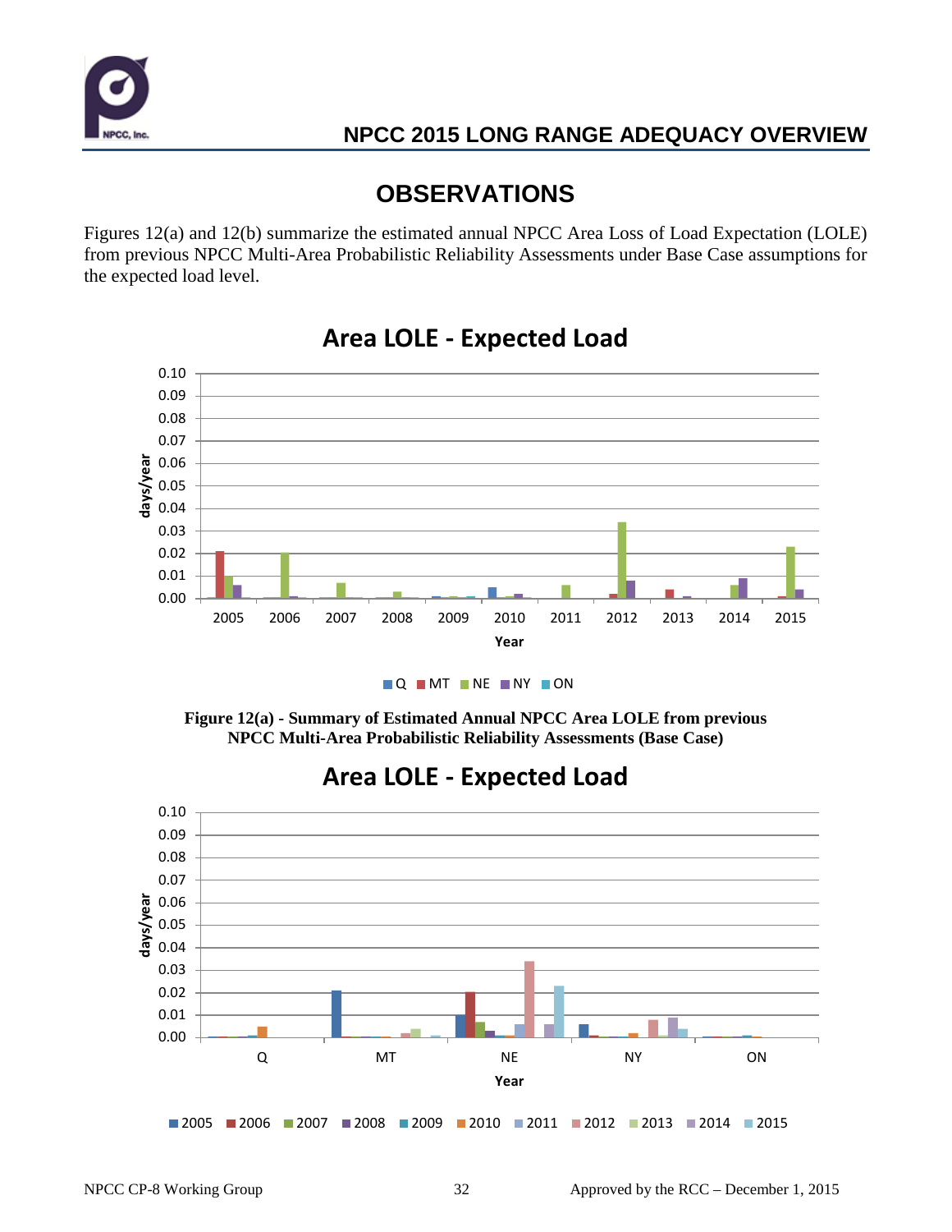## OBSERVATIONS

Figures 12(a) and 12(b) summarize the estimated annual NPCC Area Loss of Load Expectation (LOLE) from previous NPCC Multi-Area Probabilistic Reliability Assessments under Base Case assumptions for the expected load level.

**Figure 12(a) - Summary of Estimated Annual NPCC Area LOLE from previous NPCC Multi-Area Probabilistic Reliability Assessments (Base Case)**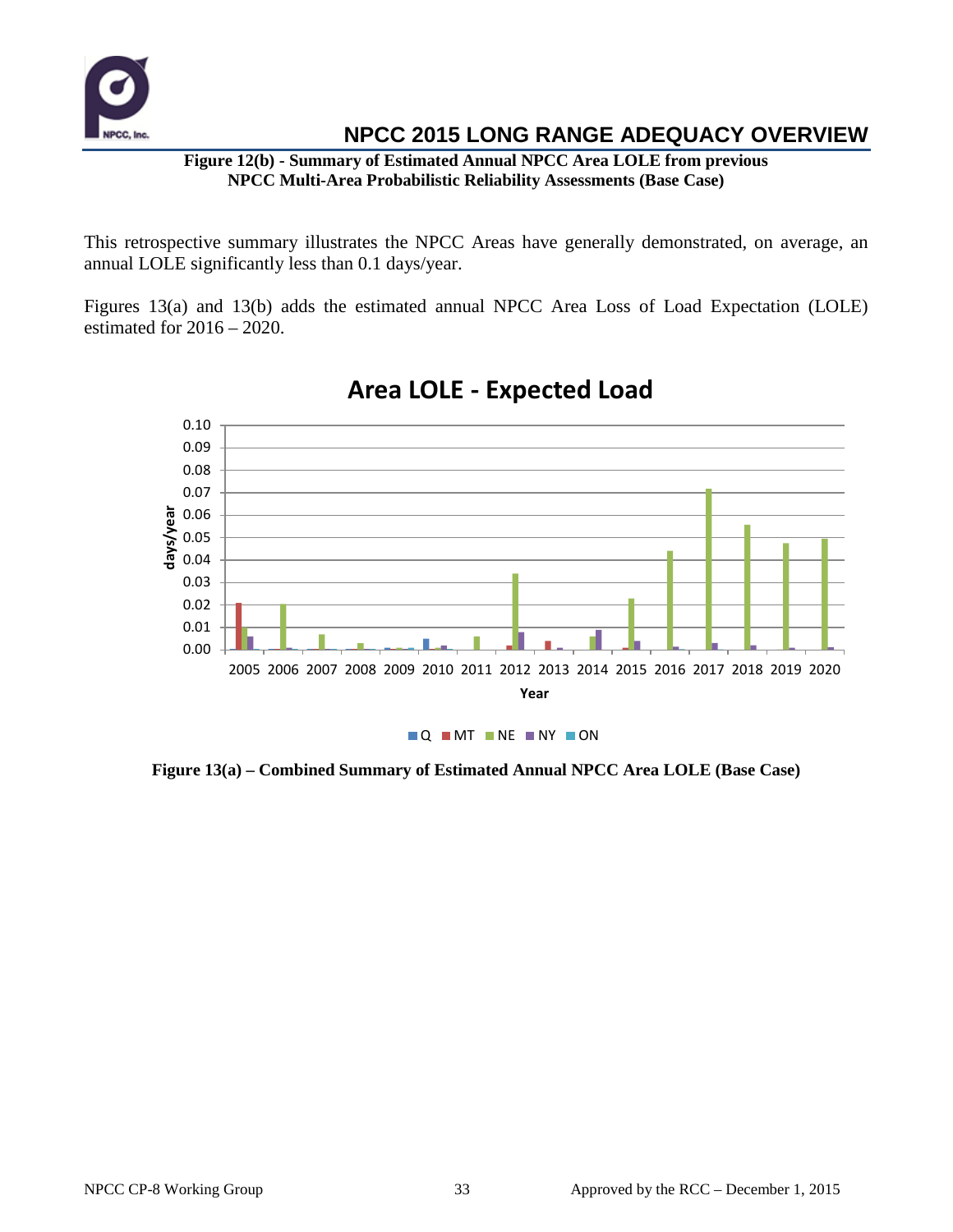**Figure 12(b) - Summary of Estimated Annual NPCC Area LOLE from previous NPCC Multi-Area Probabilistic Reliability Assessments (Base Case)**

This retrospective summary illustrates the NPCC Areas have generally demonstrated, on average, an annual LOLE significantly less than 0.1 days/year.

Figures 13(a) and 13(b) adds the estimated annual NPCC Area Loss of Load Expectation (LOLE) estimated for 2016 – 2020.

**Figure 13(a) – Combined Summary of Estimated Annual NPCC Area LOLE (Base Case)**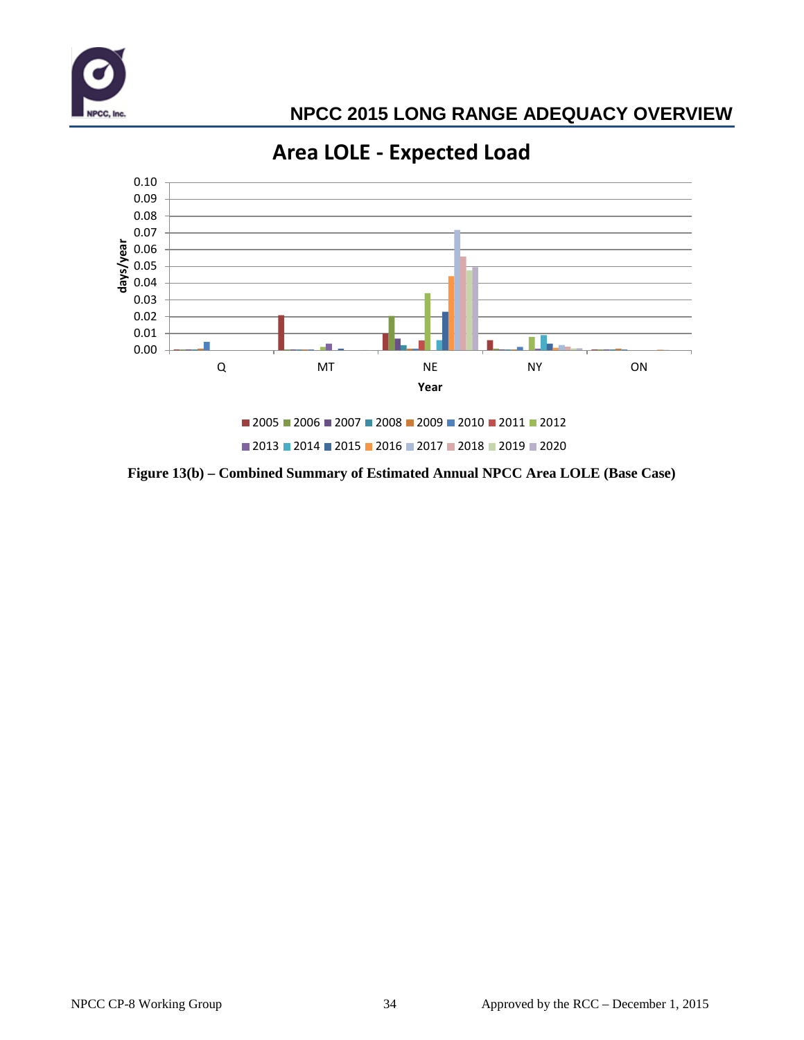Area LOLE - Expected Load

Figure 13(b) – Combined Summary of Estimated Annual NPCC Area LOLE (Base Case)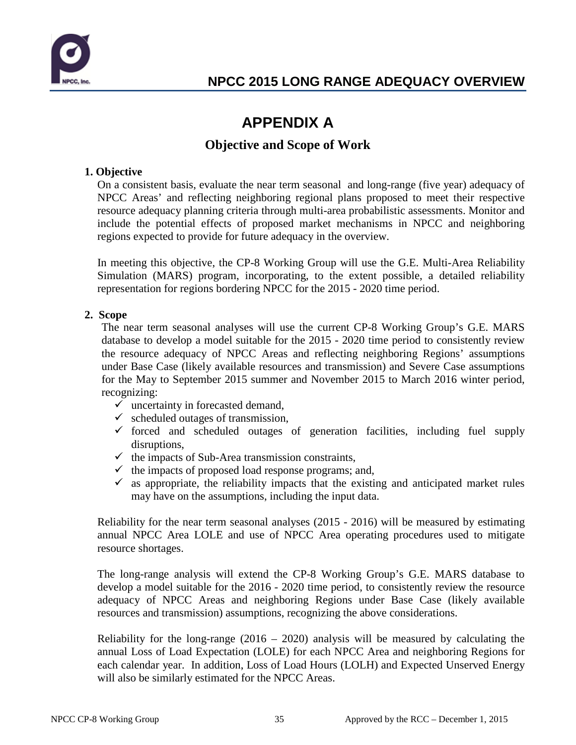# APPENDIX A

## Objective and Scope of Work

**1. Objective**

On a consistent basis, evaluate the near term seasonal and long-range (five year) adequacy of NPCC Areas' and reflecting neighboring regional plans proposed to meet their respective resource adequacy planning criteria through multi-area probabilistic assessments. Monitor and include the potential effects of proposed market mechanisms in NPCC and neighboring regions expected to provide for future adequacy in the overview.

In meeting this objective, the CP-8 Working Group will use the G.E. Multi-Area Reliability Simulation (MARS) program, incorporating, to the extent possible, a detailed reliability representation for regions bordering NPCC for the 2015 - 2020 time period.

**2. Scope**

The near term seasonal analyses will use the current CP-8 Working Group's G.E. MARS database to develop a model suitable for the 2015 - 2020 time period to consistently review the resource adequacy of NPCC Areas and reflecting neighboring Regions' assumptions under Base Case (likely available resources and transmission) and Severe Case assumptions for the May to September 2015 summer and November 2015 to March 2016 winter period, recognizing:

- ✓ uncertainty in forecasted demand,
- ✓ scheduled outages of transmission,
- ✓ forced and scheduled outages of generation facilities, including fuel supply disruptions,
- ✓ the impacts of Sub-Area transmission constraints,
- ✓ the impacts of proposed load response programs; and,
- ✓ as appropriate, the reliability impacts that the existing and anticipated market rules may have on the assumptions, including the input data.

Reliability for the near term seasonal analyses (2015 - 2016) will be measured by estimating annual NPCC Area LOLE and use of NPCC Area operating procedures used to mitigate resource shortages.

The long-range analysis will extend the CP-8 Working Group's G.E. MARS database to develop a model suitable for the 2016 - 2020 time period, to consistently review the resource adequacy of NPCC Areas and neighboring Regions under Base Case (likely available resources and transmission) assumptions, recognizing the above considerations.

Reliability for the long-range (2016 – 2020) analysis will be measured by calculating the annual Loss of Load Expectation (LOLE) for each NPCC Area and neighboring Regions for each calendar year. In addition, Loss of Load Hours (LOLH) and Expected Unserved Energy will also be similarly estimated for the NPCC Areas.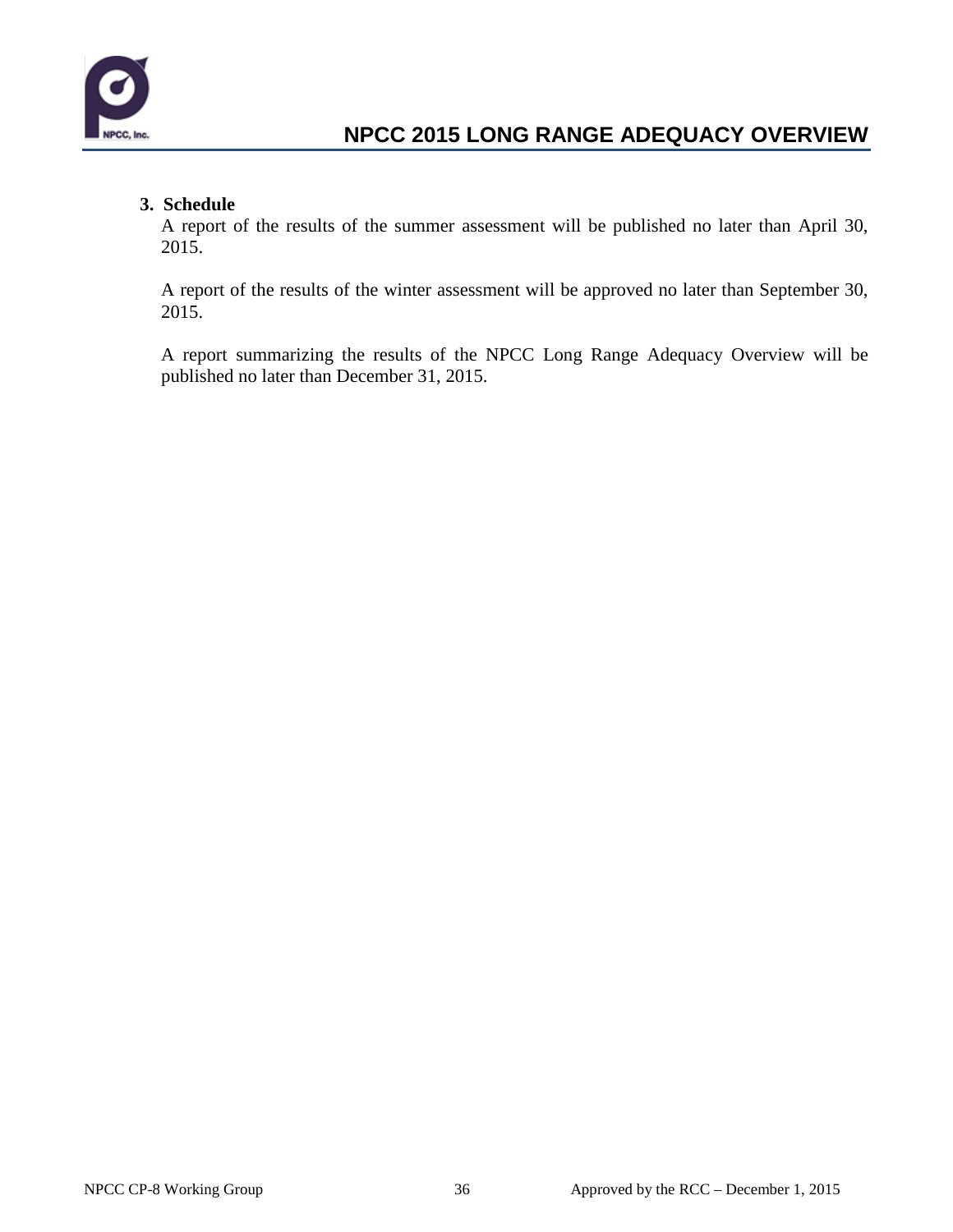3. **Schedule**

A report of the results of the summer assessment will be published no later than April 30, 2015.

A report of the results of the winter assessment will be approved no later than September 30, 2015.

A report summarizing the results of the NPCC Long Range Adequacy Overview will be published no later than December 31, 2015.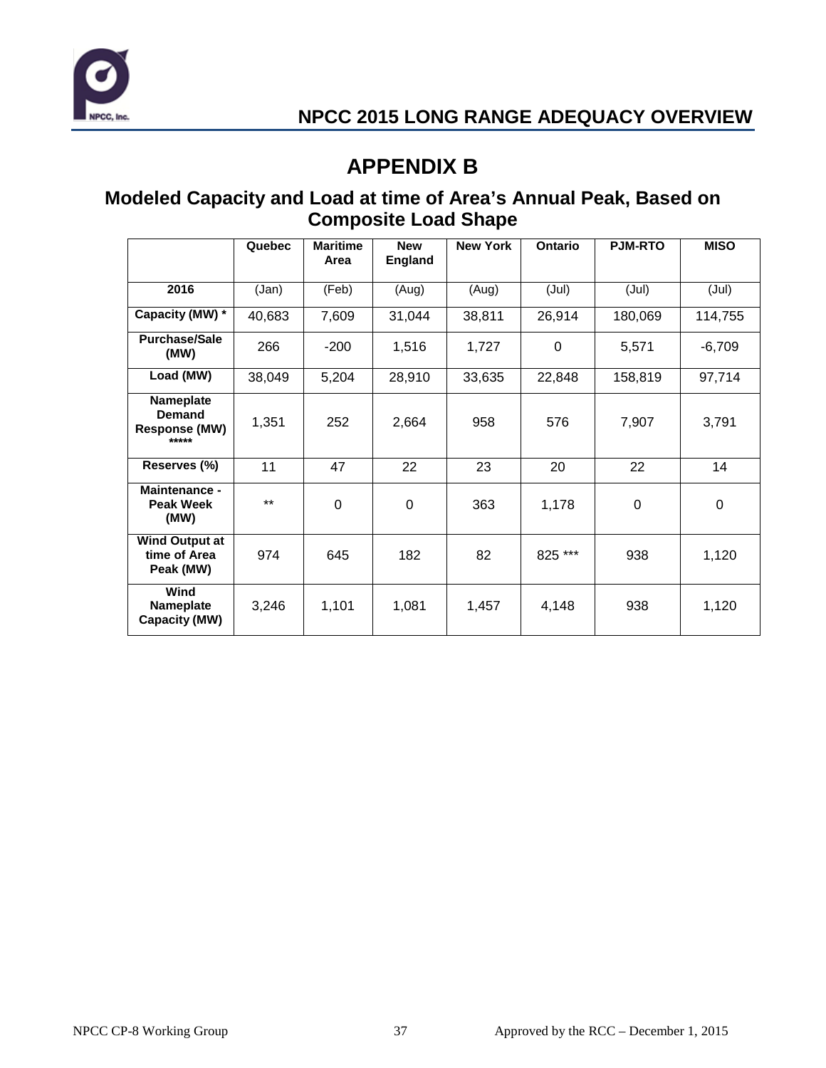# APPENDIX B

## Modeled Capacity and Load at time of Area's Annual Peak, Based on Composite Load Shape

| | Quebec | Maritime Area | New England | New York | Ontario | PJM-RTO | MISO |
|---|---|---|---|---|---|---|---|
| **2016** | (Jan) | (Feb) | (Aug) | (Aug) | (Jul) | (Jul) | (Jul) |
| **Capacity (MW) *** | 40,683 | 7,609 | 31,044 | 38,811 | 26,914 | 180,069 | 114,755 |
| **Purchase/Sale (MW)** | 266 | -200 | 1,516 | 1,727 | 0 | 5,571 | -6,709 |
| **Load (MW)** | 38,049 | 5,204 | 28,910 | 33,635 | 22,848 | 158,819 | 97,714 |
| **Nameplate Demand Response (MW) ***** | 1,351 | 252 | 2,664 | 958 | 576 | 7,907 | 3,791 |
| **Reserves (%)** | 11 | 47 | 22 | 23 | 20 | 22 | 14 |
| **Maintenance - Peak Week (MW)** | ** | 0 | 0 | 363 | 1,178 | 0 | 0 |
| **Wind Output at time of Area Peak (MW)** | 974 | 645 | 182 | 82 | 825 *** | 938 | 1,120 |
| **Wind Nameplate Capacity (MW)** | 3,246 | 1,101 | 1,081 | 1,457 | 4,148 | 938 | 1,120 |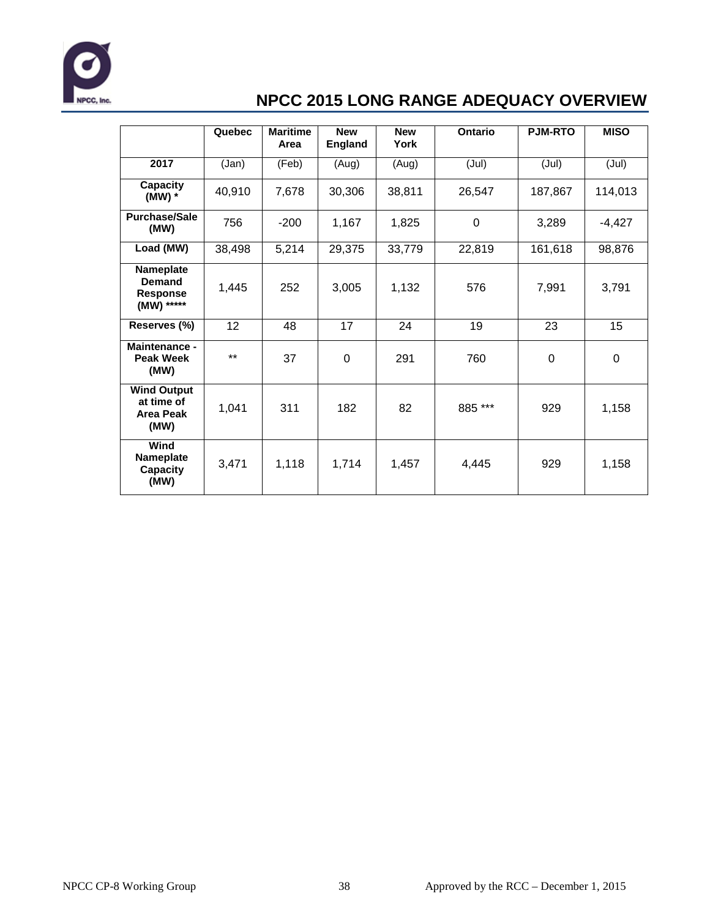# NPCC 2015 LONG RANGE ADEQUACY OVERVIEW

| | Quebec | Maritime Area | New England | New York | Ontario | PJM-RTO | MISO |
|---|---|---|---|---|---|---|---|
| 2017 | (Jan) | (Feb) | (Aug) | (Aug) | (Jul) | (Jul) | (Jul) |
| Capacity (MW) * | 40,910 | 7,678 | 30,306 | 38,811 | 26,547 | 187,867 | 114,013 |
| Purchase/Sale (MW) | 756 | -200 | 1,167 | 1,825 | 0 | 3,289 | -4,427 |
| Load (MW) | 38,498 | 5,214 | 29,375 | 33,779 | 22,819 | 161,618 | 98,876 |
| Nameplate Demand Response (MW) ***** | 1,445 | 252 | 3,005 | 1,132 | 576 | 7,991 | 3,791 |
| Reserves (%) | 12 | 48 | 17 | 24 | 19 | 23 | 15 |
| Maintenance - Peak Week (MW) | ** | 37 | 0 | 291 | 760 | 0 | 0 |
| Wind Output at time of Area Peak (MW) | 1,041 | 311 | 182 | 82 | 885 *** | 929 | 1,158 |
| Wind Nameplate Capacity (MW) | 3,471 | 1,118 | 1,714 | 1,457 | 4,445 | 929 | 1,158 |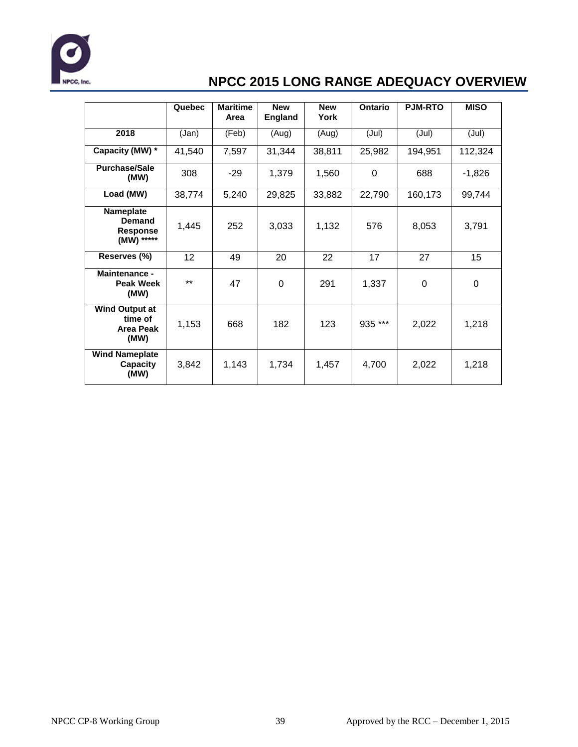| | Quebec | Maritime Area | New England | New York | Ontario | PJM-RTO | MISO |
|---|---|---|---|---|---|---|---|
| **2018** | (Jan) | (Feb) | (Aug) | (Aug) | (Jul) | (Jul) | (Jul) |
| **Capacity (MW) *** | 41,540 | 7,597 | 31,344 | 38,811 | 25,982 | 194,951 | 112,324 |
| **Purchase/Sale (MW)** | 308 | -29 | 1,379 | 1,560 | 0 | 688 | -1,826 |
| **Load (MW)** | 38,774 | 5,240 | 29,825 | 33,882 | 22,790 | 160,173 | 99,744 |
| **Nameplate Demand Response (MW) ******* | 1,445 | 252 | 3,033 | 1,132 | 576 | 8,053 | 3,791 |
| **Reserves (%)** | 12 | 49 | 20 | 22 | 17 | 27 | 15 |
| **Maintenance - Peak Week (MW)** | ** | 47 | 0 | 291 | 1,337 | 0 | 0 |
| **Wind Output at time of Area Peak (MW)** | 1,153 | 668 | 182 | 123 | 935 *** | 2,022 | 1,218 |
| **Wind Nameplate Capacity (MW)** | 3,842 | 1,143 | 1,734 | 1,457 | 4,700 | 2,022 | 1,218 |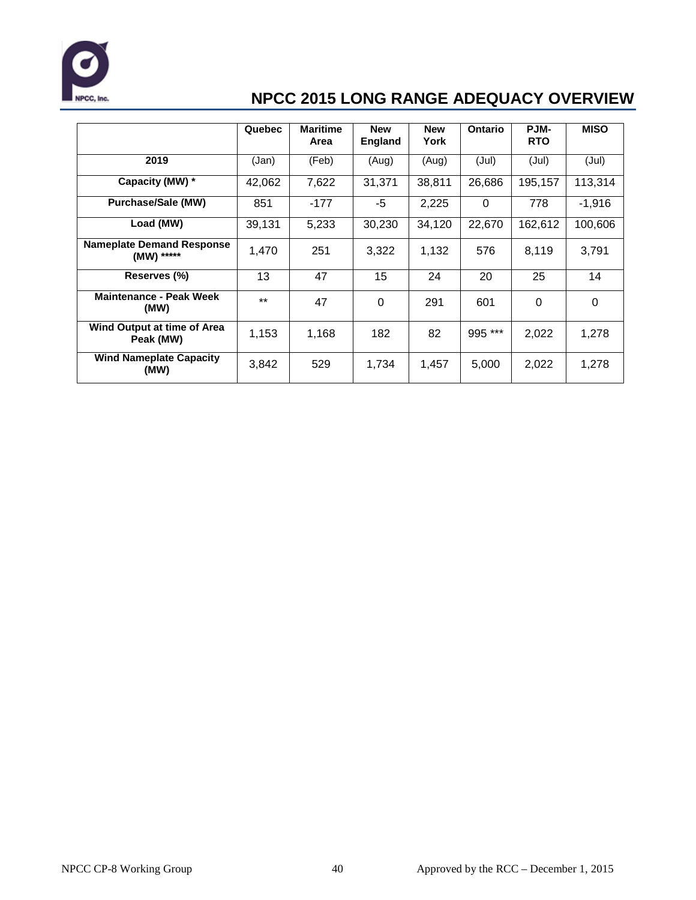## NPCC 2015 LONG RANGE ADEQUACY OVERVIEW

| | Quebec | Maritime Area | New England | New York | Ontario | PJM-RTO | MISO |
|---|---|---|---|---|---|---|---|
| **2019** | (Jan) | (Feb) | (Aug) | (Aug) | (Jul) | (Jul) | (Jul) |
| **Capacity (MW) *** | 42,062 | 7,622 | 31,371 | 38,811 | 26,686 | 195,157 | 113,314 |
| **Purchase/Sale (MW)** | 851 | -177 | -5 | 2,225 | 0 | 778 | -1,916 |
| **Load (MW)** | 39,131 | 5,233 | 30,230 | 34,120 | 22,670 | 162,612 | 100,606 |
| **Nameplate Demand Response (MW) ******* | 1,470 | 251 | 3,322 | 1,132 | 576 | 8,119 | 3,791 |
| **Reserves (%)** | 13 | 47 | 15 | 24 | 20 | 25 | 14 |
| **Maintenance - Peak Week (MW)** | ** | 47 | 0 | 291 | 601 | 0 | 0 |
| **Wind Output at time of Area Peak (MW)** | 1,153 | 1,168 | 182 | 82 | 995 *** | 2,022 | 1,278 |
| **Wind Nameplate Capacity (MW)** | 3,842 | 529 | 1,734 | 1,457 | 5,000 | 2,022 | 1,278 |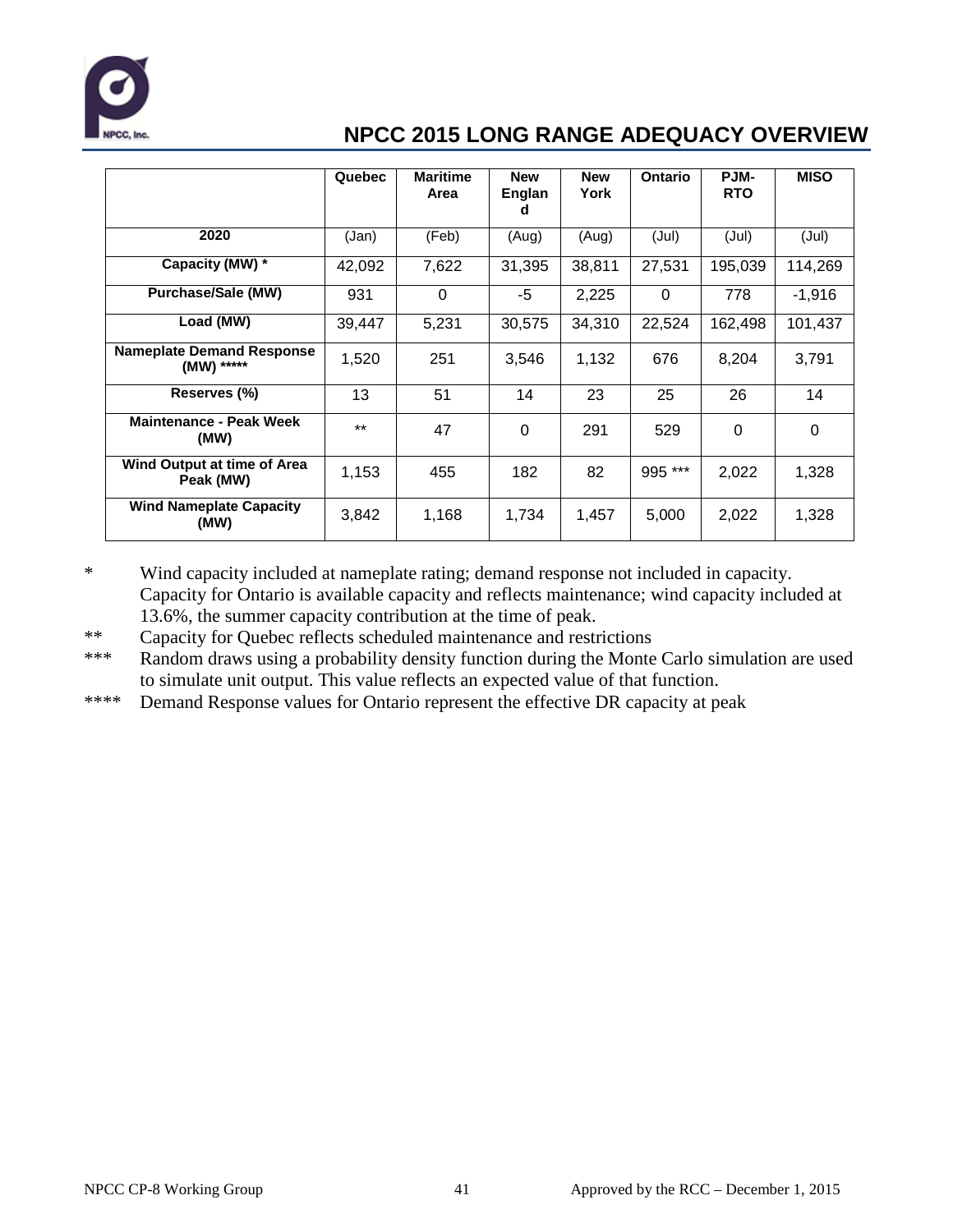# NPCC 2015 LONG RANGE ADEQUACY OVERVIEW

| | Quebec | Maritime Area | New England | New York | Ontario | PJM-RTO | MISO |
|---|---|---|---|---|---|---|---|
| **2020** | (Jan) | (Feb) | (Aug) | (Aug) | (Jul) | (Jul) | (Jul) |
| **Capacity (MW) *** | 42,092 | 7,622 | 31,395 | 38,811 | 27,531 | 195,039 | 114,269 |
| **Purchase/Sale (MW)** | 931 | 0 | -5 | 2,225 | 0 | 778 | -1,916 |
| **Load (MW)** | 39,447 | 5,231 | 30,575 | 34,310 | 22,524 | 162,498 | 101,437 |
| **Nameplate Demand Response (MW) ******* | 1,520 | 251 | 3,546 | 1,132 | 676 | 8,204 | 3,791 |
| **Reserves (%)** | 13 | 51 | 14 | 23 | 25 | 26 | 14 |
| **Maintenance - Peak Week (MW)** | ** | 47 | 0 | 291 | 529 | 0 | 0 |
| **Wind Output at time of Area Peak (MW)** | 1,153 | 455 | 182 | 82 | 995 *** | 2,022 | 1,328 |
| **Wind Nameplate Capacity (MW)** | 3,842 | 1,168 | 1,734 | 1,457 | 5,000 | 2,022 | 1,328 |

\* Wind capacity included at nameplate rating; demand response not included in capacity. Capacity for Ontario is available capacity and reflects maintenance; wind capacity included at 13.6%, the summer capacity contribution at the time of peak.

** Capacity for Quebec reflects scheduled maintenance and restrictions

*** Random draws using a probability density function during the Monte Carlo simulation are used to simulate unit output. This value reflects an expected value of that function.

**** Demand Response values for Ontario represent the effective DR capacity at peak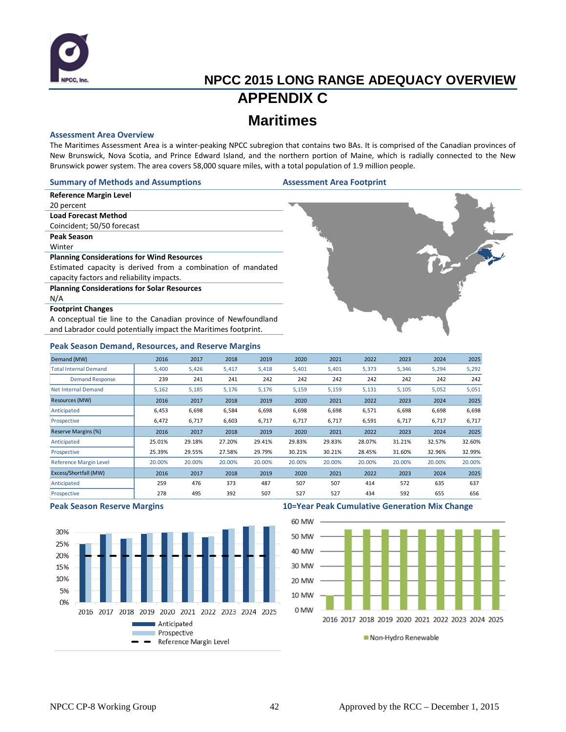# NPCC 2015 LONG RANGE ADEQUACY OVERVIEW

# APPENDIX C

# Maritimes

### Assessment Area Overview

The Maritimes Assessment Area is a winter-peaking NPCC subregion that contains two BAs. It is comprised of the Canadian provinces of New Brunswick, Nova Scotia, and Prince Edward Island, and the northern portion of Maine, which is radially connected to the New Brunswick power system. The area covers 58,000 square miles, with a total population of 1.9 million people.

### Summary of Methods and Assumptions

**Reference Margin Level**
20 percent

**Load Forecast Method**
Coincident; 50/50 forecast

**Peak Season**
Winter

**Planning Considerations for Wind Resources**
Estimated capacity is derived from a combination of mandated capacity factors and reliability impacts.

**Planning Considerations for Solar Resources**
N/A

**Footprint Changes**
A conceptual tie line to the Canadian province of Newfoundland and Labrador could potentially impact the Maritimes footprint.

### Assessment Area Footprint

### Peak Season Demand, Resources, and Reserve Margins

| Demand (MW) | 2016 | 2017 | 2018 | 2019 | 2020 | 2021 | 2022 | 2023 | 2024 | 2025 |
|---|---|---|---|---|---|---|---|---|---|---|
| Total Internal Demand | 5,400 | 5,426 | 5,417 | 5,418 | 5,401 | 5,401 | 5,373 | 5,346 | 5,294 | 5,292 |
| Demand Response | 239 | 241 | 241 | 242 | 242 | 242 | 242 | 242 | 242 | 242 |
| Net Internal Demand | 5,162 | 5,185 | 5,176 | 5,176 | 5,159 | 5,159 | 5,131 | 5,105 | 5,052 | 5,051 |
| **Resources (MW)** | 2016 | 2017 | 2018 | 2019 | 2020 | 2021 | 2022 | 2023 | 2024 | 2025 |
| Anticipated | 6,453 | 6,698 | 6,584 | 6,698 | 6,698 | 6,698 | 6,571 | 6,698 | 6,698 | 6,698 |
| Prospective | 6,472 | 6,717 | 6,603 | 6,717 | 6,717 | 6,717 | 6,591 | 6,717 | 6,717 | 6,717 |
| **Reserve Margins (%)** | 2016 | 2017 | 2018 | 2019 | 2020 | 2021 | 2022 | 2023 | 2024 | 2025 |
| Anticipated | 25.01% | 29.18% | 27.20% | 29.41% | 29.83% | 29.83% | 28.07% | 31.21% | 32.57% | 32.60% |
| Prospective | 25.39% | 29.55% | 27.58% | 29.79% | 30.21% | 30.21% | 28.45% | 31.60% | 32.96% | 32.99% |
| Reference Margin Level | 20.00% | 20.00% | 20.00% | 20.00% | 20.00% | 20.00% | 20.00% | 20.00% | 20.00% | 20.00% |
| **Excess/Shortfall (MW)** | 2016 | 2017 | 2018 | 2019 | 2020 | 2021 | 2022 | 2023 | 2024 | 2025 |
| Anticipated | 259 | 476 | 373 | 487 | 507 | 507 | 414 | 572 | 635 | 637 |
| Prospective | 278 | 495 | 392 | 507 | 527 | 527 | 434 | 592 | 655 | 656 |

### Peak Season Reserve Margins

Legend: Anticipated; Prospective; Reference Margin Level

### 10=Year Peak Cumulative Generation Mix Change

Legend: Non-Hydro Renewable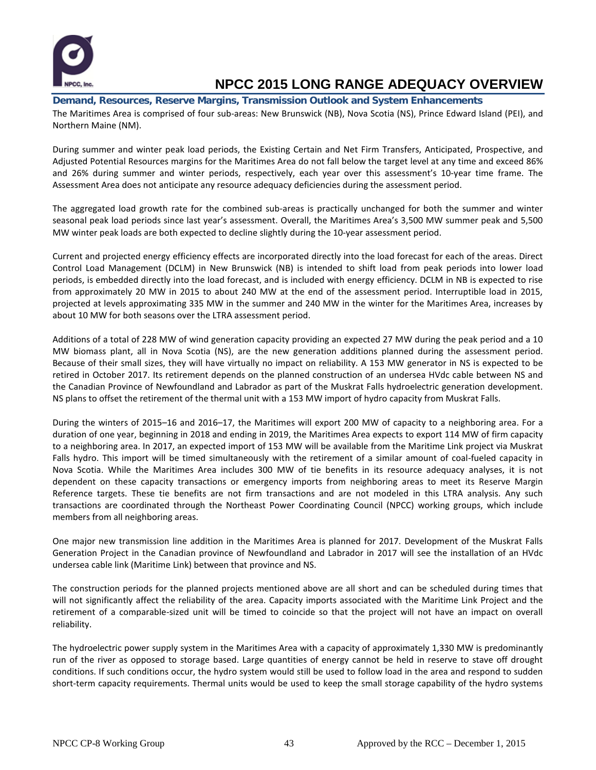## Demand, Resources, Reserve Margins, Transmission Outlook and System Enhancements

The Maritimes Area is comprised of four sub-areas: New Brunswick (NB), Nova Scotia (NS), Prince Edward Island (PEI), and Northern Maine (NM).

During summer and winter peak load periods, the Existing Certain and Net Firm Transfers, Anticipated, Prospective, and Adjusted Potential Resources margins for the Maritimes Area do not fall below the target level at any time and exceed 86% and 26% during summer and winter periods, respectively, each year over this assessment's 10-year time frame. The Assessment Area does not anticipate any resource adequacy deficiencies during the assessment period.

The aggregated load growth rate for the combined sub-areas is practically unchanged for both the summer and winter seasonal peak load periods since last year's assessment. Overall, the Maritimes Area's 3,500 MW summer peak and 5,500 MW winter peak loads are both expected to decline slightly during the 10-year assessment period.

Current and projected energy efficiency effects are incorporated directly into the load forecast for each of the areas. Direct Control Load Management (DCLM) in New Brunswick (NB) is intended to shift load from peak periods into lower load periods, is embedded directly into the load forecast, and is included with energy efficiency. DCLM in NB is expected to rise from approximately 20 MW in 2015 to about 240 MW at the end of the assessment period. Interruptible load in 2015, projected at levels approximating 335 MW in the summer and 240 MW in the winter for the Maritimes Area, increases by about 10 MW for both seasons over the LTRA assessment period.

Additions of a total of 228 MW of wind generation capacity providing an expected 27 MW during the peak period and a 10 MW biomass plant, all in Nova Scotia (NS), are the new generation additions planned during the assessment period. Because of their small sizes, they will have virtually no impact on reliability. A 153 MW generator in NS is expected to be retired in October 2017. Its retirement depends on the planned construction of an undersea HVdc cable between NS and the Canadian Province of Newfoundland and Labrador as part of the Muskrat Falls hydroelectric generation development. NS plans to offset the retirement of the thermal unit with a 153 MW import of hydro capacity from Muskrat Falls.

During the winters of 2015–16 and 2016–17, the Maritimes will export 200 MW of capacity to a neighboring area. For a duration of one year, beginning in 2018 and ending in 2019, the Maritimes Area expects to export 114 MW of firm capacity to a neighboring area. In 2017, an expected import of 153 MW will be available from the Maritime Link project via Muskrat Falls hydro. This import will be timed simultaneously with the retirement of a similar amount of coal-fueled capacity in Nova Scotia. While the Maritimes Area includes 300 MW of tie benefits in its resource adequacy analyses, it is not dependent on these capacity transactions or emergency imports from neighboring areas to meet its Reserve Margin Reference targets. These tie benefits are not firm transactions and are not modeled in this LTRA analysis. Any such transactions are coordinated through the Northeast Power Coordinating Council (NPCC) working groups, which include members from all neighboring areas.

One major new transmission line addition in the Maritimes Area is planned for 2017. Development of the Muskrat Falls Generation Project in the Canadian province of Newfoundland and Labrador in 2017 will see the installation of an HVdc undersea cable link (Maritime Link) between that province and NS.

The construction periods for the planned projects mentioned above are all short and can be scheduled during times that will not significantly affect the reliability of the area. Capacity imports associated with the Maritime Link Project and the retirement of a comparable-sized unit will be timed to coincide so that the project will not have an impact on overall reliability.

The hydroelectric power supply system in the Maritimes Area with a capacity of approximately 1,330 MW is predominantly run of the river as opposed to storage based. Large quantities of energy cannot be held in reserve to stave off drought conditions. If such conditions occur, the hydro system would still be used to follow load in the area and respond to sudden short-term capacity requirements. Thermal units would be used to keep the small storage capability of the hydro systems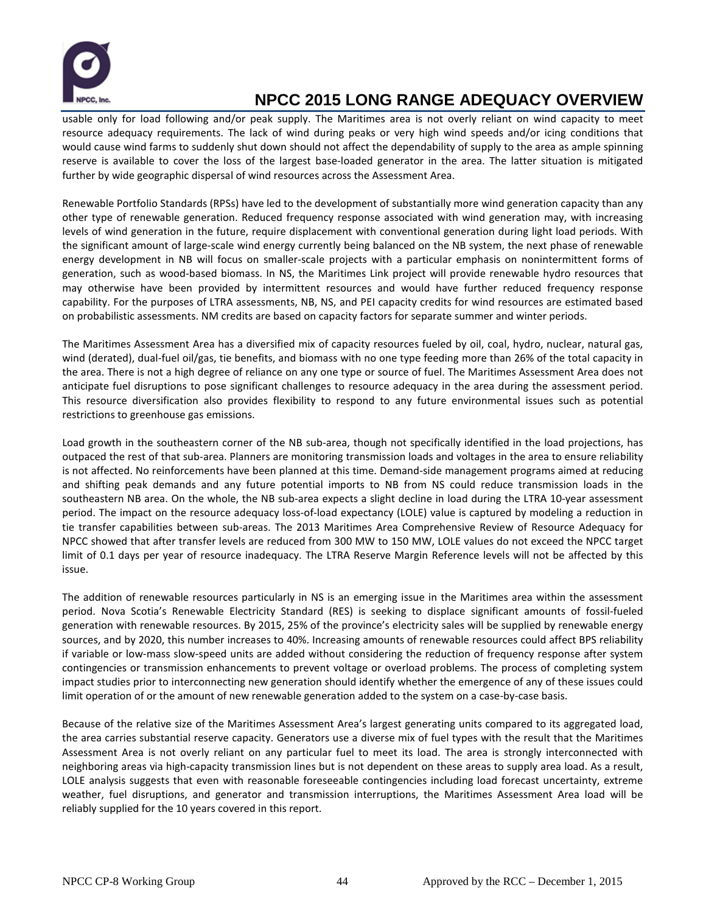usable only for load following and/or peak supply. The Maritimes area is not overly reliant on wind capacity to meet resource adequacy requirements. The lack of wind during peaks or very high wind speeds and/or icing conditions that would cause wind farms to suddenly shut down should not affect the dependability of supply to the area as ample spinning reserve is available to cover the loss of the largest base-loaded generator in the area. The latter situation is mitigated further by wide geographic dispersal of wind resources across the Assessment Area.

Renewable Portfolio Standards (RPSs) have led to the development of substantially more wind generation capacity than any other type of renewable generation. Reduced frequency response associated with wind generation may, with increasing levels of wind generation in the future, require displacement with conventional generation during light load periods. With the significant amount of large-scale wind energy currently being balanced on the NB system, the next phase of renewable energy development in NB will focus on smaller-scale projects with a particular emphasis on nonintermittent forms of generation, such as wood-based biomass. In NS, the Maritimes Link project will provide renewable hydro resources that may otherwise have been provided by intermittent resources and would have further reduced frequency response capability. For the purposes of LTRA assessments, NB, NS, and PEI capacity credits for wind resources are estimated based on probabilistic assessments. NM credits are based on capacity factors for separate summer and winter periods.

The Maritimes Assessment Area has a diversified mix of capacity resources fueled by oil, coal, hydro, nuclear, natural gas, wind (derated), dual-fuel oil/gas, tie benefits, and biomass with no one type feeding more than 26% of the total capacity in the area. There is not a high degree of reliance on any one type or source of fuel. The Maritimes Assessment Area does not anticipate fuel disruptions to pose significant challenges to resource adequacy in the area during the assessment period. This resource diversification also provides flexibility to respond to any future environmental issues such as potential restrictions to greenhouse gas emissions.

Load growth in the southeastern corner of the NB sub-area, though not specifically identified in the load projections, has outpaced the rest of that sub-area. Planners are monitoring transmission loads and voltages in the area to ensure reliability is not affected. No reinforcements have been planned at this time. Demand-side management programs aimed at reducing and shifting peak demands and any future potential imports to NB from NS could reduce transmission loads in the southeastern NB area. On the whole, the NB sub-area expects a slight decline in load during the LTRA 10-year assessment period. The impact on the resource adequacy loss-of-load expectancy (LOLE) value is captured by modeling a reduction in tie transfer capabilities between sub-areas. The 2013 Maritimes Area Comprehensive Review of Resource Adequacy for NPCC showed that after transfer levels are reduced from 300 MW to 150 MW, LOLE values do not exceed the NPCC target limit of 0.1 days per year of resource inadequacy. The LTRA Reserve Margin Reference levels will not be affected by this issue.

The addition of renewable resources particularly in NS is an emerging issue in the Maritimes area within the assessment period. Nova Scotia's Renewable Electricity Standard (RES) is seeking to displace significant amounts of fossil-fueled generation with renewable resources. By 2015, 25% of the province's electricity sales will be supplied by renewable energy sources, and by 2020, this number increases to 40%. Increasing amounts of renewable resources could affect BPS reliability if variable or low-mass slow-speed units are added without considering the reduction of frequency response after system contingencies or transmission enhancements to prevent voltage or overload problems. The process of completing system impact studies prior to interconnecting new generation should identify whether the emergence of any of these issues could limit operation of or the amount of new renewable generation added to the system on a case-by-case basis.

Because of the relative size of the Maritimes Assessment Area's largest generating units compared to its aggregated load, the area carries substantial reserve capacity. Generators use a diverse mix of fuel types with the result that the Maritimes Assessment Area is not overly reliant on any particular fuel to meet its load. The area is strongly interconnected with neighboring areas via high-capacity transmission lines but is not dependent on these areas to supply area load. As a result, LOLE analysis suggests that even with reasonable foreseeable contingencies including load forecast uncertainty, extreme weather, fuel disruptions, and generator and transmission interruptions, the Maritimes Assessment Area load will be reliably supplied for the 10 years covered in this report.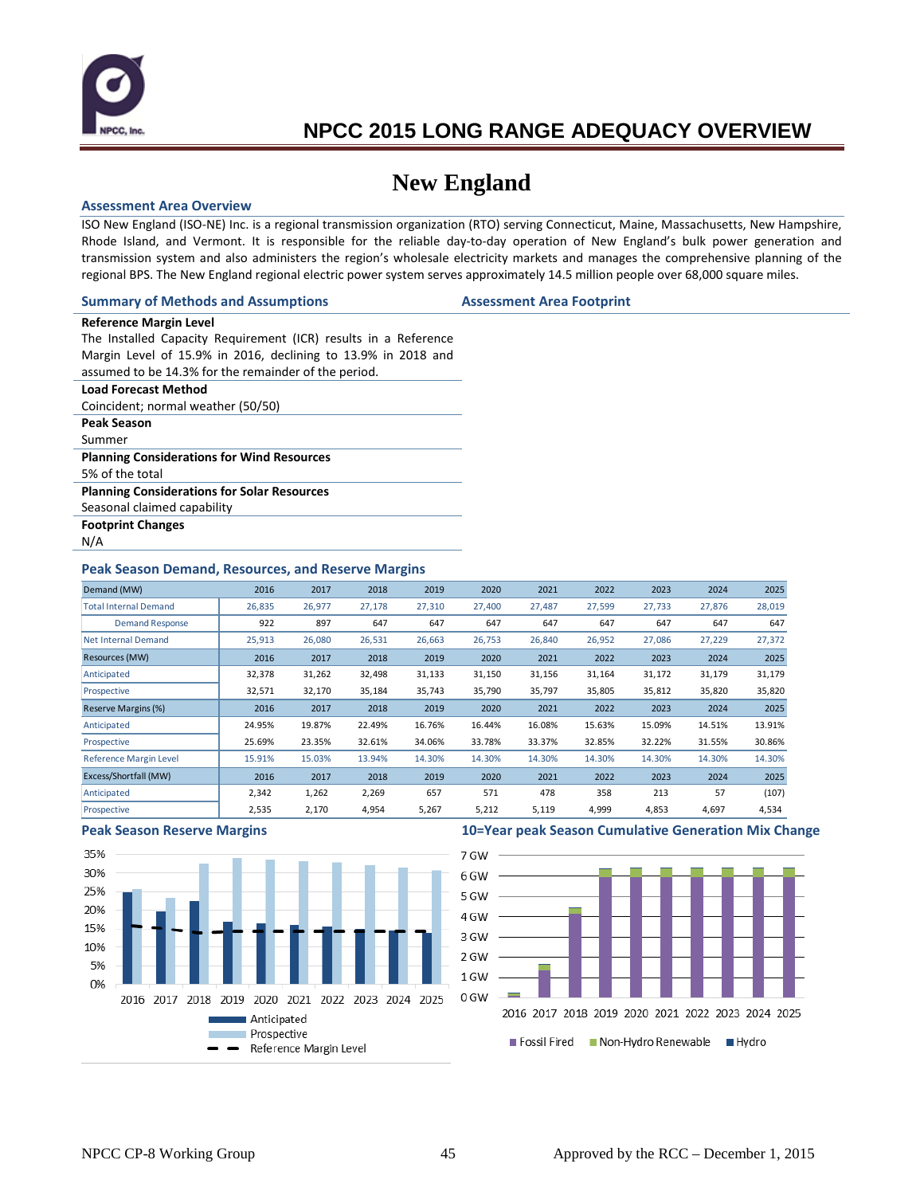# NPCC 2015 LONG RANGE ADEQUACY OVERVIEW

## New England

### Assessment Area Overview

ISO New England (ISO-NE) Inc. is a regional transmission organization (RTO) serving Connecticut, Maine, Massachusetts, New Hampshire, Rhode Island, and Vermont. It is responsible for the reliable day-to-day operation of New England's bulk power generation and transmission system and also administers the region's wholesale electricity markets and manages the comprehensive planning of the regional BPS. The New England regional electric power system serves approximately 14.5 million people over 68,000 square miles.

### Summary of Methods and Assumptions

**Reference Margin Level**
The Installed Capacity Requirement (ICR) results in a Reference Margin Level of 15.9% in 2016, declining to 13.9% in 2018 and assumed to be 14.3% for the remainder of the period.

**Load Forecast Method**
Coincident; normal weather (50/50)

**Peak Season**
Summer

**Planning Considerations for Wind Resources**
5% of the total

**Planning Considerations for Solar Resources**
Seasonal claimed capability

**Footprint Changes**
N/A

### Assessment Area Footprint

### Peak Season Demand, Resources, and Reserve Margins

| Demand (MW) | 2016 | 2017 | 2018 | 2019 | 2020 | 2021 | 2022 | 2023 | 2024 | 2025 |
|---|---|---|---|---|---|---|---|---|---|---|
| Total Internal Demand | 26,835 | 26,977 | 27,178 | 27,310 | 27,400 | 27,487 | 27,599 | 27,733 | 27,876 | 28,019 |
| Demand Response | 922 | 897 | 647 | 647 | 647 | 647 | 647 | 647 | 647 | 647 |
| Net Internal Demand | 25,913 | 26,080 | 26,531 | 26,663 | 26,753 | 26,840 | 26,952 | 27,086 | 27,229 | 27,372 |
| **Resources (MW)** | 2016 | 2017 | 2018 | 2019 | 2020 | 2021 | 2022 | 2023 | 2024 | 2025 |
| Anticipated | 32,378 | 31,262 | 32,498 | 31,133 | 31,150 | 31,156 | 31,164 | 31,172 | 31,179 | 31,179 |
| Prospective | 32,571 | 32,170 | 35,184 | 35,743 | 35,790 | 35,797 | 35,805 | 35,812 | 35,820 | 35,820 |
| **Reserve Margins (%)** | 2016 | 2017 | 2018 | 2019 | 2020 | 2021 | 2022 | 2023 | 2024 | 2025 |
| Anticipated | 24.95% | 19.87% | 22.49% | 16.76% | 16.44% | 16.08% | 15.63% | 15.09% | 14.51% | 13.91% |
| Prospective | 25.69% | 23.35% | 32.61% | 34.06% | 33.78% | 33.37% | 32.85% | 32.22% | 31.55% | 30.86% |
| Reference Margin Level | 15.91% | 15.03% | 13.94% | 14.30% | 14.30% | 14.30% | 14.30% | 14.30% | 14.30% | 14.30% |
| **Excess/Shortfall (MW)** | 2016 | 2017 | 2018 | 2019 | 2020 | 2021 | 2022 | 2023 | 2024 | 2025 |
| Anticipated | 2,342 | 1,262 | 2,269 | 657 | 571 | 478 | 358 | 213 | 57 | (107) |
| Prospective | 2,535 | 2,170 | 4,954 | 5,267 | 5,212 | 5,119 | 4,999 | 4,853 | 4,697 | 4,534 |

### Peak Season Reserve Margins

### 10=Year peak Season Cumulative Generation Mix Change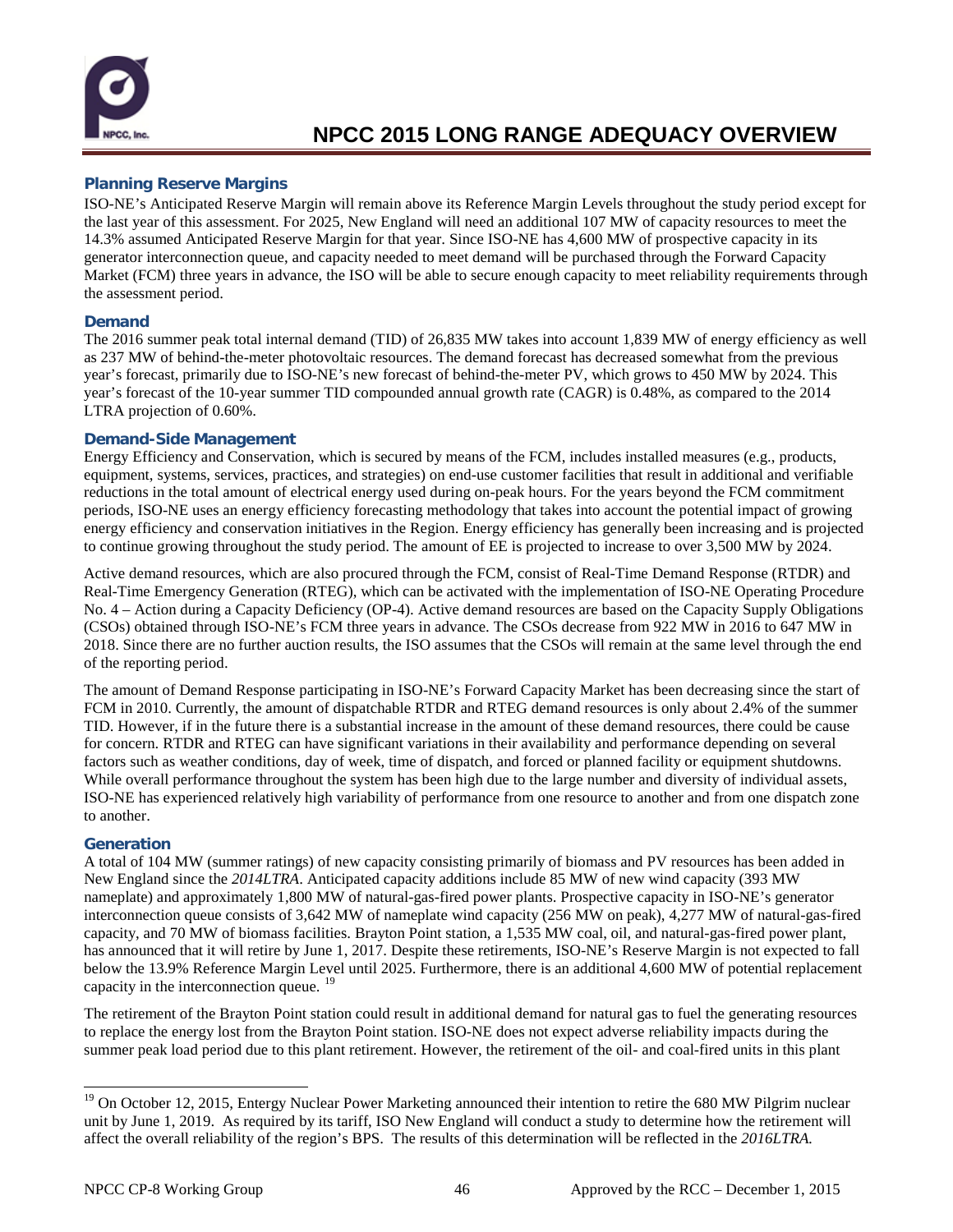### Planning Reserve Margins

ISO-NE's Anticipated Reserve Margin will remain above its Reference Margin Levels throughout the study period except for the last year of this assessment. For 2025, New England will need an additional 107 MW of capacity resources to meet the 14.3% assumed Anticipated Reserve Margin for that year. Since ISO-NE has 4,600 MW of prospective capacity in its generator interconnection queue, and capacity needed to meet demand will be purchased through the Forward Capacity Market (FCM) three years in advance, the ISO will be able to secure enough capacity to meet reliability requirements through the assessment period.

### Demand

The 2016 summer peak total internal demand (TID) of 26,835 MW takes into account 1,839 MW of energy efficiency as well as 237 MW of behind-the-meter photovoltaic resources. The demand forecast has decreased somewhat from the previous year's forecast, primarily due to ISO-NE's new forecast of behind-the-meter PV, which grows to 450 MW by 2024. This year's forecast of the 10-year summer TID compounded annual growth rate (CAGR) is 0.48%, as compared to the 2014 LTRA projection of 0.60%.

### Demand-Side Management

Energy Efficiency and Conservation, which is secured by means of the FCM, includes installed measures (e.g., products, equipment, systems, services, practices, and strategies) on end-use customer facilities that result in additional and verifiable reductions in the total amount of electrical energy used during on-peak hours. For the years beyond the FCM commitment periods, ISO-NE uses an energy efficiency forecasting methodology that takes into account the potential impact of growing energy efficiency and conservation initiatives in the Region. Energy efficiency has generally been increasing and is projected to continue growing throughout the study period. The amount of EE is projected to increase to over 3,500 MW by 2024.

Active demand resources, which are also procured through the FCM, consist of Real-Time Demand Response (RTDR) and Real-Time Emergency Generation (RTEG), which can be activated with the implementation of ISO-NE Operating Procedure No. 4 – Action during a Capacity Deficiency (OP-4). Active demand resources are based on the Capacity Supply Obligations (CSOs) obtained through ISO-NE's FCM three years in advance. The CSOs decrease from 922 MW in 2016 to 647 MW in 2018. Since there are no further auction results, the ISO assumes that the CSOs will remain at the same level through the end of the reporting period.

The amount of Demand Response participating in ISO-NE's Forward Capacity Market has been decreasing since the start of FCM in 2010. Currently, the amount of dispatchable RTDR and RTEG demand resources is only about 2.4% of the summer TID. However, if in the future there is a substantial increase in the amount of these demand resources, there could be cause for concern. RTDR and RTEG can have significant variations in their availability and performance depending on several factors such as weather conditions, day of week, time of dispatch, and forced or planned facility or equipment shutdowns. While overall performance throughout the system has been high due to the large number and diversity of individual assets, ISO-NE has experienced relatively high variability of performance from one resource to another and from one dispatch zone to another.

### Generation

A total of 104 MW (summer ratings) of new capacity consisting primarily of biomass and PV resources has been added in New England since the *2014LTRA*. Anticipated capacity additions include 85 MW of new wind capacity (393 MW nameplate) and approximately 1,800 MW of natural-gas-fired power plants. Prospective capacity in ISO-NE's generator interconnection queue consists of 3,642 MW of nameplate wind capacity (256 MW on peak), 4,277 MW of natural-gas-fired capacity, and 70 MW of biomass facilities. Brayton Point station, a 1,535 MW coal, oil, and natural-gas-fired power plant, has announced that it will retire by June 1, 2017. Despite these retirements, ISO-NE's Reserve Margin is not expected to fall below the 13.9% Reference Margin Level until 2025. Furthermore, there is an additional 4,600 MW of potential replacement capacity in the interconnection queue. [19]

The retirement of the Brayton Point station could result in additional demand for natural gas to fuel the generating resources to replace the energy lost from the Brayton Point station. ISO-NE does not expect adverse reliability impacts during the summer peak load period due to this plant retirement. However, the retirement of the oil- and coal-fired units in this plant

[19] On October 12, 2015, Entergy Nuclear Power Marketing announced their intention to retire the 680 MW Pilgrim nuclear unit by June 1, 2019. As required by its tariff, ISO New England will conduct a study to determine how the retirement will affect the overall reliability of the region's BPS. The results of this determination will be reflected in the *2016LTRA*.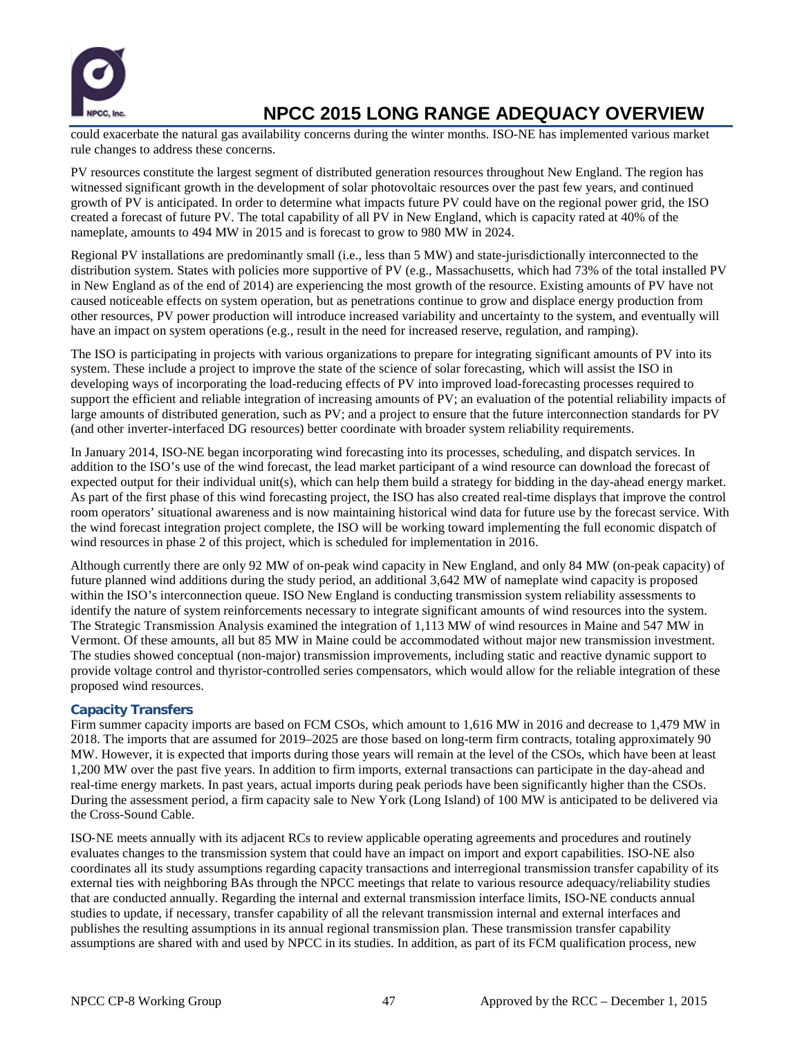could exacerbate the natural gas availability concerns during the winter months. ISO-NE has implemented various market rule changes to address these concerns.

PV resources constitute the largest segment of distributed generation resources throughout New England. The region has witnessed significant growth in the development of solar photovoltaic resources over the past few years, and continued growth of PV is anticipated. In order to determine what impacts future PV could have on the regional power grid, the ISO created a forecast of future PV. The total capability of all PV in New England, which is capacity rated at 40% of the nameplate, amounts to 494 MW in 2015 and is forecast to grow to 980 MW in 2024.

Regional PV installations are predominantly small (i.e., less than 5 MW) and state-jurisdictionally interconnected to the distribution system. States with policies more supportive of PV (e.g., Massachusetts, which had 73% of the total installed PV in New England as of the end of 2014) are experiencing the most growth of the resource. Existing amounts of PV have not caused noticeable effects on system operation, but as penetrations continue to grow and displace energy production from other resources, PV power production will introduce increased variability and uncertainty to the system, and eventually will have an impact on system operations (e.g., result in the need for increased reserve, regulation, and ramping).

The ISO is participating in projects with various organizations to prepare for integrating significant amounts of PV into its system. These include a project to improve the state of the science of solar forecasting, which will assist the ISO in developing ways of incorporating the load-reducing effects of PV into improved load-forecasting processes required to support the efficient and reliable integration of increasing amounts of PV; an evaluation of the potential reliability impacts of large amounts of distributed generation, such as PV; and a project to ensure that the future interconnection standards for PV (and other inverter-interfaced DG resources) better coordinate with broader system reliability requirements.

In January 2014, ISO-NE began incorporating wind forecasting into its processes, scheduling, and dispatch services. In addition to the ISO's use of the wind forecast, the lead market participant of a wind resource can download the forecast of expected output for their individual unit(s), which can help them build a strategy for bidding in the day-ahead energy market. As part of the first phase of this wind forecasting project, the ISO has also created real-time displays that improve the control room operators' situational awareness and is now maintaining historical wind data for future use by the forecast service. With the wind forecast integration project complete, the ISO will be working toward implementing the full economic dispatch of wind resources in phase 2 of this project, which is scheduled for implementation in 2016.

Although currently there are only 92 MW of on-peak wind capacity in New England, and only 84 MW (on-peak capacity) of future planned wind additions during the study period, an additional 3,642 MW of nameplate wind capacity is proposed within the ISO's interconnection queue. ISO New England is conducting transmission system reliability assessments to identify the nature of system reinforcements necessary to integrate significant amounts of wind resources into the system. The Strategic Transmission Analysis examined the integration of 1,113 MW of wind resources in Maine and 547 MW in Vermont. Of these amounts, all but 85 MW in Maine could be accommodated without major new transmission investment. The studies showed conceptual (non-major) transmission improvements, including static and reactive dynamic support to provide voltage control and thyristor-controlled series compensators, which would allow for the reliable integration of these proposed wind resources.

### Capacity Transfers

Firm summer capacity imports are based on FCM CSOs, which amount to 1,616 MW in 2016 and decrease to 1,479 MW in 2018. The imports that are assumed for 2019–2025 are those based on long-term firm contracts, totaling approximately 90 MW. However, it is expected that imports during those years will remain at the level of the CSOs, which have been at least 1,200 MW over the past five years. In addition to firm imports, external transactions can participate in the day-ahead and real-time energy markets. In past years, actual imports during peak periods have been significantly higher than the CSOs. During the assessment period, a firm capacity sale to New York (Long Island) of 100 MW is anticipated to be delivered via the Cross-Sound Cable.

ISO-NE meets annually with its adjacent RCs to review applicable operating agreements and procedures and routinely evaluates changes to the transmission system that could have an impact on import and export capabilities. ISO-NE also coordinates all its study assumptions regarding capacity transactions and interregional transmission transfer capability of its external ties with neighboring BAs through the NPCC meetings that relate to various resource adequacy/reliability studies that are conducted annually. Regarding the internal and external transmission interface limits, ISO-NE conducts annual studies to update, if necessary, transfer capability of all the relevant transmission internal and external interfaces and publishes the resulting assumptions in its annual regional transmission plan. These transmission transfer capability assumptions are shared with and used by NPCC in its studies. In addition, as part of its FCM qualification process, new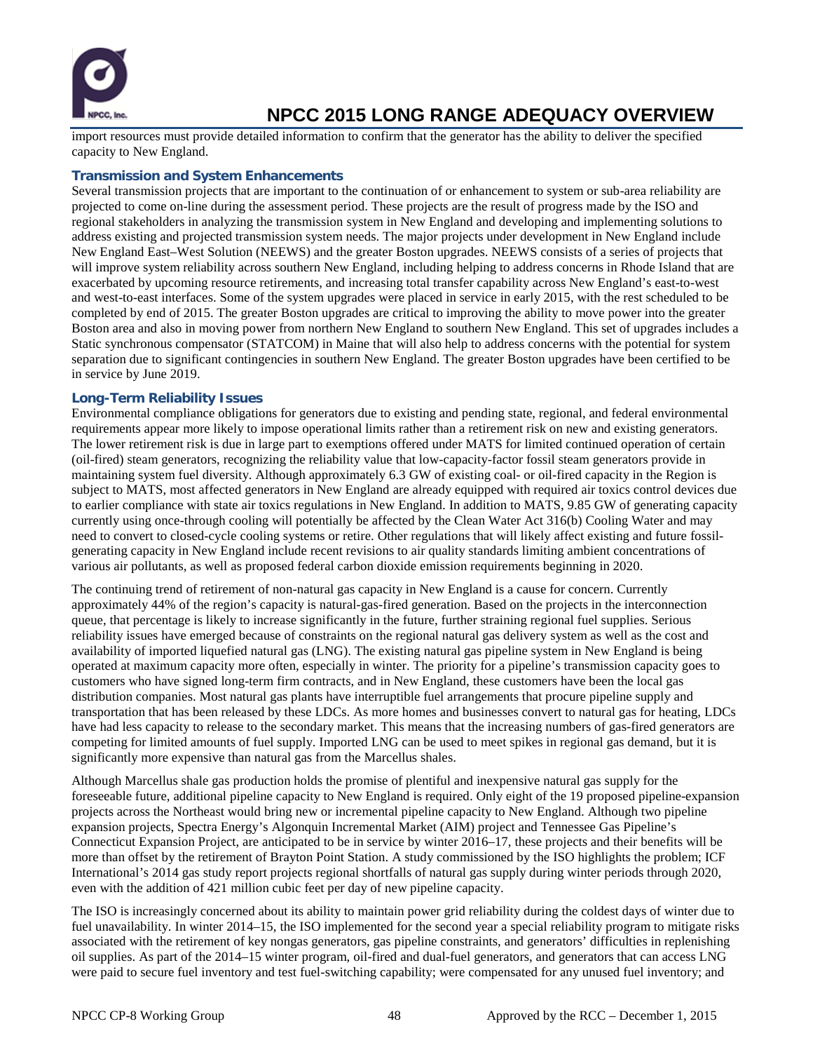import resources must provide detailed information to confirm that the generator has the ability to deliver the specified capacity to New England.

### Transmission and System Enhancements

Several transmission projects that are important to the continuation of or enhancement to system or sub-area reliability are projected to come on-line during the assessment period. These projects are the result of progress made by the ISO and regional stakeholders in analyzing the transmission system in New England and developing and implementing solutions to address existing and projected transmission system needs. The major projects under development in New England include New England East–West Solution (NEEWS) and the greater Boston upgrades. NEEWS consists of a series of projects that will improve system reliability across southern New England, including helping to address concerns in Rhode Island that are exacerbated by upcoming resource retirements, and increasing total transfer capability across New England's east-to-west and west-to-east interfaces. Some of the system upgrades were placed in service in early 2015, with the rest scheduled to be completed by end of 2015. The greater Boston upgrades are critical to improving the ability to move power into the greater Boston area and also in moving power from northern New England to southern New England. This set of upgrades includes a Static synchronous compensator (STATCOM) in Maine that will also help to address concerns with the potential for system separation due to significant contingencies in southern New England. The greater Boston upgrades have been certified to be in service by June 2019.

### Long-Term Reliability Issues

Environmental compliance obligations for generators due to existing and pending state, regional, and federal environmental requirements appear more likely to impose operational limits rather than a retirement risk on new and existing generators. The lower retirement risk is due in large part to exemptions offered under MATS for limited continued operation of certain (oil-fired) steam generators, recognizing the reliability value that low-capacity-factor fossil steam generators provide in maintaining system fuel diversity. Although approximately 6.3 GW of existing coal- or oil-fired capacity in the Region is subject to MATS, most affected generators in New England are already equipped with required air toxics control devices due to earlier compliance with state air toxics regulations in New England. In addition to MATS, 9.85 GW of generating capacity currently using once-through cooling will potentially be affected by the Clean Water Act 316(b) Cooling Water and may need to convert to closed-cycle cooling systems or retire. Other regulations that will likely affect existing and future fossil-generating capacity in New England include recent revisions to air quality standards limiting ambient concentrations of various air pollutants, as well as proposed federal carbon dioxide emission requirements beginning in 2020.

The continuing trend of retirement of non-natural gas capacity in New England is a cause for concern. Currently approximately 44% of the region's capacity is natural-gas-fired generation. Based on the projects in the interconnection queue, that percentage is likely to increase significantly in the future, further straining regional fuel supplies. Serious reliability issues have emerged because of constraints on the regional natural gas delivery system as well as the cost and availability of imported liquefied natural gas (LNG). The existing natural gas pipeline system in New England is being operated at maximum capacity more often, especially in winter. The priority for a pipeline's transmission capacity goes to customers who have signed long-term firm contracts, and in New England, these customers have been the local gas distribution companies. Most natural gas plants have interruptible fuel arrangements that procure pipeline supply and transportation that has been released by these LDCs. As more homes and businesses convert to natural gas for heating, LDCs have had less capacity to release to the secondary market. This means that the increasing numbers of gas-fired generators are competing for limited amounts of fuel supply. Imported LNG can be used to meet spikes in regional gas demand, but it is significantly more expensive than natural gas from the Marcellus shales.

Although Marcellus shale gas production holds the promise of plentiful and inexpensive natural gas supply for the foreseeable future, additional pipeline capacity to New England is required. Only eight of the 19 proposed pipeline-expansion projects across the Northeast would bring new or incremental pipeline capacity to New England. Although two pipeline expansion projects, Spectra Energy's Algonquin Incremental Market (AIM) project and Tennessee Gas Pipeline's Connecticut Expansion Project, are anticipated to be in service by winter 2016–17, these projects and their benefits will be more than offset by the retirement of Brayton Point Station. A study commissioned by the ISO highlights the problem; ICF International's 2014 gas study report projects regional shortfalls of natural gas supply during winter periods through 2020, even with the addition of 421 million cubic feet per day of new pipeline capacity.

The ISO is increasingly concerned about its ability to maintain power grid reliability during the coldest days of winter due to fuel unavailability. In winter 2014–15, the ISO implemented for the second year a special reliability program to mitigate risks associated with the retirement of key nongas generators, gas pipeline constraints, and generators' difficulties in replenishing oil supplies. As part of the 2014–15 winter program, oil-fired and dual-fuel generators, and generators that can access LNG were paid to secure fuel inventory and test fuel-switching capability; were compensated for any unused fuel inventory; and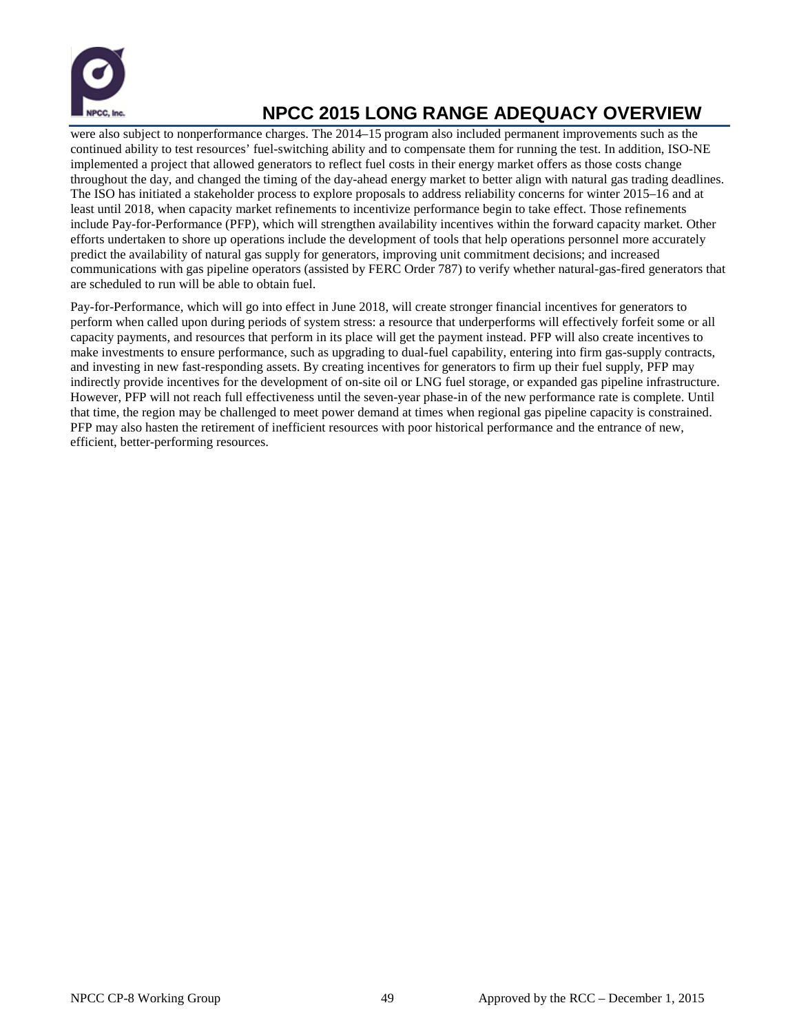were also subject to nonperformance charges. The 2014–15 program also included permanent improvements such as the continued ability to test resources' fuel-switching ability and to compensate them for running the test. In addition, ISO-NE implemented a project that allowed generators to reflect fuel costs in their energy market offers as those costs change throughout the day, and changed the timing of the day-ahead energy market to better align with natural gas trading deadlines. The ISO has initiated a stakeholder process to explore proposals to address reliability concerns for winter 2015–16 and at least until 2018, when capacity market refinements to incentivize performance begin to take effect. Those refinements include Pay-for-Performance (PFP), which will strengthen availability incentives within the forward capacity market. Other efforts undertaken to shore up operations include the development of tools that help operations personnel more accurately predict the availability of natural gas supply for generators, improving unit commitment decisions; and increased communications with gas pipeline operators (assisted by FERC Order 787) to verify whether natural-gas-fired generators that are scheduled to run will be able to obtain fuel.

Pay-for-Performance, which will go into effect in June 2018, will create stronger financial incentives for generators to perform when called upon during periods of system stress: a resource that underperforms will effectively forfeit some or all capacity payments, and resources that perform in its place will get the payment instead. PFP will also create incentives to make investments to ensure performance, such as upgrading to dual-fuel capability, entering into firm gas-supply contracts, and investing in new fast-responding assets. By creating incentives for generators to firm up their fuel supply, PFP may indirectly provide incentives for the development of on-site oil or LNG fuel storage, or expanded gas pipeline infrastructure. However, PFP will not reach full effectiveness until the seven-year phase-in of the new performance rate is complete. Until that time, the region may be challenged to meet power demand at times when regional gas pipeline capacity is constrained. PFP may also hasten the retirement of inefficient resources with poor historical performance and the entrance of new, efficient, better-performing resources.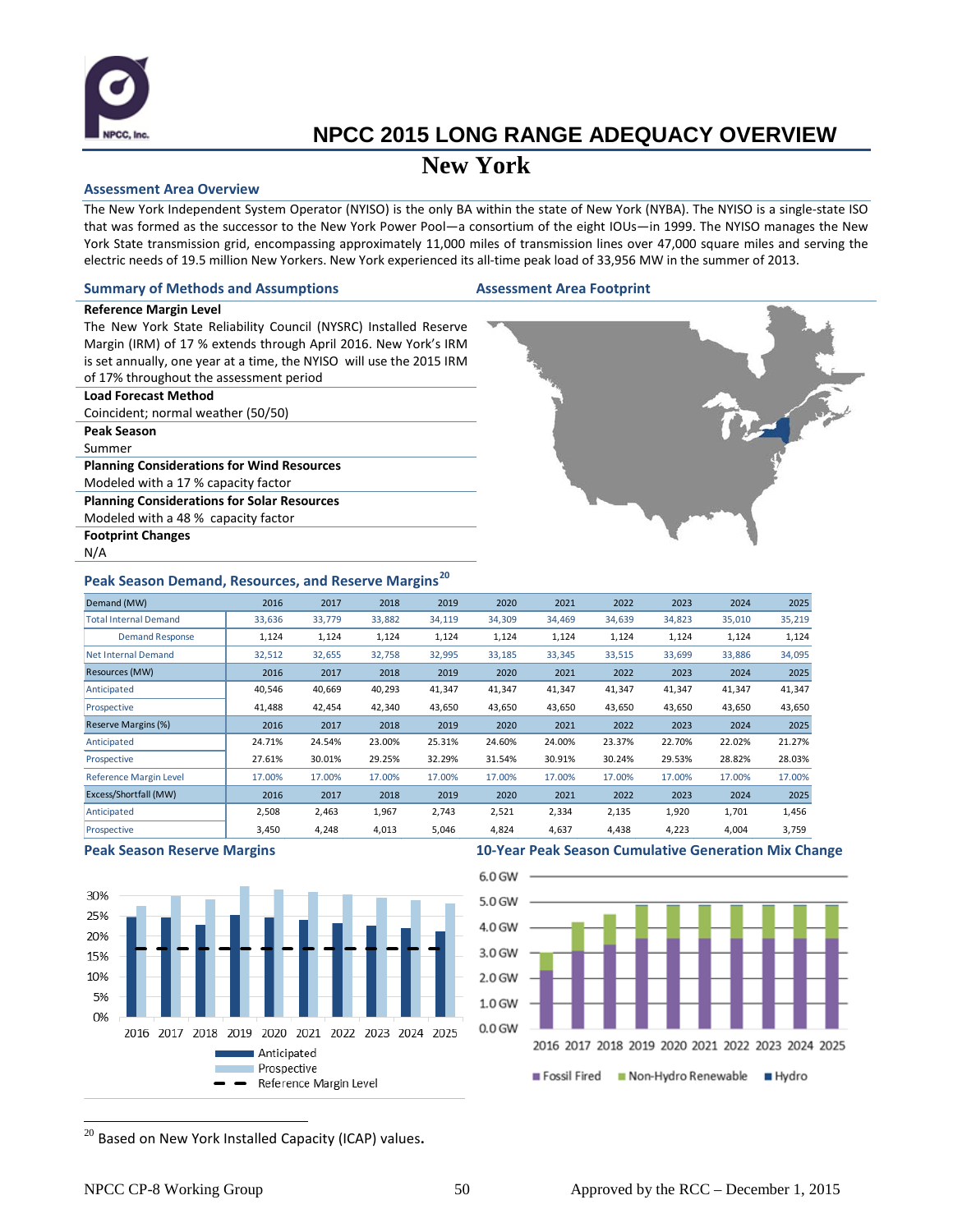# NPCC 2015 LONG RANGE ADEQUACY OVERVIEW

## New York

### Assessment Area Overview

The New York Independent System Operator (NYISO) is the only BA within the state of New York (NYBA). The NYISO is a single-state ISO that was formed as the successor to the New York Power Pool—a consortium of the eight IOUs—in 1999. The NYISO manages the New York State transmission grid, encompassing approximately 11,000 miles of transmission lines over 47,000 square miles and serving the electric needs of 19.5 million New Yorkers. New York experienced its all-time peak load of 33,956 MW in the summer of 2013.

### Summary of Methods and Assumptions

**Reference Margin Level**
The New York State Reliability Council (NYSRC) Installed Reserve Margin (IRM) of 17 % extends through April 2016. New York's IRM is set annually, one year at a time, the NYISO will use the 2015 IRM of 17% throughout the assessment period

**Load Forecast Method**
Coincident; normal weather (50/50)

**Peak Season**
Summer

**Planning Considerations for Wind Resources**
Modeled with a 17 % capacity factor

**Planning Considerations for Solar Resources**
Modeled with a 48 % capacity factor

**Footprint Changes**
N/A

### Assessment Area Footprint

### Peak Season Demand, Resources, and Reserve Margins[20]

| Demand (MW) | 2016 | 2017 | 2018 | 2019 | 2020 | 2021 | 2022 | 2023 | 2024 | 2025 |
|---|---|---|---|---|---|---|---|---|---|---|
| Total Internal Demand | 33,636 | 33,779 | 33,882 | 34,119 | 34,309 | 34,469 | 34,639 | 34,823 | 35,010 | 35,219 |
| Demand Response | 1,124 | 1,124 | 1,124 | 1,124 | 1,124 | 1,124 | 1,124 | 1,124 | 1,124 | 1,124 |
| Net Internal Demand | 32,512 | 32,655 | 32,758 | 32,995 | 33,185 | 33,345 | 33,515 | 33,699 | 33,886 | 34,095 |
| **Resources (MW)** | **2016** | **2017** | **2018** | **2019** | **2020** | **2021** | **2022** | **2023** | **2024** | **2025** |
| Anticipated | 40,546 | 40,669 | 40,293 | 41,347 | 41,347 | 41,347 | 41,347 | 41,347 | 41,347 | 41,347 |
| Prospective | 41,488 | 42,454 | 42,340 | 43,650 | 43,650 | 43,650 | 43,650 | 43,650 | 43,650 | 43,650 |
| **Reserve Margins (%)** | **2016** | **2017** | **2018** | **2019** | **2020** | **2021** | **2022** | **2023** | **2024** | **2025** |
| Anticipated | 24.71% | 24.54% | 23.00% | 25.31% | 24.60% | 24.00% | 23.37% | 22.70% | 22.02% | 21.27% |
| Prospective | 27.61% | 30.01% | 29.25% | 32.29% | 31.54% | 30.91% | 30.24% | 29.53% | 28.82% | 28.03% |
| Reference Margin Level | 17.00% | 17.00% | 17.00% | 17.00% | 17.00% | 17.00% | 17.00% | 17.00% | 17.00% | 17.00% |
| **Excess/Shortfall (MW)** | **2016** | **2017** | **2018** | **2019** | **2020** | **2021** | **2022** | **2023** | **2024** | **2025** |
| Anticipated | 2,508 | 2,463 | 1,967 | 2,743 | 2,521 | 2,334 | 2,135 | 1,920 | 1,701 | 1,456 |
| Prospective | 3,450 | 4,248 | 4,013 | 5,046 | 4,824 | 4,637 | 4,438 | 4,223 | 4,004 | 3,759 |

### Peak Season Reserve Margins

### 10-Year Peak Season Cumulative Generation Mix Change

[20] Based on New York Installed Capacity (ICAP) values.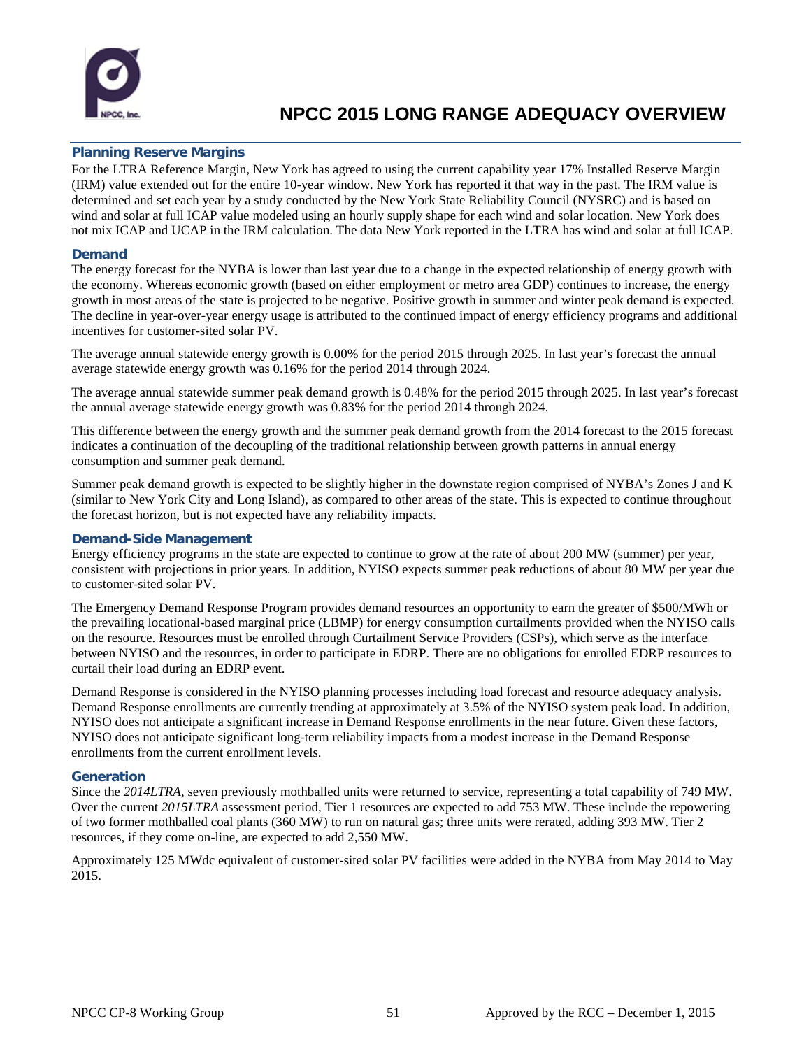### Planning Reserve Margins

For the LTRA Reference Margin, New York has agreed to using the current capability year 17% Installed Reserve Margin (IRM) value extended out for the entire 10-year window. New York has reported it that way in the past. The IRM value is determined and set each year by a study conducted by the New York State Reliability Council (NYSRC) and is based on wind and solar at full ICAP value modeled using an hourly supply shape for each wind and solar location. New York does not mix ICAP and UCAP in the IRM calculation. The data New York reported in the LTRA has wind and solar at full ICAP.

### Demand

The energy forecast for the NYBA is lower than last year due to a change in the expected relationship of energy growth with the economy. Whereas economic growth (based on either employment or metro area GDP) continues to increase, the energy growth in most areas of the state is projected to be negative. Positive growth in summer and winter peak demand is expected. The decline in year-over-year energy usage is attributed to the continued impact of energy efficiency programs and additional incentives for customer-sited solar PV.

The average annual statewide energy growth is 0.00% for the period 2015 through 2025. In last year's forecast the annual average statewide energy growth was 0.16% for the period 2014 through 2024.

The average annual statewide summer peak demand growth is 0.48% for the period 2015 through 2025. In last year's forecast the annual average statewide energy growth was 0.83% for the period 2014 through 2024.

This difference between the energy growth and the summer peak demand growth from the 2014 forecast to the 2015 forecast indicates a continuation of the decoupling of the traditional relationship between growth patterns in annual energy consumption and summer peak demand.

Summer peak demand growth is expected to be slightly higher in the downstate region comprised of NYBA's Zones J and K (similar to New York City and Long Island), as compared to other areas of the state. This is expected to continue throughout the forecast horizon, but is not expected have any reliability impacts.

### Demand-Side Management

Energy efficiency programs in the state are expected to continue to grow at the rate of about 200 MW (summer) per year, consistent with projections in prior years. In addition, NYISO expects summer peak reductions of about 80 MW per year due to customer-sited solar PV.

The Emergency Demand Response Program provides demand resources an opportunity to earn the greater of $500/MWh or the prevailing locational-based marginal price (LBMP) for energy consumption curtailments provided when the NYISO calls on the resource. Resources must be enrolled through Curtailment Service Providers (CSPs), which serve as the interface between NYISO and the resources, in order to participate in EDRP. There are no obligations for enrolled EDRP resources to curtail their load during an EDRP event.

Demand Response is considered in the NYISO planning processes including load forecast and resource adequacy analysis. Demand Response enrollments are currently trending at approximately at 3.5% of the NYISO system peak load. In addition, NYISO does not anticipate a significant increase in Demand Response enrollments in the near future. Given these factors, NYISO does not anticipate significant long-term reliability impacts from a modest increase in the Demand Response enrollments from the current enrollment levels.

### Generation

Since the *2014LTRA*, seven previously mothballed units were returned to service, representing a total capability of 749 MW. Over the current *2015LTRA* assessment period, Tier 1 resources are expected to add 753 MW. These include the repowering of two former mothballed coal plants (360 MW) to run on natural gas; three units were rerated, adding 393 MW. Tier 2 resources, if they come on-line, are expected to add 2,550 MW.

Approximately 125 MWdc equivalent of customer-sited solar PV facilities were added in the NYBA from May 2014 to May 2015.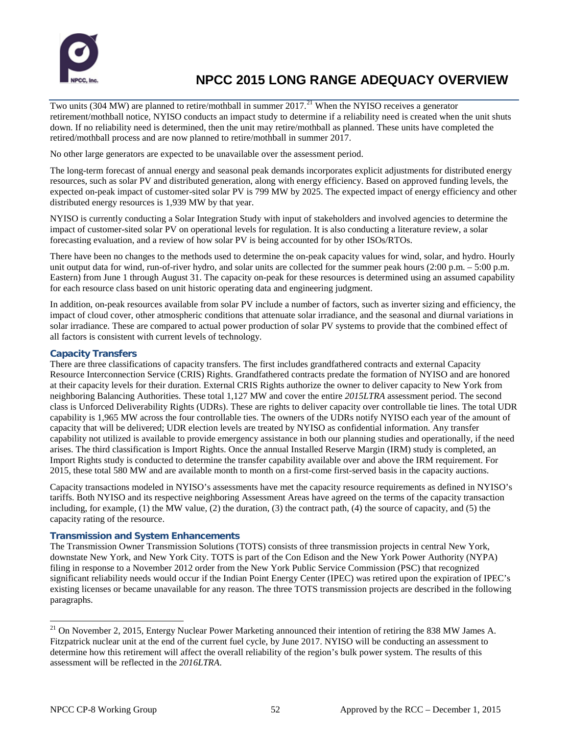Two units (304 MW) are planned to retire/mothball in summer 2017.[21] When the NYISO receives a generator retirement/mothball notice, NYISO conducts an impact study to determine if a reliability need is created when the unit shuts down. If no reliability need is determined, then the unit may retire/mothball as planned. These units have completed the retired/mothball process and are now planned to retire/mothball in summer 2017.

No other large generators are expected to be unavailable over the assessment period.

The long-term forecast of annual energy and seasonal peak demands incorporates explicit adjustments for distributed energy resources, such as solar PV and distributed generation, along with energy efficiency. Based on approved funding levels, the expected on-peak impact of customer-sited solar PV is 799 MW by 2025. The expected impact of energy efficiency and other distributed energy resources is 1,939 MW by that year.

NYISO is currently conducting a Solar Integration Study with input of stakeholders and involved agencies to determine the impact of customer-sited solar PV on operational levels for regulation. It is also conducting a literature review, a solar forecasting evaluation, and a review of how solar PV is being accounted for by other ISOs/RTOs.

There have been no changes to the methods used to determine the on-peak capacity values for wind, solar, and hydro. Hourly unit output data for wind, run-of-river hydro, and solar units are collected for the summer peak hours (2:00 p.m. – 5:00 p.m. Eastern) from June 1 through August 31. The capacity on-peak for these resources is determined using an assumed capability for each resource class based on unit historic operating data and engineering judgment.

In addition, on-peak resources available from solar PV include a number of factors, such as inverter sizing and efficiency, the impact of cloud cover, other atmospheric conditions that attenuate solar irradiance, and the seasonal and diurnal variations in solar irradiance. These are compared to actual power production of solar PV systems to provide that the combined effect of all factors is consistent with current levels of technology.

### Capacity Transfers

There are three classifications of capacity transfers. The first includes grandfathered contracts and external Capacity Resource Interconnection Service (CRIS) Rights. Grandfathered contracts predate the formation of NYISO and are honored at their capacity levels for their duration. External CRIS Rights authorize the owner to deliver capacity to New York from neighboring Balancing Authorities. These total 1,127 MW and cover the entire *2015LTRA* assessment period. The second class is Unforced Deliverability Rights (UDRs). These are rights to deliver capacity over controllable tie lines. The total UDR capability is 1,965 MW across the four controllable ties. The owners of the UDRs notify NYISO each year of the amount of capacity that will be delivered; UDR election levels are treated by NYISO as confidential information. Any transfer capability not utilized is available to provide emergency assistance in both our planning studies and operationally, if the need arises. The third classification is Import Rights. Once the annual Installed Reserve Margin (IRM) study is completed, an Import Rights study is conducted to determine the transfer capability available over and above the IRM requirement. For 2015, these total 580 MW and are available month to month on a first-come first-served basis in the capacity auctions.

Capacity transactions modeled in NYISO's assessments have met the capacity resource requirements as defined in NYISO's tariffs. Both NYISO and its respective neighboring Assessment Areas have agreed on the terms of the capacity transaction including, for example, (1) the MW value, (2) the duration, (3) the contract path, (4) the source of capacity, and (5) the capacity rating of the resource.

### Transmission and System Enhancements

The Transmission Owner Transmission Solutions (TOTS) consists of three transmission projects in central New York, downstate New York, and New York City. TOTS is part of the Con Edison and the New York Power Authority (NYPA) filing in response to a November 2012 order from the New York Public Service Commission (PSC) that recognized significant reliability needs would occur if the Indian Point Energy Center (IPEC) was retired upon the expiration of IPEC's existing licenses or became unavailable for any reason. The three TOTS transmission projects are described in the following paragraphs.

[21] On November 2, 2015, Entergy Nuclear Power Marketing announced their intention of retiring the 838 MW James A. Fitzpatrick nuclear unit at the end of the current fuel cycle, by June 2017. NYISO will be conducting an assessment to determine how this retirement will affect the overall reliability of the region's bulk power system. The results of this assessment will be reflected in the *2016LTRA*.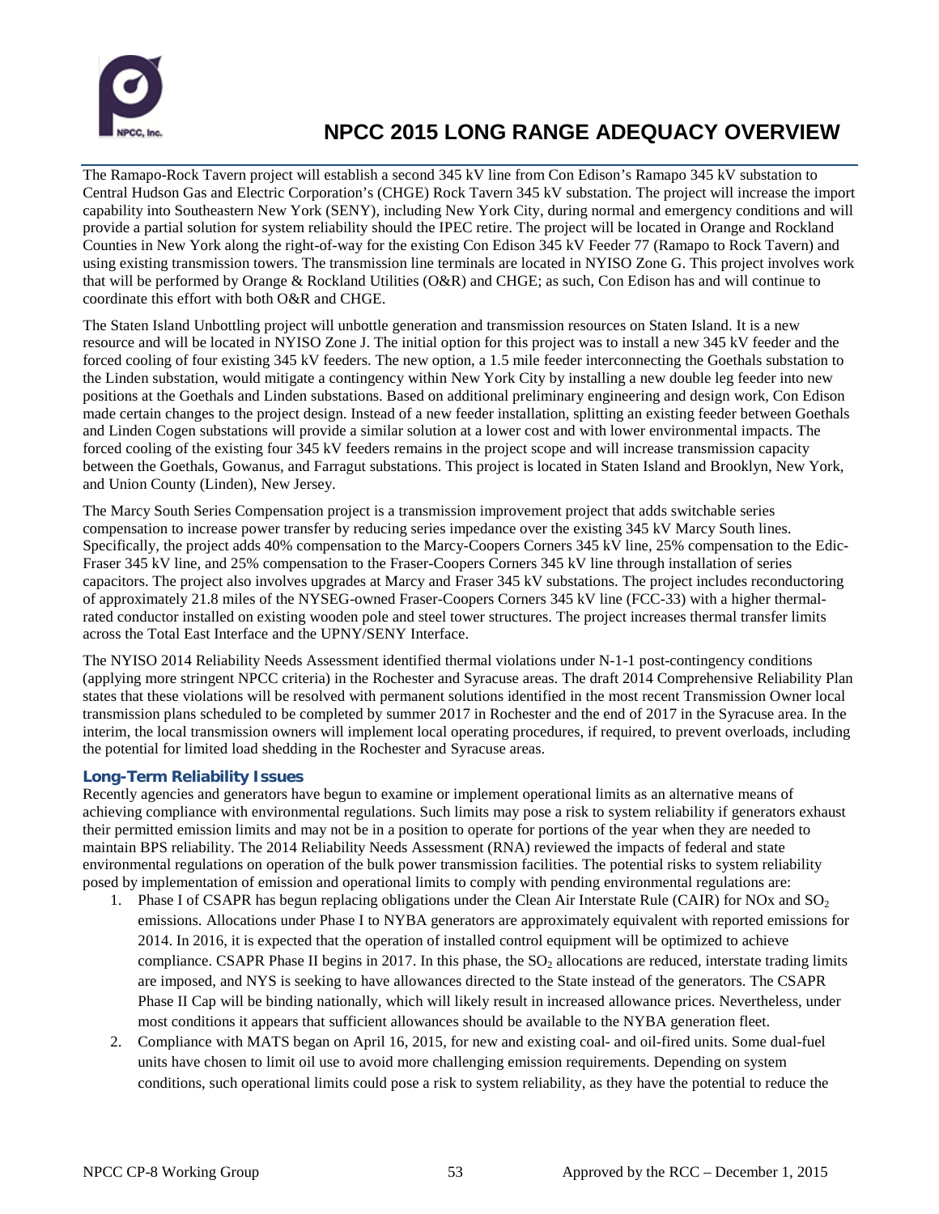The Ramapo-Rock Tavern project will establish a second 345 kV line from Con Edison's Ramapo 345 kV substation to Central Hudson Gas and Electric Corporation's (CHGE) Rock Tavern 345 kV substation. The project will increase the import capability into Southeastern New York (SENY), including New York City, during normal and emergency conditions and will provide a partial solution for system reliability should the IPEC retire. The project will be located in Orange and Rockland Counties in New York along the right-of-way for the existing Con Edison 345 kV Feeder 77 (Ramapo to Rock Tavern) and using existing transmission towers. The transmission line terminals are located in NYISO Zone G. This project involves work that will be performed by Orange & Rockland Utilities (O&R) and CHGE; as such, Con Edison has and will continue to coordinate this effort with both O&R and CHGE.

The Staten Island Unbottling project will unbottle generation and transmission resources on Staten Island. It is a new resource and will be located in NYISO Zone J. The initial option for this project was to install a new 345 kV feeder and the forced cooling of four existing 345 kV feeders. The new option, a 1.5 mile feeder interconnecting the Goethals substation to the Linden substation, would mitigate a contingency within New York City by installing a new double leg feeder into new positions at the Goethals and Linden substations. Based on additional preliminary engineering and design work, Con Edison made certain changes to the project design. Instead of a new feeder installation, splitting an existing feeder between Goethals and Linden Cogen substations will provide a similar solution at a lower cost and with lower environmental impacts. The forced cooling of the existing four 345 kV feeders remains in the project scope and will increase transmission capacity between the Goethals, Gowanus, and Farragut substations. This project is located in Staten Island and Brooklyn, New York, and Union County (Linden), New Jersey.

The Marcy South Series Compensation project is a transmission improvement project that adds switchable series compensation to increase power transfer by reducing series impedance over the existing 345 kV Marcy South lines. Specifically, the project adds 40% compensation to the Marcy-Coopers Corners 345 kV line, 25% compensation to the Edic-Fraser 345 kV line, and 25% compensation to the Fraser-Coopers Corners 345 kV line through installation of series capacitors. The project also involves upgrades at Marcy and Fraser 345 kV substations. The project includes reconductoring of approximately 21.8 miles of the NYSEG-owned Fraser-Coopers Corners 345 kV line (FCC-33) with a higher thermal-rated conductor installed on existing wooden pole and steel tower structures. The project increases thermal transfer limits across the Total East Interface and the UPNY/SENY Interface.

The NYISO 2014 Reliability Needs Assessment identified thermal violations under N-1-1 post-contingency conditions (applying more stringent NPCC criteria) in the Rochester and Syracuse areas. The draft 2014 Comprehensive Reliability Plan states that these violations will be resolved with permanent solutions identified in the most recent Transmission Owner local transmission plans scheduled to be completed by summer 2017 in Rochester and the end of 2017 in the Syracuse area. In the interim, the local transmission owners will implement local operating procedures, if required, to prevent overloads, including the potential for limited load shedding in the Rochester and Syracuse areas.

### Long-Term Reliability Issues

Recently agencies and generators have begun to examine or implement operational limits as an alternative means of achieving compliance with environmental regulations. Such limits may pose a risk to system reliability if generators exhaust their permitted emission limits and may not be in a position to operate for portions of the year when they are needed to maintain BPS reliability. The 2014 Reliability Needs Assessment (RNA) reviewed the impacts of federal and state environmental regulations on operation of the bulk power transmission facilities. The potential risks to system reliability posed by implementation of emission and operational limits to comply with pending environmental regulations are:

1. Phase I of CSAPR has begun replacing obligations under the Clean Air Interstate Rule (CAIR) for NOx and $SO_2$ emissions. Allocations under Phase I to NYBA generators are approximately equivalent with reported emissions for 2014. In 2016, it is expected that the operation of installed control equipment will be optimized to achieve compliance. CSAPR Phase II begins in 2017. In this phase, the $SO_2$ allocations are reduced, interstate trading limits are imposed, and NYS is seeking to have allowances directed to the State instead of the generators. The CSAPR Phase II Cap will be binding nationally, which will likely result in increased allowance prices. Nevertheless, under most conditions it appears that sufficient allowances should be available to the NYBA generation fleet.
2. Compliance with MATS began on April 16, 2015, for new and existing coal- and oil-fired units. Some dual-fuel units have chosen to limit oil use to avoid more challenging emission requirements. Depending on system conditions, such operational limits could pose a risk to system reliability, as they have the potential to reduce the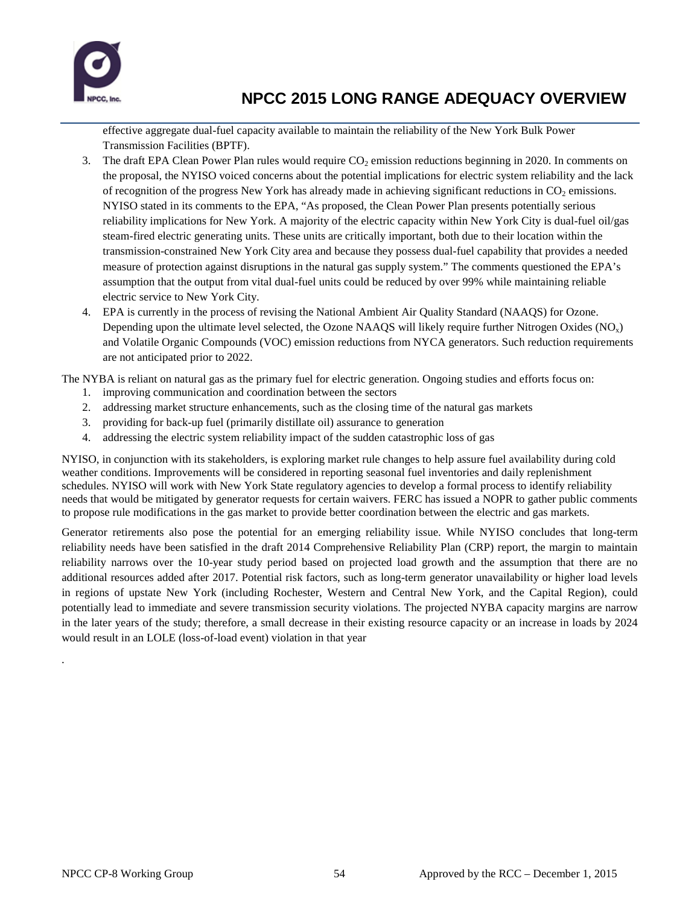effective aggregate dual-fuel capacity available to maintain the reliability of the New York Bulk Power Transmission Facilities (BPTF).

3. The draft EPA Clean Power Plan rules would require $CO_2$ emission reductions beginning in 2020. In comments on the proposal, the NYISO voiced concerns about the potential implications for electric system reliability and the lack of recognition of the progress New York has already made in achieving significant reductions in $CO_2$ emissions. NYISO stated in its comments to the EPA, "As proposed, the Clean Power Plan presents potentially serious reliability implications for New York. A majority of the electric capacity within New York City is dual-fuel oil/gas steam-fired electric generating units. These units are critically important, both due to their location within the transmission-constrained New York City area and because they possess dual-fuel capability that provides a needed measure of protection against disruptions in the natural gas supply system." The comments questioned the EPA's assumption that the output from vital dual-fuel units could be reduced by over 99% while maintaining reliable electric service to New York City.
4. EPA is currently in the process of revising the National Ambient Air Quality Standard (NAAQS) for Ozone. Depending upon the ultimate level selected, the Ozone NAAQS will likely require further Nitrogen Oxides ($NO_x$) and Volatile Organic Compounds (VOC) emission reductions from NYCA generators. Such reduction requirements are not anticipated prior to 2022.

The NYBA is reliant on natural gas as the primary fuel for electric generation. Ongoing studies and efforts focus on:

1. improving communication and coordination between the sectors
2. addressing market structure enhancements, such as the closing time of the natural gas markets
3. providing for back-up fuel (primarily distillate oil) assurance to generation
4. addressing the electric system reliability impact of the sudden catastrophic loss of gas

NYISO, in conjunction with its stakeholders, is exploring market rule changes to help assure fuel availability during cold weather conditions. Improvements will be considered in reporting seasonal fuel inventories and daily replenishment schedules. NYISO will work with New York State regulatory agencies to develop a formal process to identify reliability needs that would be mitigated by generator requests for certain waivers. FERC has issued a NOPR to gather public comments to propose rule modifications in the gas market to provide better coordination between the electric and gas markets.

Generator retirements also pose the potential for an emerging reliability issue. While NYISO concludes that long-term reliability needs have been satisfied in the draft 2014 Comprehensive Reliability Plan (CRP) report, the margin to maintain reliability narrows over the 10-year study period based on projected load growth and the assumption that there are no additional resources added after 2017. Potential risk factors, such as long-term generator unavailability or higher load levels in regions of upstate New York (including Rochester, Western and Central New York, and the Capital Region), could potentially lead to immediate and severe transmission security violations. The projected NYBA capacity margins are narrow in the later years of the study; therefore, a small decrease in their existing resource capacity or an increase in loads by 2024 would result in an LOLE (loss-of-load event) violation in that year

.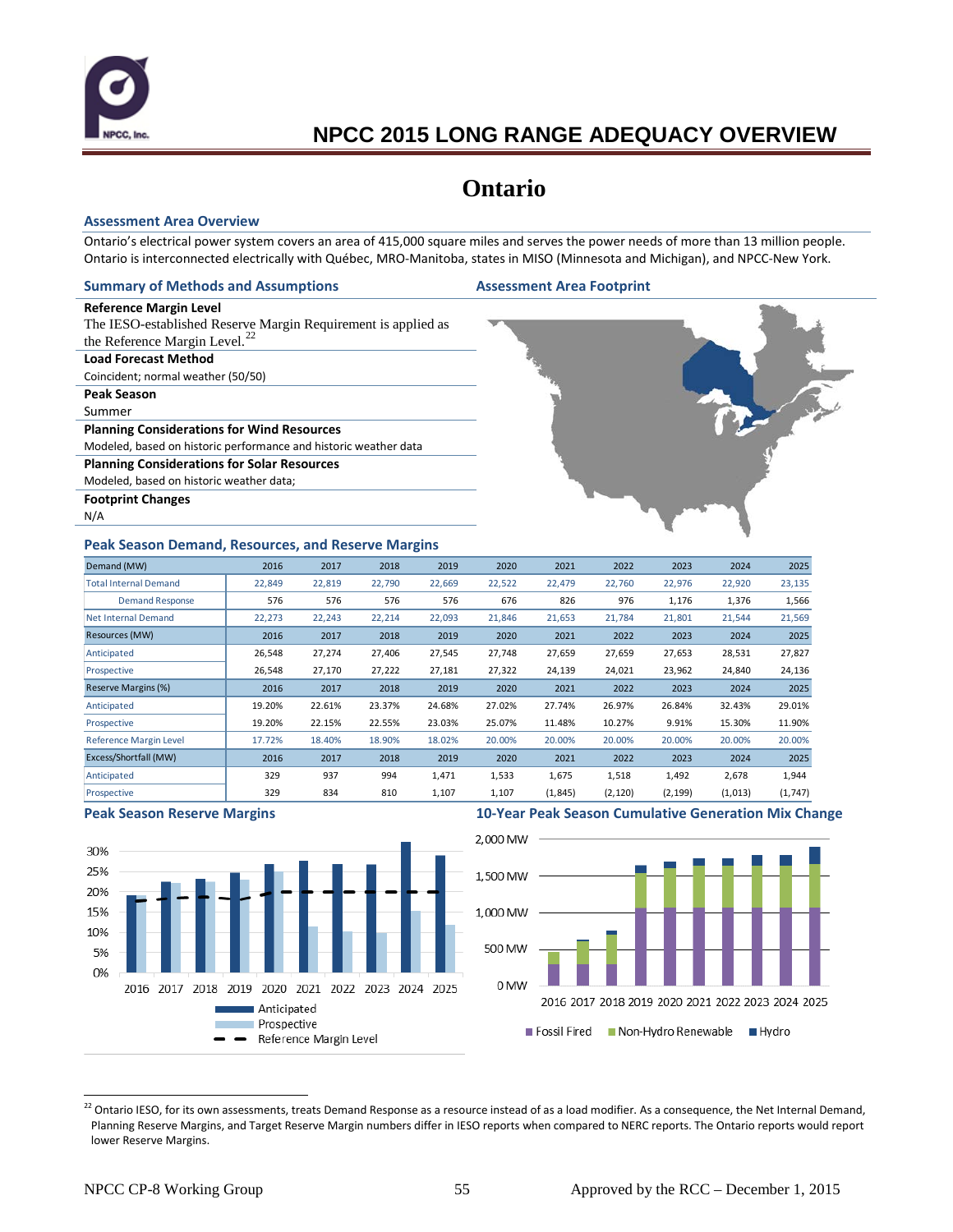# NPCC 2015 LONG RANGE ADEQUACY OVERVIEW

# Ontario

## Assessment Area Overview

Ontario's electrical power system covers an area of 415,000 square miles and serves the power needs of more than 13 million people. Ontario is interconnected electrically with Québec, MRO-Manitoba, states in MISO (Minnesota and Michigan), and NPCC-New York.

## Summary of Methods and Assumptions

**Reference Margin Level**
The IESO-established Reserve Margin Requirement is applied as the Reference Margin Level.[22]

**Load Forecast Method**
Coincident; normal weather (50/50)

**Peak Season**
Summer

**Planning Considerations for Wind Resources**
Modeled, based on historic performance and historic weather data

**Planning Considerations for Solar Resources**
Modeled, based on historic weather data;

**Footprint Changes**
N/A

## Assessment Area Footprint

## Peak Season Demand, Resources, and Reserve Margins

| Demand (MW) | 2016 | 2017 | 2018 | 2019 | 2020 | 2021 | 2022 | 2023 | 2024 | 2025 |
|---|---|---|---|---|---|---|---|---|---|---|
| Total Internal Demand | 22,849 | 22,819 | 22,790 | 22,669 | 22,522 | 22,479 | 22,760 | 22,976 | 22,920 | 23,135 |
| Demand Response | 576 | 576 | 576 | 576 | 676 | 826 | 976 | 1,176 | 1,376 | 1,566 |
| Net Internal Demand | 22,273 | 22,243 | 22,214 | 22,093 | 21,846 | 21,653 | 21,784 | 21,801 | 21,544 | 21,569 |
| **Resources (MW)** | **2016** | **2017** | **2018** | **2019** | **2020** | **2021** | **2022** | **2023** | **2024** | **2025** |
| Anticipated | 26,548 | 27,274 | 27,406 | 27,545 | 27,748 | 27,659 | 27,659 | 27,653 | 28,531 | 27,827 |
| Prospective | 26,548 | 27,170 | 27,222 | 27,181 | 27,322 | 24,139 | 24,021 | 23,962 | 24,840 | 24,136 |
| **Reserve Margins (%)** | **2016** | **2017** | **2018** | **2019** | **2020** | **2021** | **2022** | **2023** | **2024** | **2025** |
| Anticipated | 19.20% | 22.61% | 23.37% | 24.68% | 27.02% | 27.74% | 26.97% | 26.84% | 32.43% | 29.01% |
| Prospective | 19.20% | 22.15% | 22.55% | 23.03% | 25.07% | 11.48% | 10.27% | 9.91% | 15.30% | 11.90% |
| Reference Margin Level | 17.72% | 18.40% | 18.90% | 18.02% | 20.00% | 20.00% | 20.00% | 20.00% | 20.00% | 20.00% |
| **Excess/Shortfall (MW)** | **2016** | **2017** | **2018** | **2019** | **2020** | **2021** | **2022** | **2023** | **2024** | **2025** |
| Anticipated | 329 | 937 | 994 | 1,471 | 1,533 | 1,675 | 1,518 | 1,492 | 2,678 | 1,944 |
| Prospective | 329 | 834 | 810 | 1,107 | 1,107 | (1,845) | (2,120) | (2,199) | (1,013) | (1,747) |

## Peak Season Reserve Margins

## 10-Year Peak Season Cumulative Generation Mix Change

[22] Ontario IESO, for its own assessments, treats Demand Response as a resource instead of as a load modifier. As a consequence, the Net Internal Demand, Planning Reserve Margins, and Target Reserve Margin numbers differ in IESO reports when compared to NERC reports. The Ontario reports would report lower Reserve Margins.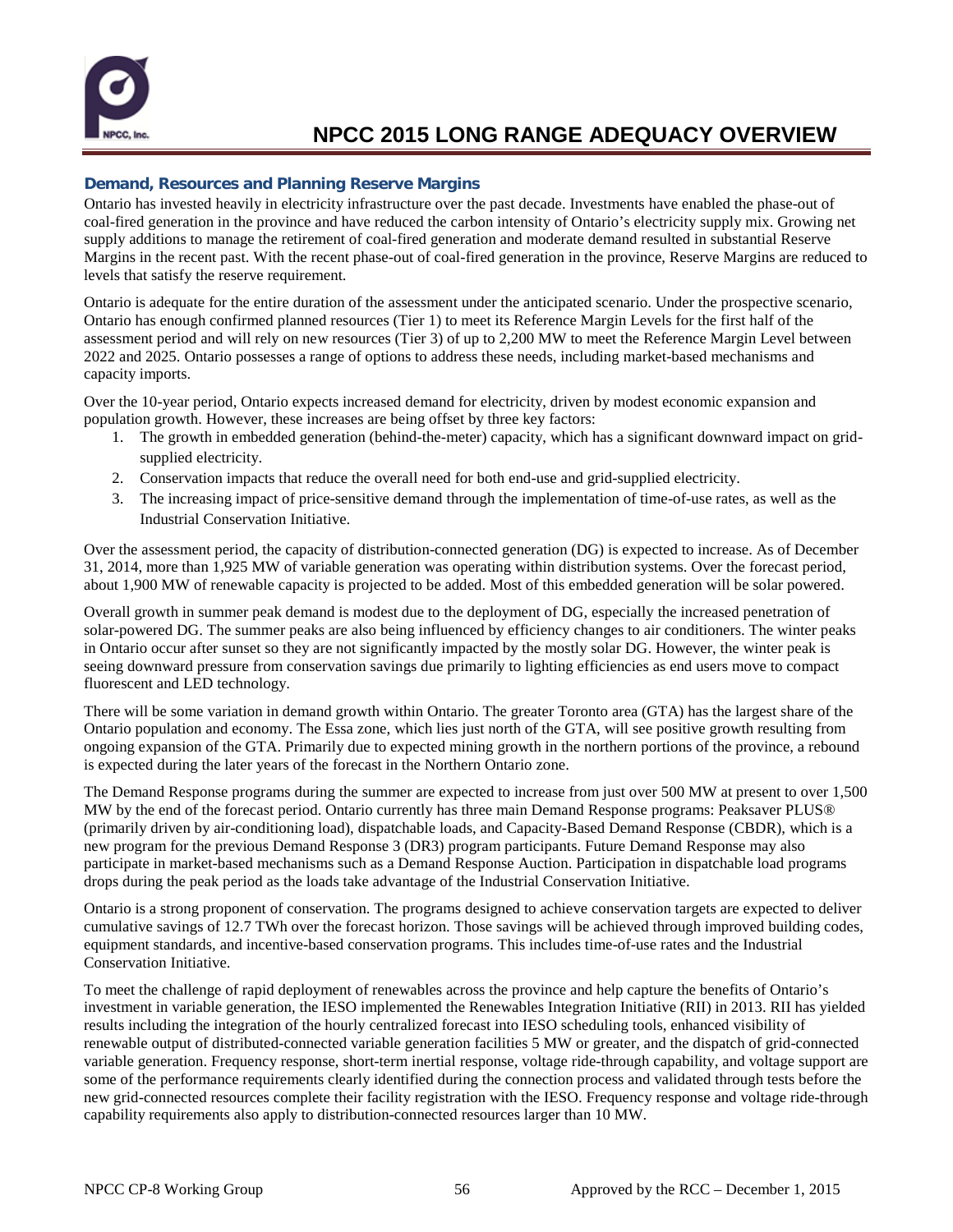### Demand, Resources and Planning Reserve Margins

Ontario has invested heavily in electricity infrastructure over the past decade. Investments have enabled the phase-out of coal-fired generation in the province and have reduced the carbon intensity of Ontario's electricity supply mix. Growing net supply additions to manage the retirement of coal-fired generation and moderate demand resulted in substantial Reserve Margins in the recent past. With the recent phase-out of coal-fired generation in the province, Reserve Margins are reduced to levels that satisfy the reserve requirement.

Ontario is adequate for the entire duration of the assessment under the anticipated scenario. Under the prospective scenario, Ontario has enough confirmed planned resources (Tier 1) to meet its Reference Margin Levels for the first half of the assessment period and will rely on new resources (Tier 3) of up to 2,200 MW to meet the Reference Margin Level between 2022 and 2025. Ontario possesses a range of options to address these needs, including market-based mechanisms and capacity imports.

Over the 10-year period, Ontario expects increased demand for electricity, driven by modest economic expansion and population growth. However, these increases are being offset by three key factors:

1. The growth in embedded generation (behind-the-meter) capacity, which has a significant downward impact on grid-supplied electricity.
2. Conservation impacts that reduce the overall need for both end-use and grid-supplied electricity.
3. The increasing impact of price-sensitive demand through the implementation of time-of-use rates, as well as the Industrial Conservation Initiative.

Over the assessment period, the capacity of distribution-connected generation (DG) is expected to increase. As of December 31, 2014, more than 1,925 MW of variable generation was operating within distribution systems. Over the forecast period, about 1,900 MW of renewable capacity is projected to be added. Most of this embedded generation will be solar powered.

Overall growth in summer peak demand is modest due to the deployment of DG, especially the increased penetration of solar-powered DG. The summer peaks are also being influenced by efficiency changes to air conditioners. The winter peaks in Ontario occur after sunset so they are not significantly impacted by the mostly solar DG. However, the winter peak is seeing downward pressure from conservation savings due primarily to lighting efficiencies as end users move to compact fluorescent and LED technology.

There will be some variation in demand growth within Ontario. The greater Toronto area (GTA) has the largest share of the Ontario population and economy. The Essa zone, which lies just north of the GTA, will see positive growth resulting from ongoing expansion of the GTA. Primarily due to expected mining growth in the northern portions of the province, a rebound is expected during the later years of the forecast in the Northern Ontario zone.

The Demand Response programs during the summer are expected to increase from just over 500 MW at present to over 1,500 MW by the end of the forecast period. Ontario currently has three main Demand Response programs: Peaksaver PLUS® (primarily driven by air-conditioning load), dispatchable loads, and Capacity-Based Demand Response (CBDR), which is a new program for the previous Demand Response 3 (DR3) program participants. Future Demand Response may also participate in market-based mechanisms such as a Demand Response Auction. Participation in dispatchable load programs drops during the peak period as the loads take advantage of the Industrial Conservation Initiative.

Ontario is a strong proponent of conservation. The programs designed to achieve conservation targets are expected to deliver cumulative savings of 12.7 TWh over the forecast horizon. Those savings will be achieved through improved building codes, equipment standards, and incentive-based conservation programs. This includes time-of-use rates and the Industrial Conservation Initiative.

To meet the challenge of rapid deployment of renewables across the province and help capture the benefits of Ontario's investment in variable generation, the IESO implemented the Renewables Integration Initiative (RII) in 2013. RII has yielded results including the integration of the hourly centralized forecast into IESO scheduling tools, enhanced visibility of renewable output of distributed-connected variable generation facilities 5 MW or greater, and the dispatch of grid-connected variable generation. Frequency response, short-term inertial response, voltage ride-through capability, and voltage support are some of the performance requirements clearly identified during the connection process and validated through tests before the new grid-connected resources complete their facility registration with the IESO. Frequency response and voltage ride-through capability requirements also apply to distribution-connected resources larger than 10 MW.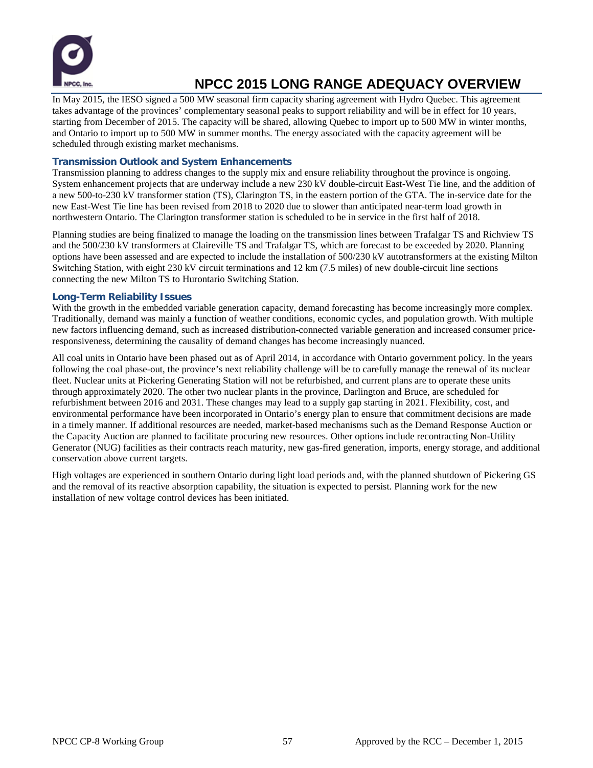In May 2015, the IESO signed a 500 MW seasonal firm capacity sharing agreement with Hydro Quebec. This agreement takes advantage of the provinces' complementary seasonal peaks to support reliability and will be in effect for 10 years, starting from December of 2015. The capacity will be shared, allowing Quebec to import up to 500 MW in winter months, and Ontario to import up to 500 MW in summer months. The energy associated with the capacity agreement will be scheduled through existing market mechanisms.

### Transmission Outlook and System Enhancements

Transmission planning to address changes to the supply mix and ensure reliability throughout the province is ongoing. System enhancement projects that are underway include a new 230 kV double-circuit East-West Tie line, and the addition of a new 500-to-230 kV transformer station (TS), Clarington TS, in the eastern portion of the GTA. The in-service date for the new East-West Tie line has been revised from 2018 to 2020 due to slower than anticipated near-term load growth in northwestern Ontario. The Clarington transformer station is scheduled to be in service in the first half of 2018.

Planning studies are being finalized to manage the loading on the transmission lines between Trafalgar TS and Richview TS and the 500/230 kV transformers at Claireville TS and Trafalgar TS, which are forecast to be exceeded by 2020. Planning options have been assessed and are expected to include the installation of 500/230 kV autotransformers at the existing Milton Switching Station, with eight 230 kV circuit terminations and 12 km (7.5 miles) of new double-circuit line sections connecting the new Milton TS to Hurontario Switching Station.

### Long-Term Reliability Issues

With the growth in the embedded variable generation capacity, demand forecasting has become increasingly more complex. Traditionally, demand was mainly a function of weather conditions, economic cycles, and population growth. With multiple new factors influencing demand, such as increased distribution-connected variable generation and increased consumer price-responsiveness, determining the causality of demand changes has become increasingly nuanced.

All coal units in Ontario have been phased out as of April 2014, in accordance with Ontario government policy. In the years following the coal phase-out, the province's next reliability challenge will be to carefully manage the renewal of its nuclear fleet. Nuclear units at Pickering Generating Station will not be refurbished, and current plans are to operate these units through approximately 2020. The other two nuclear plants in the province, Darlington and Bruce, are scheduled for refurbishment between 2016 and 2031. These changes may lead to a supply gap starting in 2021. Flexibility, cost, and environmental performance have been incorporated in Ontario's energy plan to ensure that commitment decisions are made in a timely manner. If additional resources are needed, market-based mechanisms such as the Demand Response Auction or the Capacity Auction are planned to facilitate procuring new resources. Other options include recontracting Non-Utility Generator (NUG) facilities as their contracts reach maturity, new gas-fired generation, imports, energy storage, and additional conservation above current targets.

High voltages are experienced in southern Ontario during light load periods and, with the planned shutdown of Pickering GS and the removal of its reactive absorption capability, the situation is expected to persist. Planning work for the new installation of new voltage control devices has been initiated.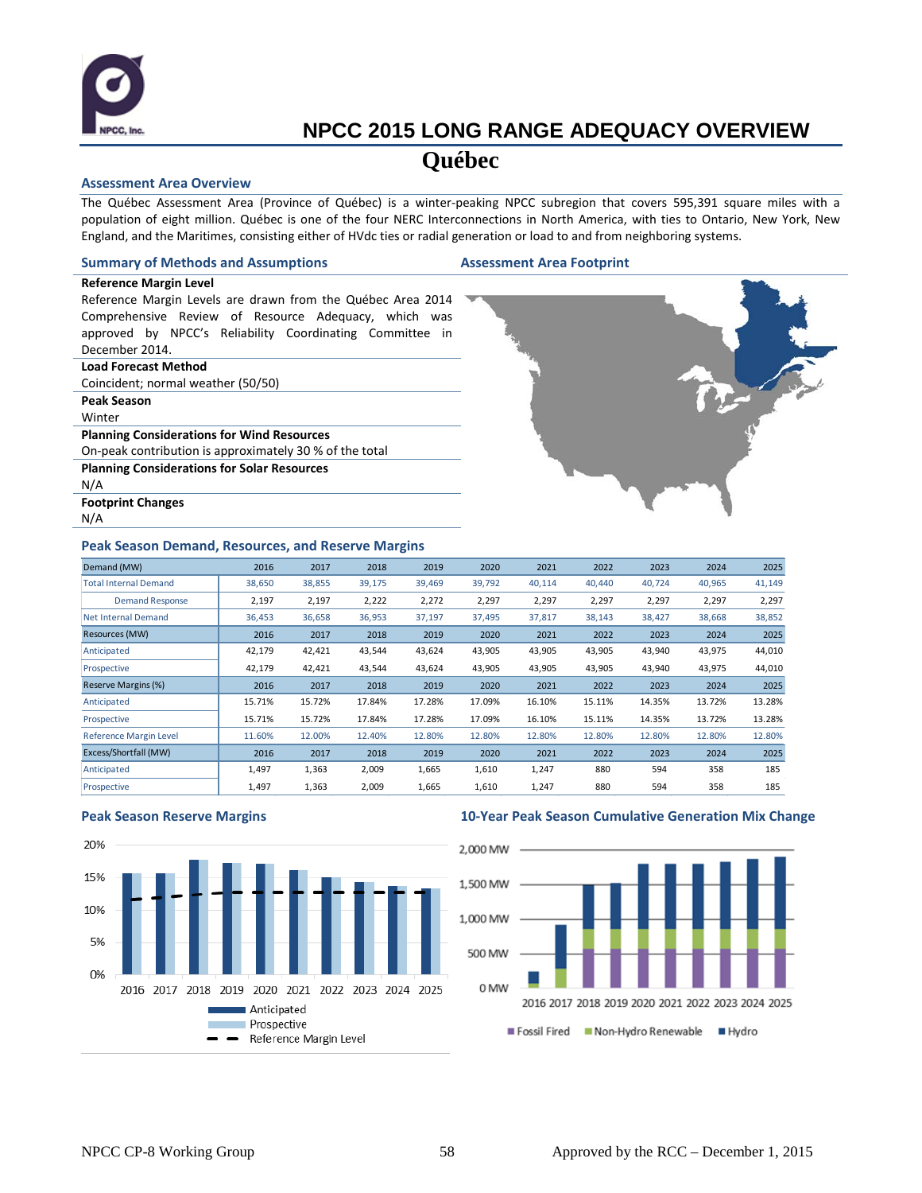# NPCC 2015 LONG RANGE ADEQUACY OVERVIEW

## Québec

### Assessment Area Overview

The Québec Assessment Area (Province of Québec) is a winter-peaking NPCC subregion that covers 595,391 square miles with a population of eight million. Québec is one of the four NERC Interconnections in North America, with ties to Ontario, New York, New England, and the Maritimes, consisting either of HVdc ties or radial generation or load to and from neighboring systems.

### Summary of Methods and Assumptions

**Reference Margin Level**
Reference Margin Levels are drawn from the Québec Area 2014 Comprehensive Review of Resource Adequacy, which was approved by NPCC's Reliability Coordinating Committee in December 2014.

**Load Forecast Method**
Coincident; normal weather (50/50)

**Peak Season**
Winter

**Planning Considerations for Wind Resources**
On-peak contribution is approximately 30 % of the total

**Planning Considerations for Solar Resources**
N/A

**Footprint Changes**
N/A

### Assessment Area Footprint

### Peak Season Demand, Resources, and Reserve Margins

| Demand (MW) | 2016 | 2017 | 2018 | 2019 | 2020 | 2021 | 2022 | 2023 | 2024 | 2025 |
|---|---|---|---|---|---|---|---|---|---|---|
| Total Internal Demand | 38,650 | 38,855 | 39,175 | 39,469 | 39,792 | 40,114 | 40,440 | 40,724 | 40,965 | 41,149 |
| Demand Response | 2,197 | 2,197 | 2,222 | 2,272 | 2,297 | 2,297 | 2,297 | 2,297 | 2,297 | 2,297 |
| Net Internal Demand | 36,453 | 36,658 | 36,953 | 37,197 | 37,495 | 37,817 | 38,143 | 38,427 | 38,668 | 38,852 |
| **Resources (MW)** | **2016** | **2017** | **2018** | **2019** | **2020** | **2021** | **2022** | **2023** | **2024** | **2025** |
| Anticipated | 42,179 | 42,421 | 43,544 | 43,624 | 43,905 | 43,905 | 43,905 | 43,940 | 43,975 | 44,010 |
| Prospective | 42,179 | 42,421 | 43,544 | 43,624 | 43,905 | 43,905 | 43,905 | 43,940 | 43,975 | 44,010 |
| **Reserve Margins (%)** | **2016** | **2017** | **2018** | **2019** | **2020** | **2021** | **2022** | **2023** | **2024** | **2025** |
| Anticipated | 15.71% | 15.72% | 17.84% | 17.28% | 17.09% | 16.10% | 15.11% | 14.35% | 13.72% | 13.28% |
| Prospective | 15.71% | 15.72% | 17.84% | 17.28% | 17.09% | 16.10% | 15.11% | 14.35% | 13.72% | 13.28% |
| Reference Margin Level | 11.60% | 12.00% | 12.40% | 12.80% | 12.80% | 12.80% | 12.80% | 12.80% | 12.80% | 12.80% |
| **Excess/Shortfall (MW)** | **2016** | **2017** | **2018** | **2019** | **2020** | **2021** | **2022** | **2023** | **2024** | **2025** |
| Anticipated | 1,497 | 1,363 | 2,009 | 1,665 | 1,610 | 1,247 | 880 | 594 | 358 | 185 |
| Prospective | 1,497 | 1,363 | 2,009 | 1,665 | 1,610 | 1,247 | 880 | 594 | 358 | 185 |

### Peak Season Reserve Margins

### 10-Year Peak Season Cumulative Generation Mix Change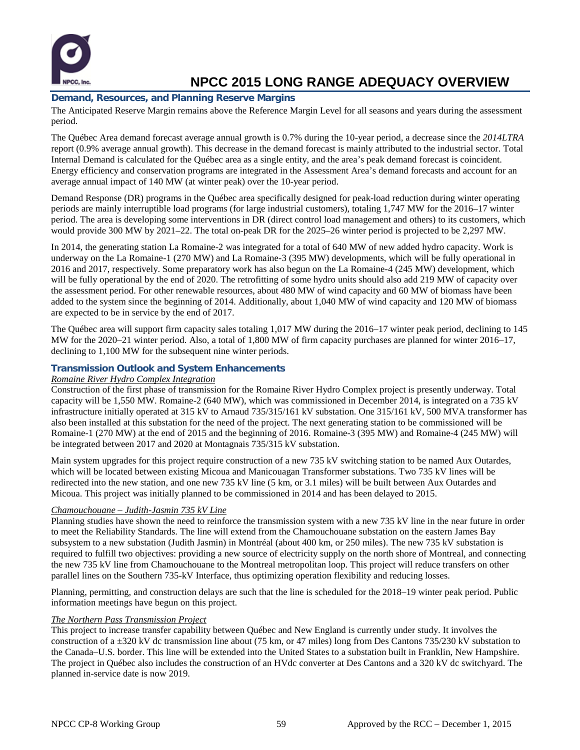## Demand, Resources, and Planning Reserve Margins

The Anticipated Reserve Margin remains above the Reference Margin Level for all seasons and years during the assessment period.

The Québec Area demand forecast average annual growth is 0.7% during the 10-year period, a decrease since the *2014LTRA* report (0.9% average annual growth). This decrease in the demand forecast is mainly attributed to the industrial sector. Total Internal Demand is calculated for the Québec area as a single entity, and the area's peak demand forecast is coincident. Energy efficiency and conservation programs are integrated in the Assessment Area's demand forecasts and account for an average annual impact of 140 MW (at winter peak) over the 10-year period.

Demand Response (DR) programs in the Québec area specifically designed for peak-load reduction during winter operating periods are mainly interruptible load programs (for large industrial customers), totaling 1,747 MW for the 2016–17 winter period. The area is developing some interventions in DR (direct control load management and others) to its customers, which would provide 300 MW by 2021–22. The total on-peak DR for the 2025–26 winter period is projected to be 2,297 MW.

In 2014, the generating station La Romaine-2 was integrated for a total of 640 MW of new added hydro capacity. Work is underway on the La Romaine-1 (270 MW) and La Romaine-3 (395 MW) developments, which will be fully operational in 2016 and 2017, respectively. Some preparatory work has also begun on the La Romaine-4 (245 MW) development, which will be fully operational by the end of 2020. The retrofitting of some hydro units should also add 219 MW of capacity over the assessment period. For other renewable resources, about 480 MW of wind capacity and 60 MW of biomass have been added to the system since the beginning of 2014. Additionally, about 1,040 MW of wind capacity and 120 MW of biomass are expected to be in service by the end of 2017.

The Québec area will support firm capacity sales totaling 1,017 MW during the 2016–17 winter peak period, declining to 145 MW for the 2020–21 winter period. Also, a total of 1,800 MW of firm capacity purchases are planned for winter 2016–17, declining to 1,100 MW for the subsequent nine winter periods.

## Transmission Outlook and System Enhancements

*Romaine River Hydro Complex Integration*

Construction of the first phase of transmission for the Romaine River Hydro Complex project is presently underway. Total capacity will be 1,550 MW. Romaine-2 (640 MW), which was commissioned in December 2014, is integrated on a 735 kV infrastructure initially operated at 315 kV to Arnaud 735/315/161 kV substation. One 315/161 kV, 500 MVA transformer has also been installed at this substation for the need of the project. The next generating station to be commissioned will be Romaine-1 (270 MW) at the end of 2015 and the beginning of 2016. Romaine-3 (395 MW) and Romaine-4 (245 MW) will be integrated between 2017 and 2020 at Montagnais 735/315 kV substation.

Main system upgrades for this project require construction of a new 735 kV switching station to be named Aux Outardes, which will be located between existing Micoua and Manicouagan Transformer substations. Two 735 kV lines will be redirected into the new station, and one new 735 kV line (5 km, or 3.1 miles) will be built between Aux Outardes and Micoua. This project was initially planned to be commissioned in 2014 and has been delayed to 2015.

*Chamouchouane – Judith-Jasmin 735 kV Line*

Planning studies have shown the need to reinforce the transmission system with a new 735 kV line in the near future in order to meet the Reliability Standards. The line will extend from the Chamouchouane substation on the eastern James Bay subsystem to a new substation (Judith Jasmin) in Montréal (about 400 km, or 250 miles). The new 735 kV substation is required to fulfill two objectives: providing a new source of electricity supply on the north shore of Montreal, and connecting the new 735 kV line from Chamouchouane to the Montreal metropolitan loop. This project will reduce transfers on other parallel lines on the Southern 735-kV Interface, thus optimizing operation flexibility and reducing losses.

Planning, permitting, and construction delays are such that the line is scheduled for the 2018–19 winter peak period. Public information meetings have begun on this project.

*The Northern Pass Transmission Project*

This project to increase transfer capability between Québec and New England is currently under study. It involves the construction of a ±320 kV dc transmission line about (75 km, or 47 miles) long from Des Cantons 735/230 kV substation to the Canada–U.S. border. This line will be extended into the United States to a substation built in Franklin, New Hampshire. The project in Québec also includes the construction of an HVdc converter at Des Cantons and a 320 kV dc switchyard. The planned in-service date is now 2019.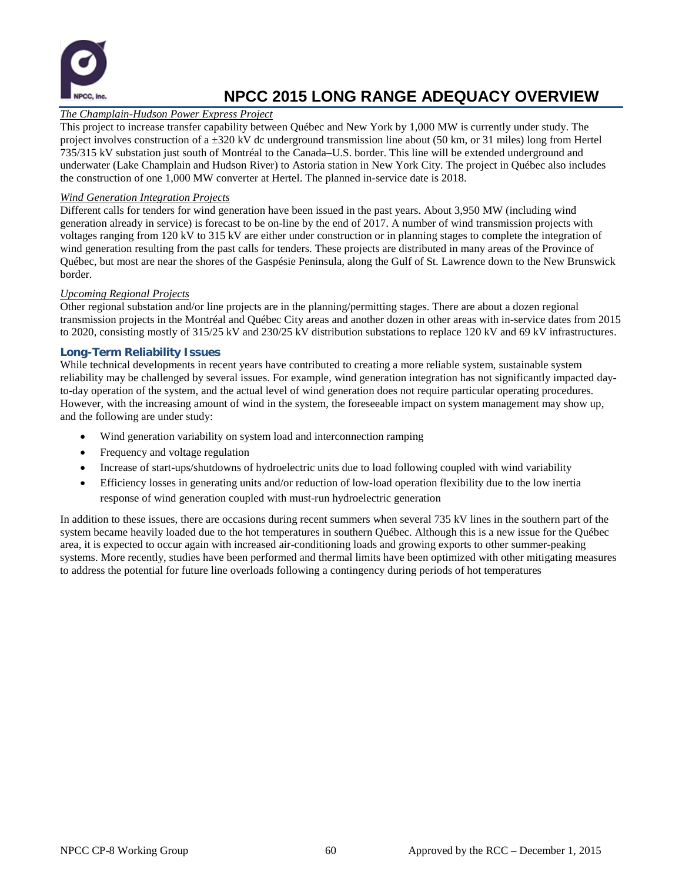*The Champlain-Hudson Power Express Project*

This project to increase transfer capability between Québec and New York by 1,000 MW is currently under study. The project involves construction of a ±320 kV dc underground transmission line about (50 km, or 31 miles) long from Hertel 735/315 kV substation just south of Montréal to the Canada–U.S. border. This line will be extended underground and underwater (Lake Champlain and Hudson River) to Astoria station in New York City. The project in Québec also includes the construction of one 1,000 MW converter at Hertel. The planned in-service date is 2018.

*Wind Generation Integration Projects*

Different calls for tenders for wind generation have been issued in the past years. About 3,950 MW (including wind generation already in service) is forecast to be on-line by the end of 2017. A number of wind transmission projects with voltages ranging from 120 kV to 315 kV are either under construction or in planning stages to complete the integration of wind generation resulting from the past calls for tenders. These projects are distributed in many areas of the Province of Québec, but most are near the shores of the Gaspésie Peninsula, along the Gulf of St. Lawrence down to the New Brunswick border.

*Upcoming Regional Projects*

Other regional substation and/or line projects are in the planning/permitting stages. There are about a dozen regional transmission projects in the Montréal and Québec City areas and another dozen in other areas with in-service dates from 2015 to 2020, consisting mostly of 315/25 kV and 230/25 kV distribution substations to replace 120 kV and 69 kV infrastructures.

### Long-Term Reliability Issues

While technical developments in recent years have contributed to creating a more reliable system, sustainable system reliability may be challenged by several issues. For example, wind generation integration has not significantly impacted day-to-day operation of the system, and the actual level of wind generation does not require particular operating procedures. However, with the increasing amount of wind in the system, the foreseeable impact on system management may show up, and the following are under study:

- Wind generation variability on system load and interconnection ramping
- Frequency and voltage regulation
- Increase of start-ups/shutdowns of hydroelectric units due to load following coupled with wind variability
- Efficiency losses in generating units and/or reduction of low-load operation flexibility due to the low inertia response of wind generation coupled with must-run hydroelectric generation

In addition to these issues, there are occasions during recent summers when several 735 kV lines in the southern part of the system became heavily loaded due to the hot temperatures in southern Québec. Although this is a new issue for the Québec area, it is expected to occur again with increased air-conditioning loads and growing exports to other summer-peaking systems. More recently, studies have been performed and thermal limits have been optimized with other mitigating measures to address the potential for future line overloads following a contingency during periods of hot temperatures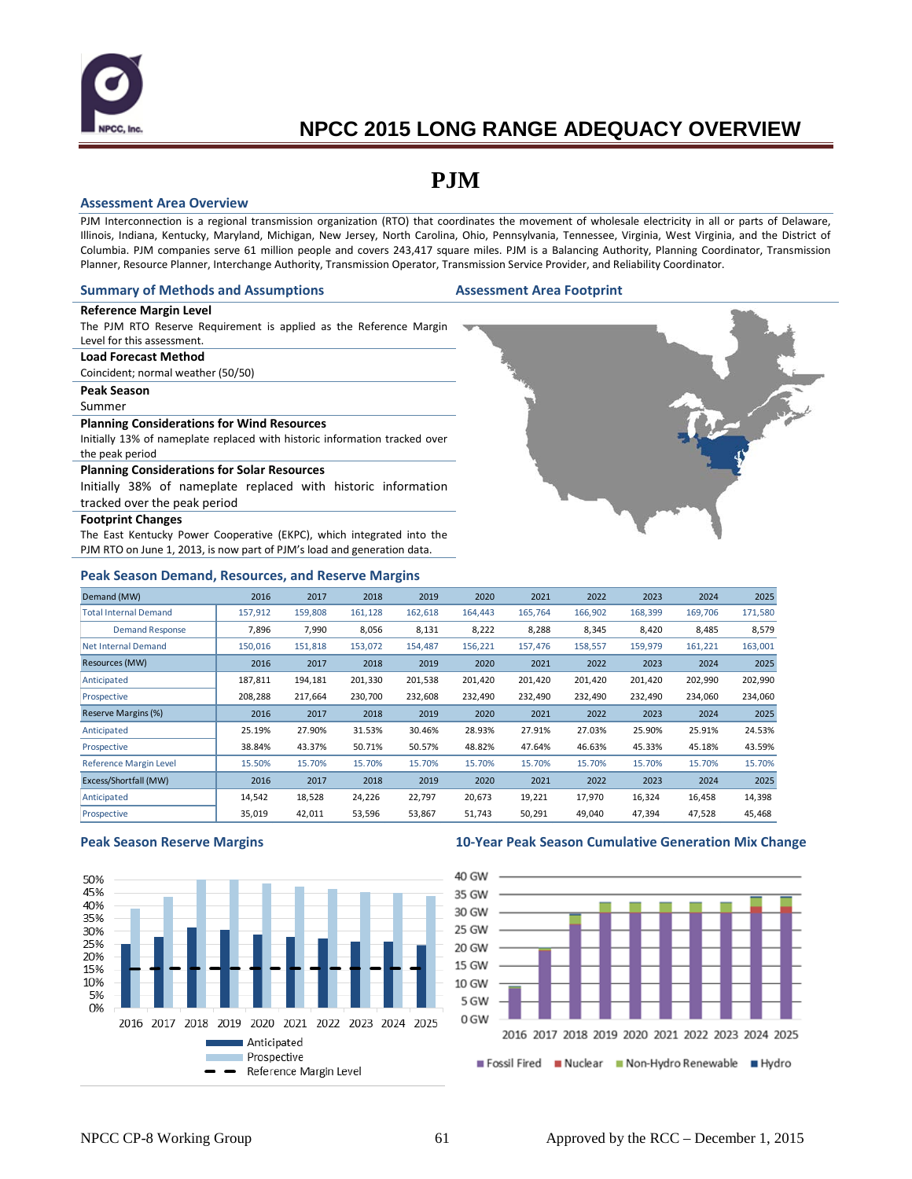# NPCC 2015 LONG RANGE ADEQUACY OVERVIEW

# PJM

## Assessment Area Overview

PJM Interconnection is a regional transmission organization (RTO) that coordinates the movement of wholesale electricity in all or parts of Delaware, Illinois, Indiana, Kentucky, Maryland, Michigan, New Jersey, North Carolina, Ohio, Pennsylvania, Tennessee, Virginia, West Virginia, and the District of Columbia. PJM companies serve 61 million people and covers 243,417 square miles. PJM is a Balancing Authority, Planning Coordinator, Transmission Planner, Resource Planner, Interchange Authority, Transmission Operator, Transmission Service Provider, and Reliability Coordinator.

## Summary of Methods and Assumptions

**Reference Margin Level**
The PJM RTO Reserve Requirement is applied as the Reference Margin Level for this assessment.

**Load Forecast Method**
Coincident; normal weather (50/50)

**Peak Season**
Summer

**Planning Considerations for Wind Resources**
Initially 13% of nameplate replaced with historic information tracked over the peak period

**Planning Considerations for Solar Resources**
Initially 38% of nameplate replaced with historic information tracked over the peak period

**Footprint Changes**
The East Kentucky Power Cooperative (EKPC), which integrated into the PJM RTO on June 1, 2013, is now part of PJM's load and generation data.

## Assessment Area Footprint

## Peak Season Demand, Resources, and Reserve Margins

| Demand (MW) | 2016 | 2017 | 2018 | 2019 | 2020 | 2021 | 2022 | 2023 | 2024 | 2025 |
|---|---|---|---|---|---|---|---|---|---|---|
| Total Internal Demand | 157,912 | 159,808 | 161,128 | 162,618 | 164,443 | 165,764 | 166,902 | 168,399 | 169,706 | 171,580 |
| Demand Response | 7,896 | 7,990 | 8,056 | 8,131 | 8,222 | 8,288 | 8,345 | 8,420 | 8,485 | 8,579 |
| Net Internal Demand | 150,016 | 151,818 | 153,072 | 154,487 | 156,221 | 157,476 | 158,557 | 159,979 | 161,221 | 163,001 |
| **Resources (MW)** | **2016** | **2017** | **2018** | **2019** | **2020** | **2021** | **2022** | **2023** | **2024** | **2025** |
| Anticipated | 187,811 | 194,181 | 201,330 | 201,538 | 201,420 | 201,420 | 201,420 | 201,420 | 202,990 | 202,990 |
| Prospective | 208,288 | 217,664 | 230,700 | 232,608 | 232,490 | 232,490 | 232,490 | 232,490 | 234,060 | 234,060 |
| **Reserve Margins (%)** | **2016** | **2017** | **2018** | **2019** | **2020** | **2021** | **2022** | **2023** | **2024** | **2025** |
| Anticipated | 25.19% | 27.90% | 31.53% | 30.46% | 28.93% | 27.91% | 27.03% | 25.90% | 25.91% | 24.53% |
| Prospective | 38.84% | 43.37% | 50.71% | 50.57% | 48.82% | 47.64% | 46.63% | 45.33% | 45.18% | 43.59% |
| Reference Margin Level | 15.50% | 15.70% | 15.70% | 15.70% | 15.70% | 15.70% | 15.70% | 15.70% | 15.70% | 15.70% |
| **Excess/Shortfall (MW)** | **2016** | **2017** | **2018** | **2019** | **2020** | **2021** | **2022** | **2023** | **2024** | **2025** |
| Anticipated | 14,542 | 18,528 | 24,226 | 22,797 | 20,673 | 19,221 | 17,970 | 16,324 | 16,458 | 14,398 |
| Prospective | 35,019 | 42,011 | 53,596 | 53,867 | 51,743 | 50,291 | 49,040 | 47,394 | 47,528 | 45,468 |

## Peak Season Reserve Margins

## 10-Year Peak Season Cumulative Generation Mix Change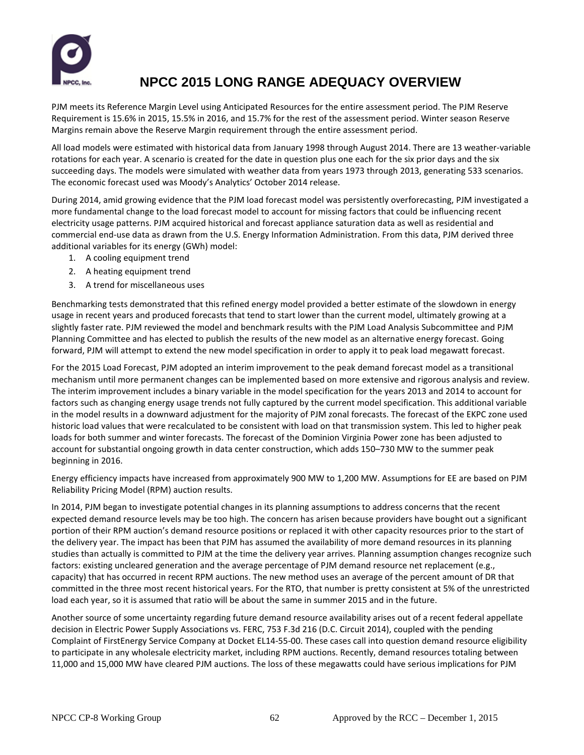PJM meets its Reference Margin Level using Anticipated Resources for the entire assessment period. The PJM Reserve Requirement is 15.6% in 2015, 15.5% in 2016, and 15.7% for the rest of the assessment period. Winter season Reserve Margins remain above the Reserve Margin requirement through the entire assessment period.

All load models were estimated with historical data from January 1998 through August 2014. There are 13 weather-variable rotations for each year. A scenario is created for the date in question plus one each for the six prior days and the six succeeding days. The models were simulated with weather data from years 1973 through 2013, generating 533 scenarios. The economic forecast used was Moody's Analytics' October 2014 release.

During 2014, amid growing evidence that the PJM load forecast model was persistently overforecasting, PJM investigated a more fundamental change to the load forecast model to account for missing factors that could be influencing recent electricity usage patterns. PJM acquired historical and forecast appliance saturation data as well as residential and commercial end-use data as drawn from the U.S. Energy Information Administration. From this data, PJM derived three additional variables for its energy (GWh) model:

1. A cooling equipment trend
2. A heating equipment trend
3. A trend for miscellaneous uses

Benchmarking tests demonstrated that this refined energy model provided a better estimate of the slowdown in energy usage in recent years and produced forecasts that tend to start lower than the current model, ultimately growing at a slightly faster rate. PJM reviewed the model and benchmark results with the PJM Load Analysis Subcommittee and PJM Planning Committee and has elected to publish the results of the new model as an alternative energy forecast. Going forward, PJM will attempt to extend the new model specification in order to apply it to peak load megawatt forecast.

For the 2015 Load Forecast, PJM adopted an interim improvement to the peak demand forecast model as a transitional mechanism until more permanent changes can be implemented based on more extensive and rigorous analysis and review. The interim improvement includes a binary variable in the model specification for the years 2013 and 2014 to account for factors such as changing energy usage trends not fully captured by the current model specification. This additional variable in the model results in a downward adjustment for the majority of PJM zonal forecasts. The forecast of the EKPC zone used historic load values that were recalculated to be consistent with load on that transmission system. This led to higher peak loads for both summer and winter forecasts. The forecast of the Dominion Virginia Power zone has been adjusted to account for substantial ongoing growth in data center construction, which adds 150–730 MW to the summer peak beginning in 2016.

Energy efficiency impacts have increased from approximately 900 MW to 1,200 MW. Assumptions for EE are based on PJM Reliability Pricing Model (RPM) auction results.

In 2014, PJM began to investigate potential changes in its planning assumptions to address concerns that the recent expected demand resource levels may be too high. The concern has arisen because providers have bought out a significant portion of their RPM auction's demand resource positions or replaced it with other capacity resources prior to the start of the delivery year. The impact has been that PJM has assumed the availability of more demand resources in its planning studies than actually is committed to PJM at the time the delivery year arrives. Planning assumption changes recognize such factors: existing uncleared generation and the average percentage of PJM demand resource net replacement (e.g., capacity) that has occurred in recent RPM auctions. The new method uses an average of the percent amount of DR that committed in the three most recent historical years. For the RTO, that number is pretty consistent at 5% of the unrestricted load each year, so it is assumed that ratio will be about the same in summer 2015 and in the future.

Another source of some uncertainty regarding future demand resource availability arises out of a recent federal appellate decision in Electric Power Supply Associations vs. FERC, 753 F.3d 216 (D.C. Circuit 2014), coupled with the pending Complaint of FirstEnergy Service Company at Docket EL14-55-00. These cases call into question demand resource eligibility to participate in any wholesale electricity market, including RPM auctions. Recently, demand resources totaling between 11,000 and 15,000 MW have cleared PJM auctions. The loss of these megawatts could have serious implications for PJM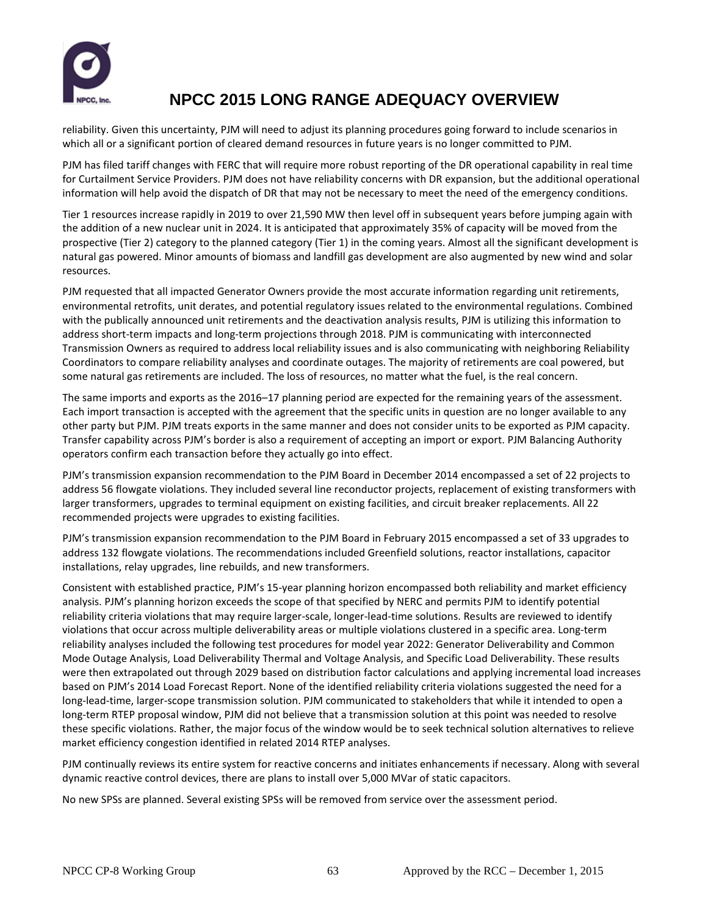reliability. Given this uncertainty, PJM will need to adjust its planning procedures going forward to include scenarios in which all or a significant portion of cleared demand resources in future years is no longer committed to PJM.

PJM has filed tariff changes with FERC that will require more robust reporting of the DR operational capability in real time for Curtailment Service Providers. PJM does not have reliability concerns with DR expansion, but the additional operational information will help avoid the dispatch of DR that may not be necessary to meet the need of the emergency conditions.

Tier 1 resources increase rapidly in 2019 to over 21,590 MW then level off in subsequent years before jumping again with the addition of a new nuclear unit in 2024. It is anticipated that approximately 35% of capacity will be moved from the prospective (Tier 2) category to the planned category (Tier 1) in the coming years. Almost all the significant development is natural gas powered. Minor amounts of biomass and landfill gas development are also augmented by new wind and solar resources.

PJM requested that all impacted Generator Owners provide the most accurate information regarding unit retirements, environmental retrofits, unit derates, and potential regulatory issues related to the environmental regulations. Combined with the publically announced unit retirements and the deactivation analysis results, PJM is utilizing this information to address short-term impacts and long-term projections through 2018. PJM is communicating with interconnected Transmission Owners as required to address local reliability issues and is also communicating with neighboring Reliability Coordinators to compare reliability analyses and coordinate outages. The majority of retirements are coal powered, but some natural gas retirements are included. The loss of resources, no matter what the fuel, is the real concern.

The same imports and exports as the 2016–17 planning period are expected for the remaining years of the assessment. Each import transaction is accepted with the agreement that the specific units in question are no longer available to any other party but PJM. PJM treats exports in the same manner and does not consider units to be exported as PJM capacity. Transfer capability across PJM's border is also a requirement of accepting an import or export. PJM Balancing Authority operators confirm each transaction before they actually go into effect.

PJM's transmission expansion recommendation to the PJM Board in December 2014 encompassed a set of 22 projects to address 56 flowgate violations. They included several line reconductor projects, replacement of existing transformers with larger transformers, upgrades to terminal equipment on existing facilities, and circuit breaker replacements. All 22 recommended projects were upgrades to existing facilities.

PJM's transmission expansion recommendation to the PJM Board in February 2015 encompassed a set of 33 upgrades to address 132 flowgate violations. The recommendations included Greenfield solutions, reactor installations, capacitor installations, relay upgrades, line rebuilds, and new transformers.

Consistent with established practice, PJM's 15-year planning horizon encompassed both reliability and market efficiency analysis. PJM's planning horizon exceeds the scope of that specified by NERC and permits PJM to identify potential reliability criteria violations that may require larger-scale, longer-lead-time solutions. Results are reviewed to identify violations that occur across multiple deliverability areas or multiple violations clustered in a specific area. Long-term reliability analyses included the following test procedures for model year 2022: Generator Deliverability and Common Mode Outage Analysis, Load Deliverability Thermal and Voltage Analysis, and Specific Load Deliverability. These results were then extrapolated out through 2029 based on distribution factor calculations and applying incremental load increases based on PJM's 2014 Load Forecast Report. None of the identified reliability criteria violations suggested the need for a long-lead-time, larger-scope transmission solution. PJM communicated to stakeholders that while it intended to open a long-term RTEP proposal window, PJM did not believe that a transmission solution at this point was needed to resolve these specific violations. Rather, the major focus of the window would be to seek technical solution alternatives to relieve market efficiency congestion identified in related 2014 RTEP analyses.

PJM continually reviews its entire system for reactive concerns and initiates enhancements if necessary. Along with several dynamic reactive control devices, there are plans to install over 5,000 MVar of static capacitors.

No new SPSs are planned. Several existing SPSs will be removed from service over the assessment period.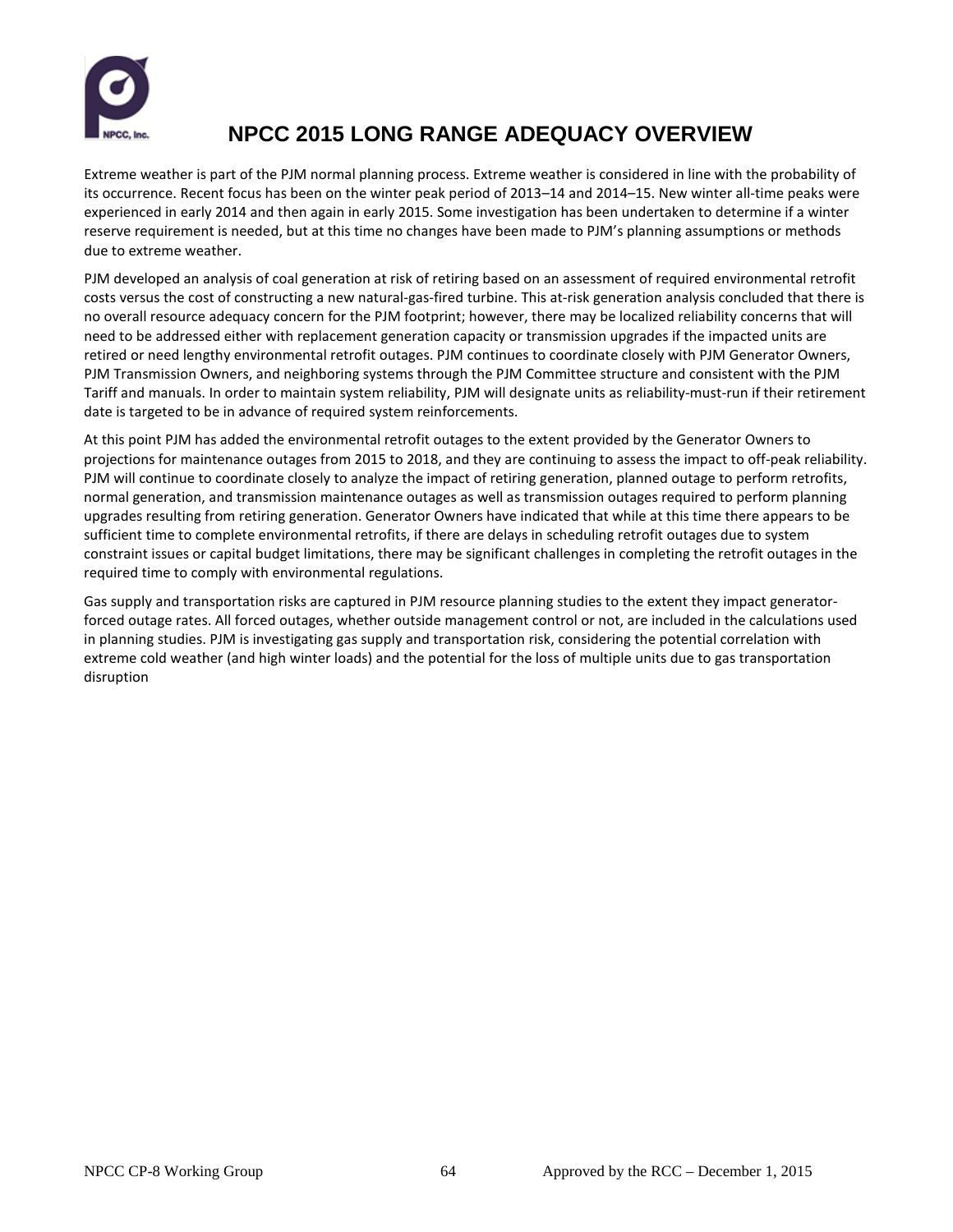Extreme weather is part of the PJM normal planning process. Extreme weather is considered in line with the probability of its occurrence. Recent focus has been on the winter peak period of 2013–14 and 2014–15. New winter all-time peaks were experienced in early 2014 and then again in early 2015. Some investigation has been undertaken to determine if a winter reserve requirement is needed, but at this time no changes have been made to PJM's planning assumptions or methods due to extreme weather.

PJM developed an analysis of coal generation at risk of retiring based on an assessment of required environmental retrofit costs versus the cost of constructing a new natural-gas-fired turbine. This at-risk generation analysis concluded that there is no overall resource adequacy concern for the PJM footprint; however, there may be localized reliability concerns that will need to be addressed either with replacement generation capacity or transmission upgrades if the impacted units are retired or need lengthy environmental retrofit outages. PJM continues to coordinate closely with PJM Generator Owners, PJM Transmission Owners, and neighboring systems through the PJM Committee structure and consistent with the PJM Tariff and manuals. In order to maintain system reliability, PJM will designate units as reliability-must-run if their retirement date is targeted to be in advance of required system reinforcements.

At this point PJM has added the environmental retrofit outages to the extent provided by the Generator Owners to projections for maintenance outages from 2015 to 2018, and they are continuing to assess the impact to off-peak reliability. PJM will continue to coordinate closely to analyze the impact of retiring generation, planned outage to perform retrofits, normal generation, and transmission maintenance outages as well as transmission outages required to perform planning upgrades resulting from retiring generation. Generator Owners have indicated that while at this time there appears to be sufficient time to complete environmental retrofits, if there are delays in scheduling retrofit outages due to system constraint issues or capital budget limitations, there may be significant challenges in completing the retrofit outages in the required time to comply with environmental regulations.

Gas supply and transportation risks are captured in PJM resource planning studies to the extent they impact generator-forced outage rates. All forced outages, whether outside management control or not, are included in the calculations used in planning studies. PJM is investigating gas supply and transportation risk, considering the potential correlation with extreme cold weather (and high winter loads) and the potential for the loss of multiple units due to gas transportation disruption